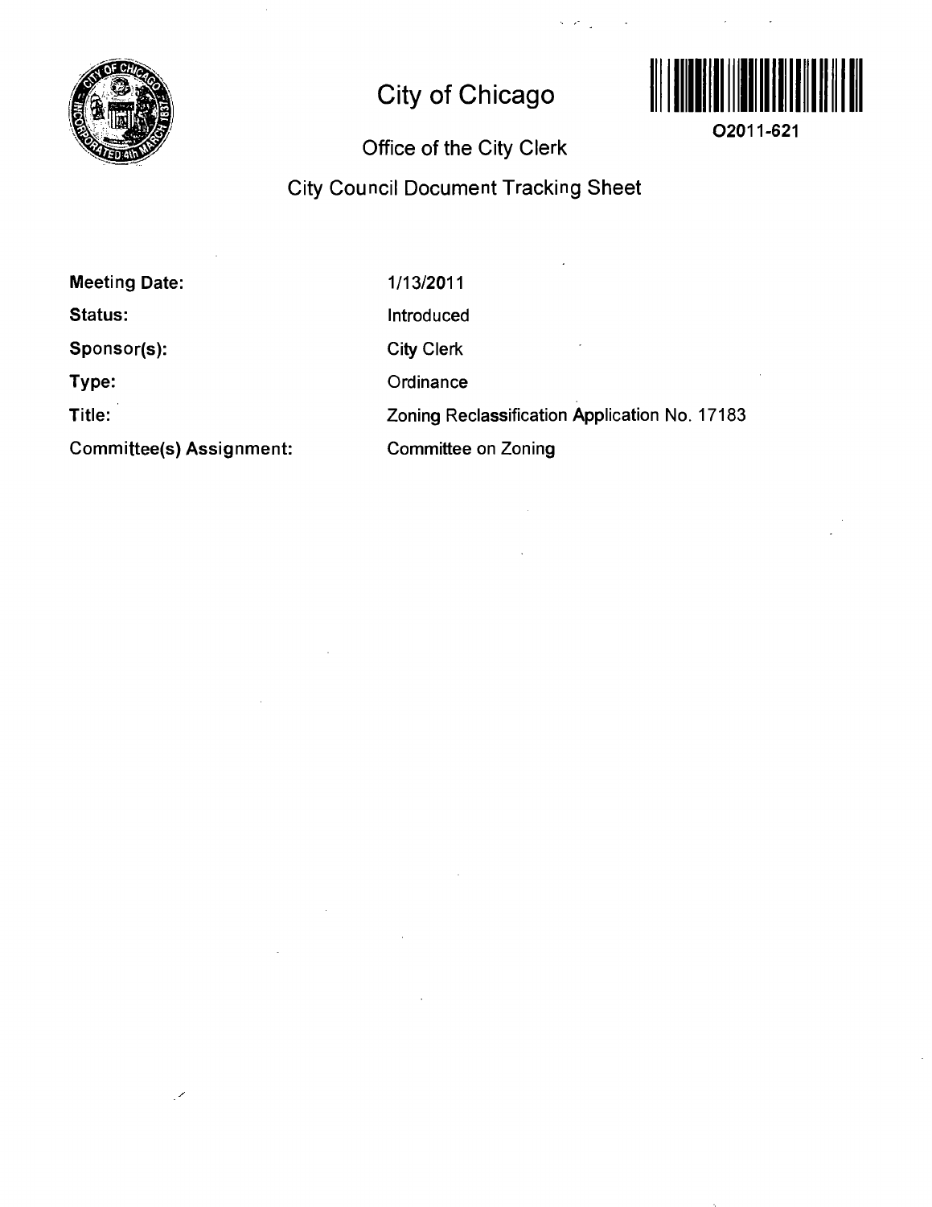# City of Chicago

O2011-621

## Office of the City Clerk

## City Council Document Tracking Sheet

| | |
|---|---|
| **Meeting Date:** | 1/13/2011 |
| **Status:** | Introduced |
| **Sponsor(s):** | City Clerk |
| **Type:** | Ordinance |
| **Title:** | Zoning Reclassification Application No. 17183 |
| **Committee(s) Assignment:** | Committee on Zoning |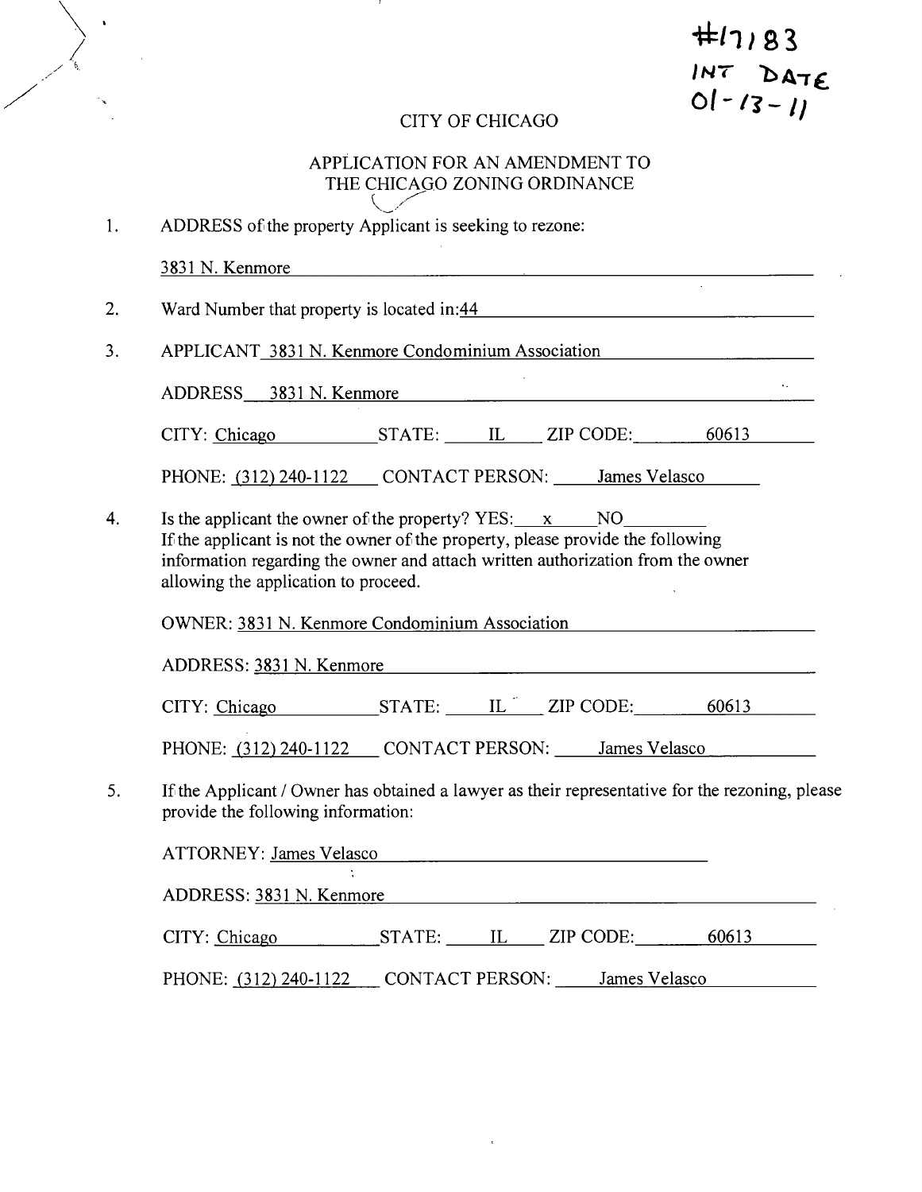#17183
INT DATE
01-13-11

CITY OF CHICAGO

APPLICATION FOR AN AMENDMENT TO THE CHICAGO ZONING ORDINANCE

1. ADDRESS of the property Applicant is seeking to rezone:

   3831 N. Kenmore

2. Ward Number that property is located in: 44

3. APPLICANT 3831 N. Kenmore Condominium Association

   ADDRESS 3831 N. Kenmore

   CITY: Chicago STATE: IL ZIP CODE: 60613

   PHONE: (312) 240-1122 CONTACT PERSON: James Velasco

4. Is the applicant the owner of the property? YES: x NO ____
   If the applicant is not the owner of the property, please provide the following information regarding the owner and attach written authorization from the owner allowing the application to proceed.

   OWNER: 3831 N. Kenmore Condominium Association

   ADDRESS: 3831 N. Kenmore

   CITY: Chicago STATE: IL ZIP CODE: 60613

   PHONE: (312) 240-1122 CONTACT PERSON: James Velasco

5. If the Applicant / Owner has obtained a lawyer as their representative for the rezoning, please provide the following information:

   ATTORNEY: James Velasco

   ADDRESS: 3831 N. Kenmore

   CITY: Chicago STATE: IL ZIP CODE: 60613

   PHONE: (312) 240-1122 CONTACT PERSON: James Velasco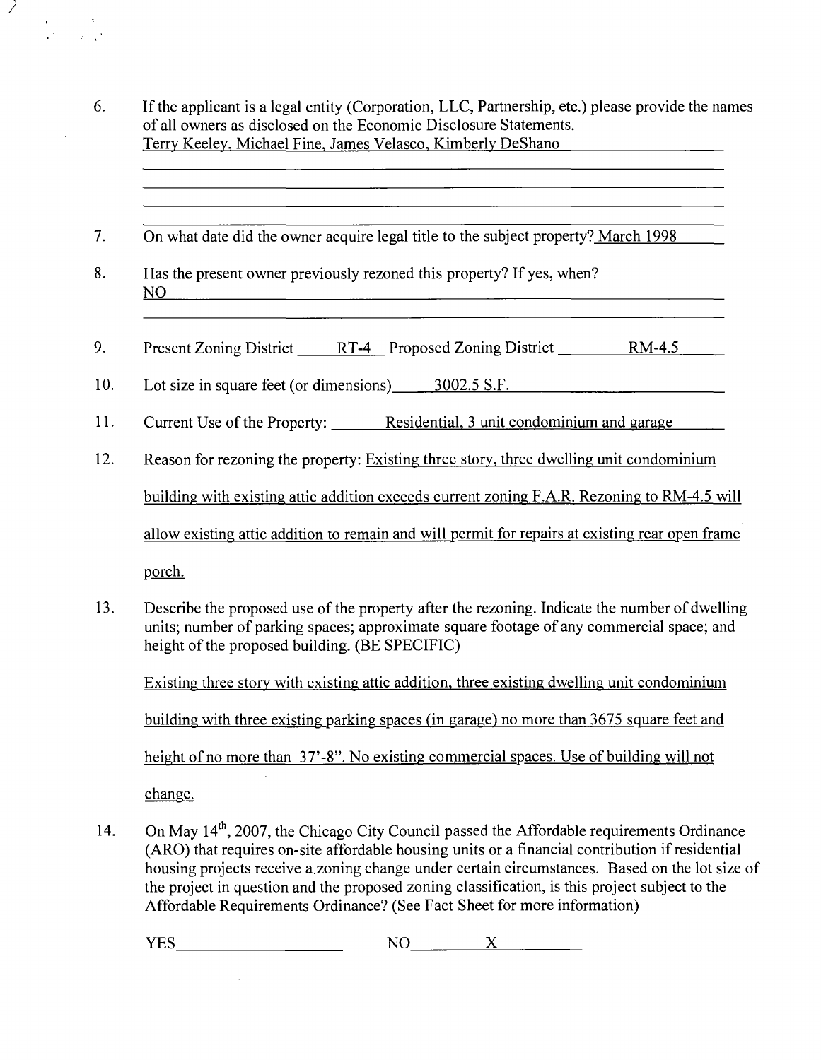6. If the applicant is a legal entity (Corporation, LLC, Partnership, etc.) please provide the names of all owners as disclosed on the Economic Disclosure Statements.
Terry Keeley, Michael Fine, James Velasco, Kimberly DeShano

7. On what date did the owner acquire legal title to the subject property? March 1998

8. Has the present owner previously rezoned this property? If yes, when?
NO

9. Present Zoning District RT-4 Proposed Zoning District RM-4.5

10. Lot size in square feet (or dimensions) 3002.5 S.F.

11. Current Use of the Property: Residential, 3 unit condominium and garage

12. Reason for rezoning the property: Existing three story, three dwelling unit condominium building with existing attic addition exceeds current zoning F.A.R. Rezoning to RM-4.5 will allow existing attic addition to remain and will permit for repairs at existing rear open frame porch.

13. Describe the proposed use of the property after the rezoning. Indicate the number of dwelling units; number of parking spaces; approximate square footage of any commercial space; and height of the proposed building. (BE SPECIFIC)

Existing three story with existing attic addition, three existing dwelling unit condominium building with three existing parking spaces (in garage) no more than 3675 square feet and height of no more than 37'-8". No existing commercial spaces. Use of building will not change.

14. On May 14th, 2007, the Chicago City Council passed the Affordable requirements Ordinance (ARO) that requires on-site affordable housing units or a financial contribution if residential housing projects receive a zoning change under certain circumstances. Based on the lot size of the project in question and the proposed zoning classification, is this project subject to the Affordable Requirements Ordinance? (See Fact Sheet for more information)

YES \_\_\_\_\_\_\_\_ NO X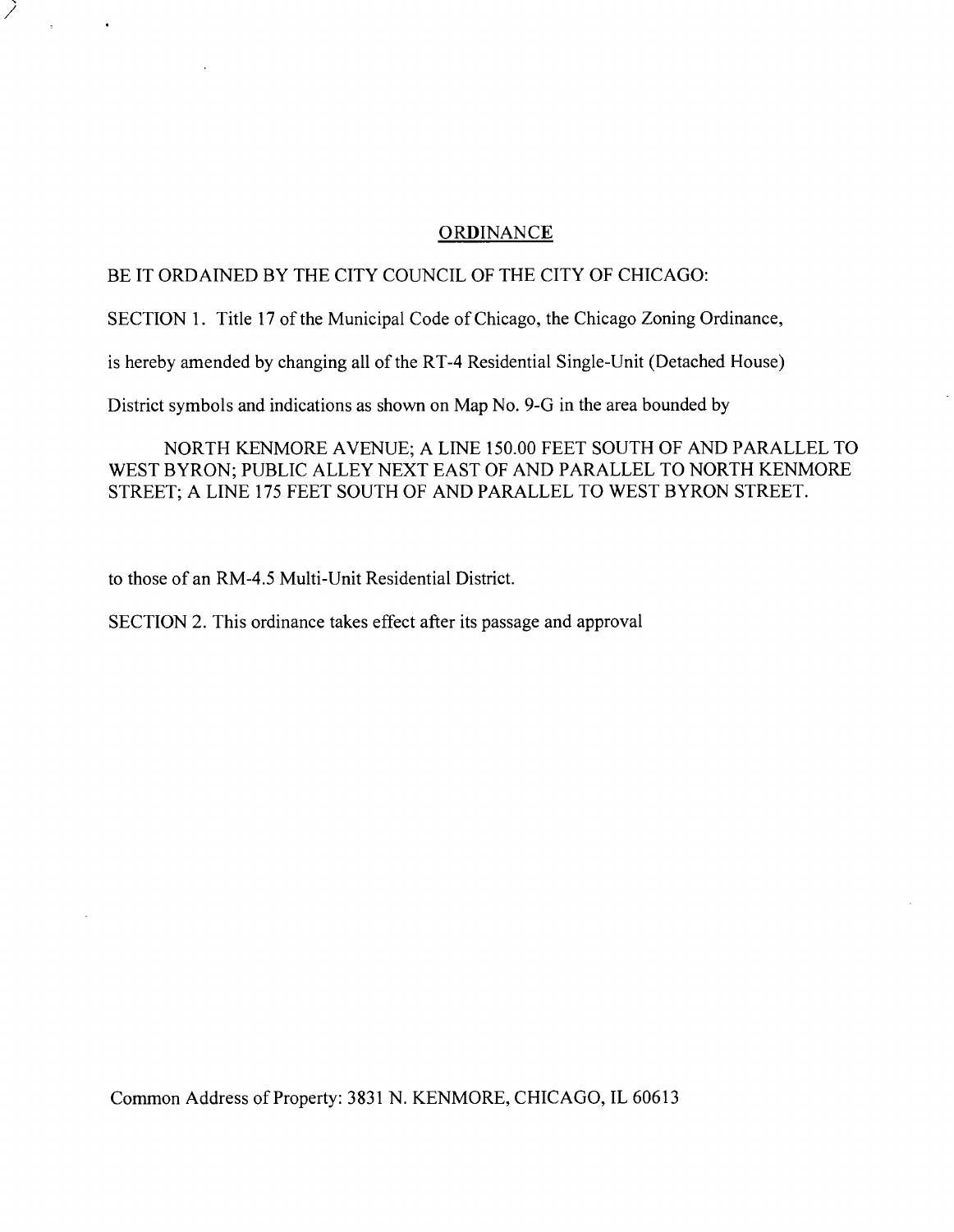## ORDINANCE

BE IT ORDAINED BY THE CITY COUNCIL OF THE CITY OF CHICAGO:

SECTION 1. Title 17 of the Municipal Code of Chicago, the Chicago Zoning Ordinance, is hereby amended by changing all of the RT-4 Residential Single-Unit (Detached House) District symbols and indications as shown on Map No. 9-G in the area bounded by

NORTH KENMORE AVENUE; A LINE 150.00 FEET SOUTH OF AND PARALLEL TO WEST BYRON; PUBLIC ALLEY NEXT EAST OF AND PARALLEL TO NORTH KENMORE STREET; A LINE 175 FEET SOUTH OF AND PARALLEL TO WEST BYRON STREET.

to those of an RM-4.5 Multi-Unit Residential District.

SECTION 2. This ordinance takes effect after its passage and approval

Common Address of Property: 3831 N. KENMORE, CHICAGO, IL 60613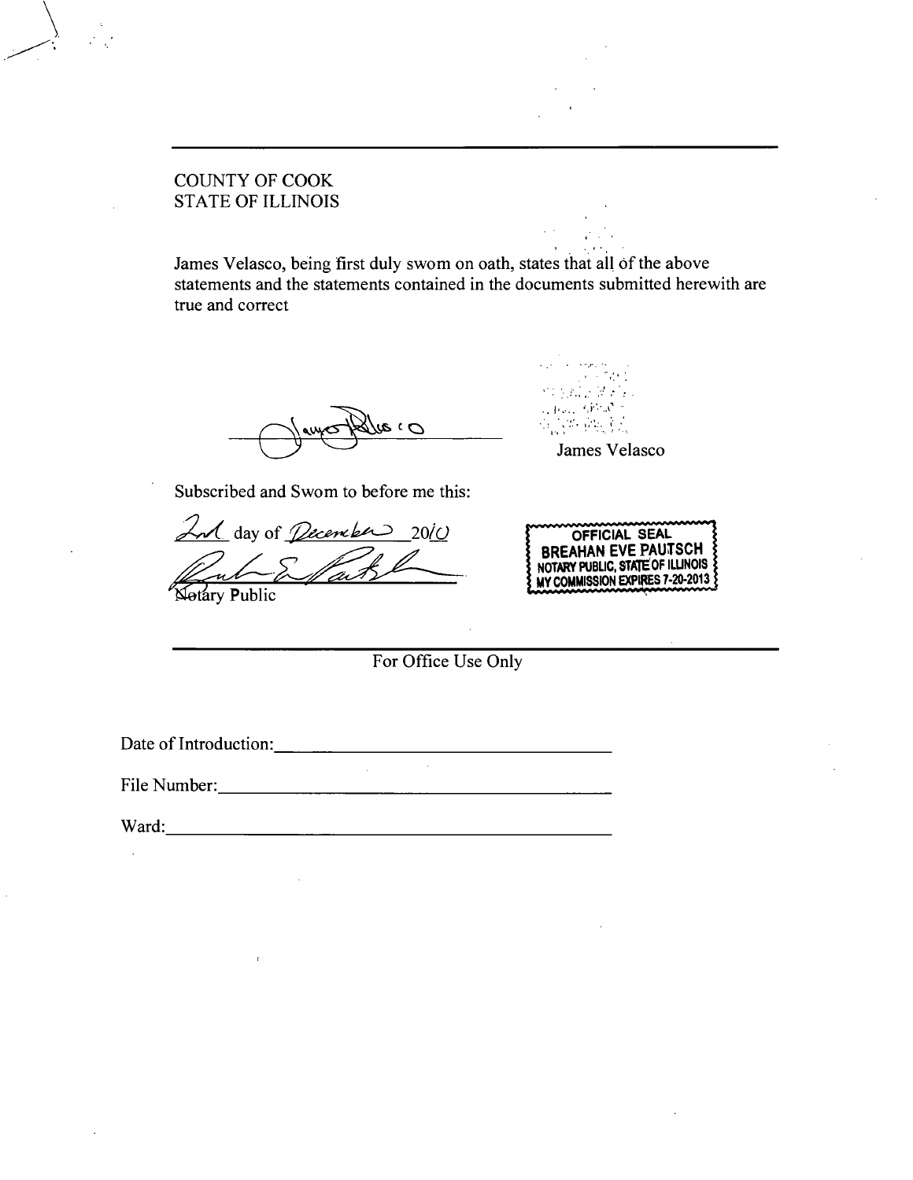COUNTY OF COOK
STATE OF ILLINOIS

James Velasco, being first duly swom on oath, states that all of the above statements and the statements contained in the documents submitted herewith are true and correct

James Velasco

Subscribed and Swom to before me this:

2nd day of December 2010

Notary Public

OFFICIAL SEAL
BREAHAN EVE PAUTSCH
NOTARY PUBLIC, STATE OF ILLINOIS
MY COMMISSION EXPIRES 7-20-2013

---

For Office Use Only

Date of Introduction: ______________________

File Number: ______________________

Ward: ______________________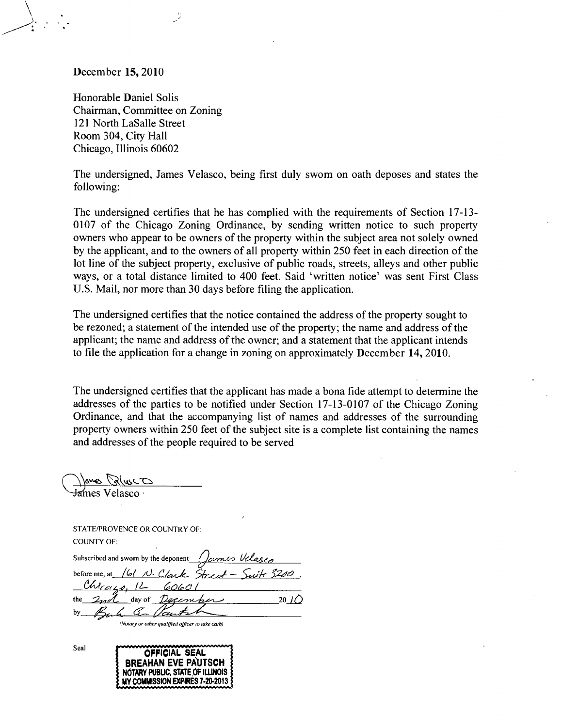December 15, 2010

Honorable Daniel Solis
Chairman, Committee on Zoning
121 North LaSalle Street
Room 304, City Hall
Chicago, Illinois 60602

The undersigned, James Velasco, being first duly swom on oath deposes and states the following:

The undersigned certifies that he has complied with the requirements of Section 17-13-0107 of the Chicago Zoning Ordinance, by sending written notice to such property owners who appear to be owners of the property within the subject area not solely owned by the applicant, and to the owners of all property within 250 feet in each direction of the lot line of the subject property, exclusive of public roads, streets, alleys and other public ways, or a total distance limited to 400 feet. Said 'written notice' was sent First Class U.S. Mail, nor more than 30 days before filing the application.

The undersigned certifies that the notice contained the address of the property sought to be rezoned; a statement of the intended use of the property; the name and address of the applicant; the name and address of the owner; and a statement that the applicant intends to file the application for a change in zoning on approximately December 14, 2010.

The undersigned certifies that the applicant has made a bona fide attempt to determine the addresses of the parties to be notified under Section 17-13-0107 of the Chicago Zoning Ordinance, and that the accompanying list of names and addresses of the surrounding property owners within 250 feet of the subject site is a complete list containing the names and addresses of the people required to be served

James Velasco

STATE/PROVENCE OR COUNTRY OF:
COUNTY OF:

Subscribed and sworn by the deponent James Velasco
before me, at 161 N. Clark Street - Suite 3200, Chicago, IL 60601
the 2nd day of December 2010
by Breahan Eve Pautsch
*(Notary or other qualified officer to take oath)*

Seal

OFFICIAL SEAL
BREAHAN EVE PAUTSCH
NOTARY PUBLIC, STATE OF ILLINOIS
MY COMMISSION EXPIRES 7-20-2013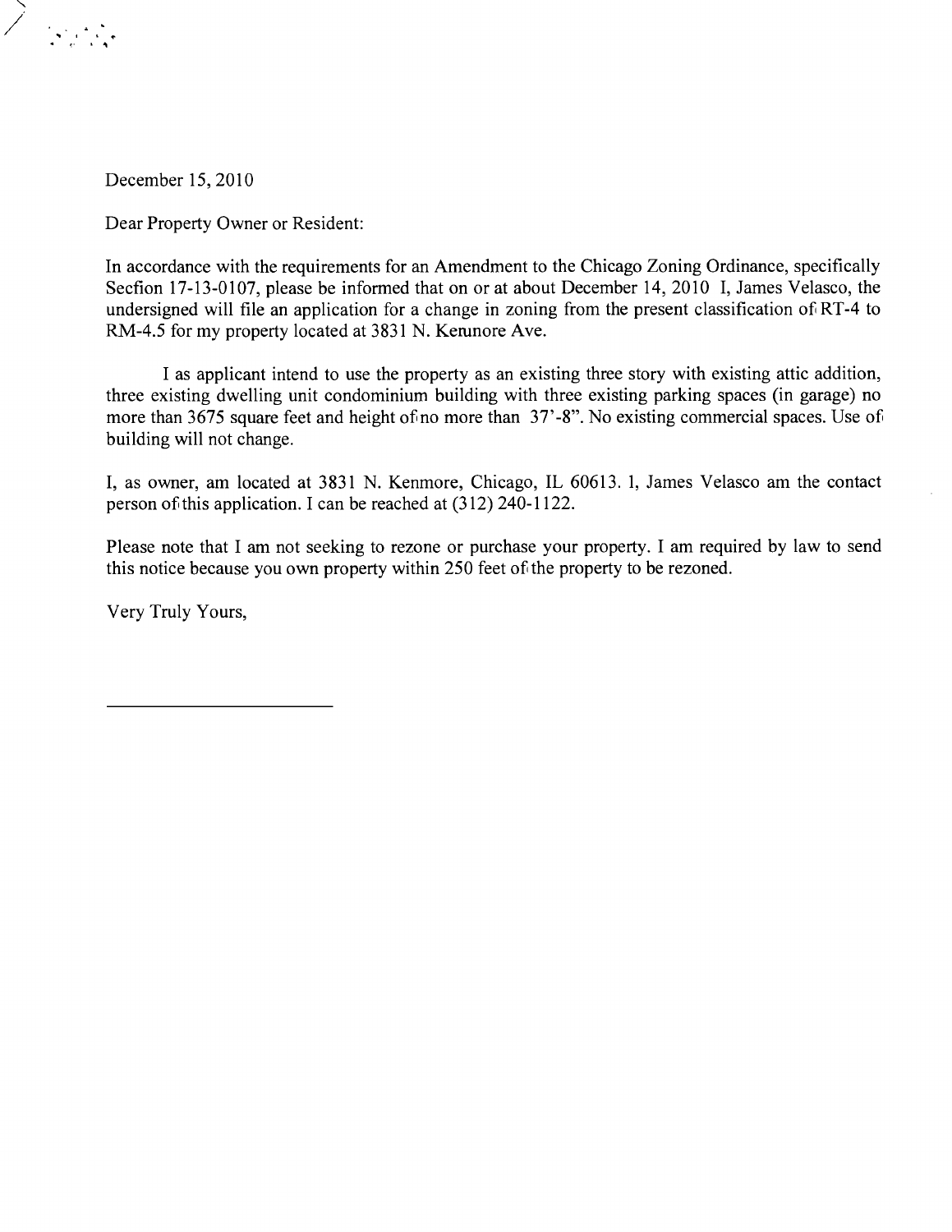December 15, 2010

Dear Property Owner or Resident:

In accordance with the requirements for an Amendment to the Chicago Zoning Ordinance, specifically Secfion 17-13-0107, please be informed that on or at about December 14, 2010 I, James Velasco, the undersigned will file an application for a change in zoning from the present classification of RT-4 to RM-4.5 for my property located at 3831 N. Kenmore Ave.

I as applicant intend to use the property as an existing three story with existing attic addition, three existing dwelling unit condominium building with three existing parking spaces (in garage) no more than 3675 square feet and height of no more than 37'-8". No existing commercial spaces. Use of building will not change.

I, as owner, am located at 3831 N. Kenmore, Chicago, IL 60613. I, James Velasco am the contact person of this application. I can be reached at (312) 240-1122.

Please note that I am not seeking to rezone or purchase your property. I am required by law to send this notice because you own property within 250 feet of the property to be rezoned.

Very Truly Yours,

\_\_\_\_\_\_\_\_\_\_\_\_\_\_\_\_\_\_\_\_\_\_\_\_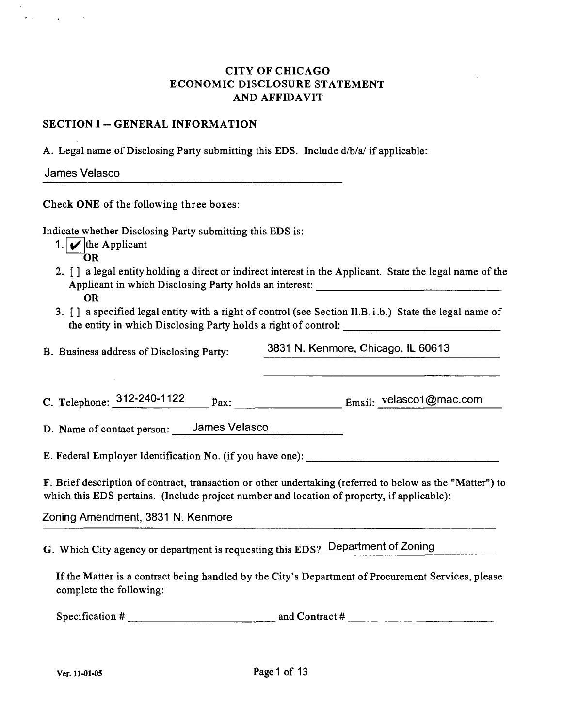# CITY OF CHICAGO
# ECONOMIC DISCLOSURE STATEMENT
# AND AFFIDAVIT

## SECTION I -- GENERAL INFORMATION

A. Legal name of Disclosing Party submitting this EDS. Include d/b/a/ if applicable:

James Velasco

Check **ONE** of the following three boxes:

Indicate whether Disclosing Party submitting this EDS is:

1. [✔] the Applicant
   **OR**
2. [ ] a legal entity holding a direct or indirect interest in the Applicant. State the legal name of the Applicant in which Disclosing Party holds an interest: ____________________
   **OR**
3. [ ] a specified legal entity with a right of control (see Section II.B.i.b.) State the legal name of the entity in which Disclosing Party holds a right of control: ____________________

B. Business address of Disclosing Party: 3831 N. Kenmore, Chicago, IL 60613

C. Telephone: 312-240-1122 Fax: ____________ Email: velasco1@mac.com

D. Name of contact person: James Velasco

E. Federal Employer Identification No. (if you have one): ____________________

F. Brief description of contract, transaction or other undertaking (referred to below as the "Matter") to which this EDS pertains. (Include project number and location of property, if applicable):

Zoning Amendment, 3831 N. Kenmore

G. Which City agency or department is requesting this EDS? Department of Zoning

If the Matter is a contract being handled by the City's Department of Procurement Services, please complete the following:

Specification # ____________________ and Contract # ____________________

Ver. 11-01-05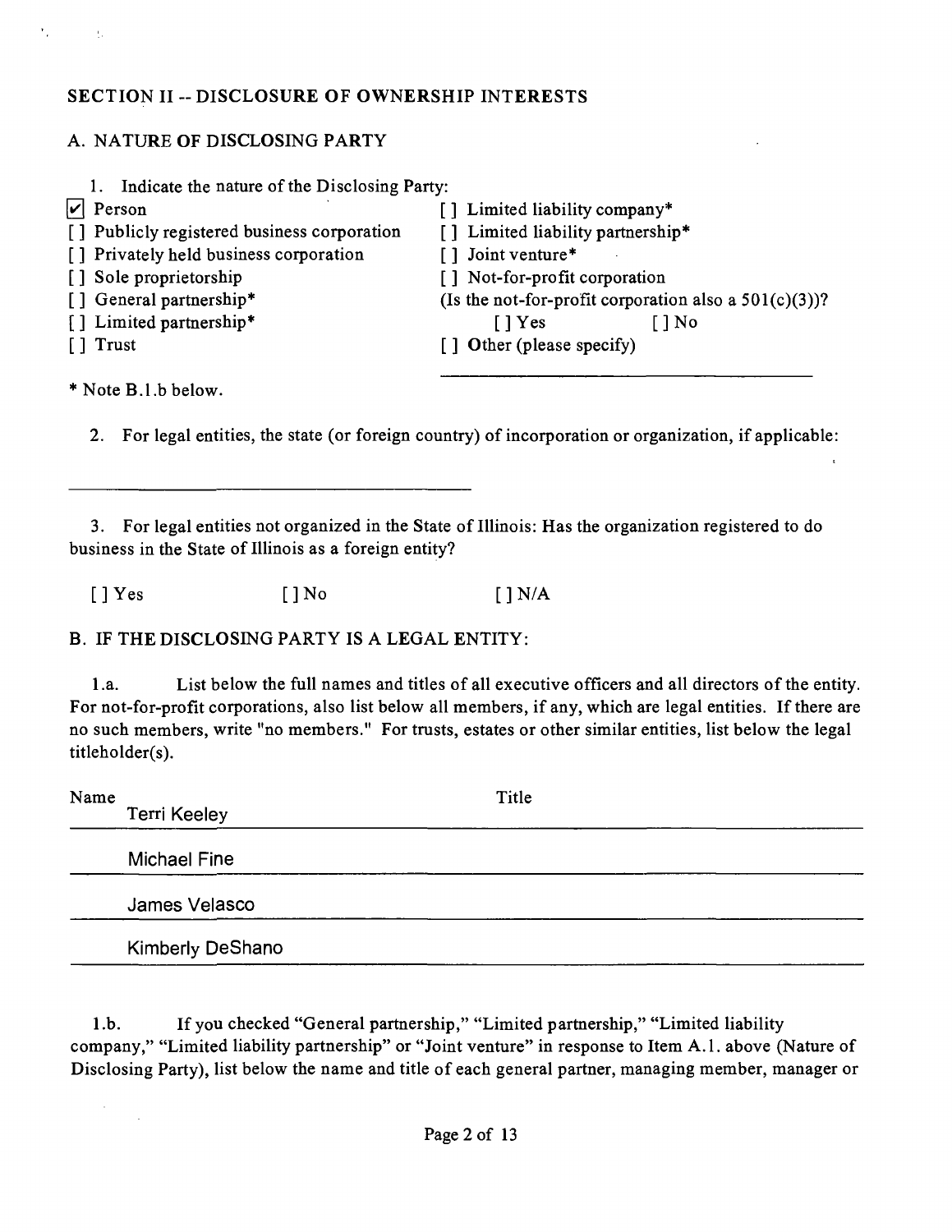## SECTION II -- DISCLOSURE OF OWNERSHIP INTERESTS

### A. NATURE OF DISCLOSING PARTY

1. Indicate the nature of the Disclosing Party:

[✔] Person
[ ] Publicly registered business corporation
[ ] Privately held business corporation
[ ] Sole proprietorship
[ ] General partnership*
[ ] Limited partnership*
[ ] Trust
[ ] Limited liability company*
[ ] Limited liability partnership*
[ ] Joint venture*
[ ] Not-for-profit corporation
(Is the not-for-profit corporation also a 501(c)(3))?
[ ] Yes [ ] No
[ ] Other (please specify)

\_\_\_\_\_\_\_\_\_\_\_\_\_\_\_\_\_\_\_\_\_\_\_\_\_\_\_\_\_\_\_\_\_\_\_\_

* Note B.1.b below.

2. For legal entities, the state (or foreign country) of incorporation or organization, if applicable:

\_\_\_\_\_\_\_\_\_\_\_\_\_\_\_\_\_\_\_\_\_\_\_\_\_\_\_\_\_\_\_\_\_\_\_\_

3. For legal entities not organized in the State of Illinois: Has the organization registered to do business in the State of Illinois as a foreign entity?

[ ] Yes [ ] No [ ] N/A

### B. IF THE DISCLOSING PARTY IS A LEGAL ENTITY:

1.a. List below the full names and titles of all executive officers and all directors of the entity. For not-for-profit corporations, also list below all members, if any, which are legal entities. If there are no such members, write "no members." For trusts, estates or other similar entities, list below the legal titleholder(s).

| Name | Title |
|---|---|
| Terri Keeley | |
| Michael Fine | |
| James Velasco | |
| Kimberly DeShano | |

1.b. If you checked "General partnership," "Limited partnership," "Limited liability company," "Limited liability partnership" or "Joint venture" in response to Item A.1. above (Nature of Disclosing Party), list below the name and title of each general partner, managing member, manager or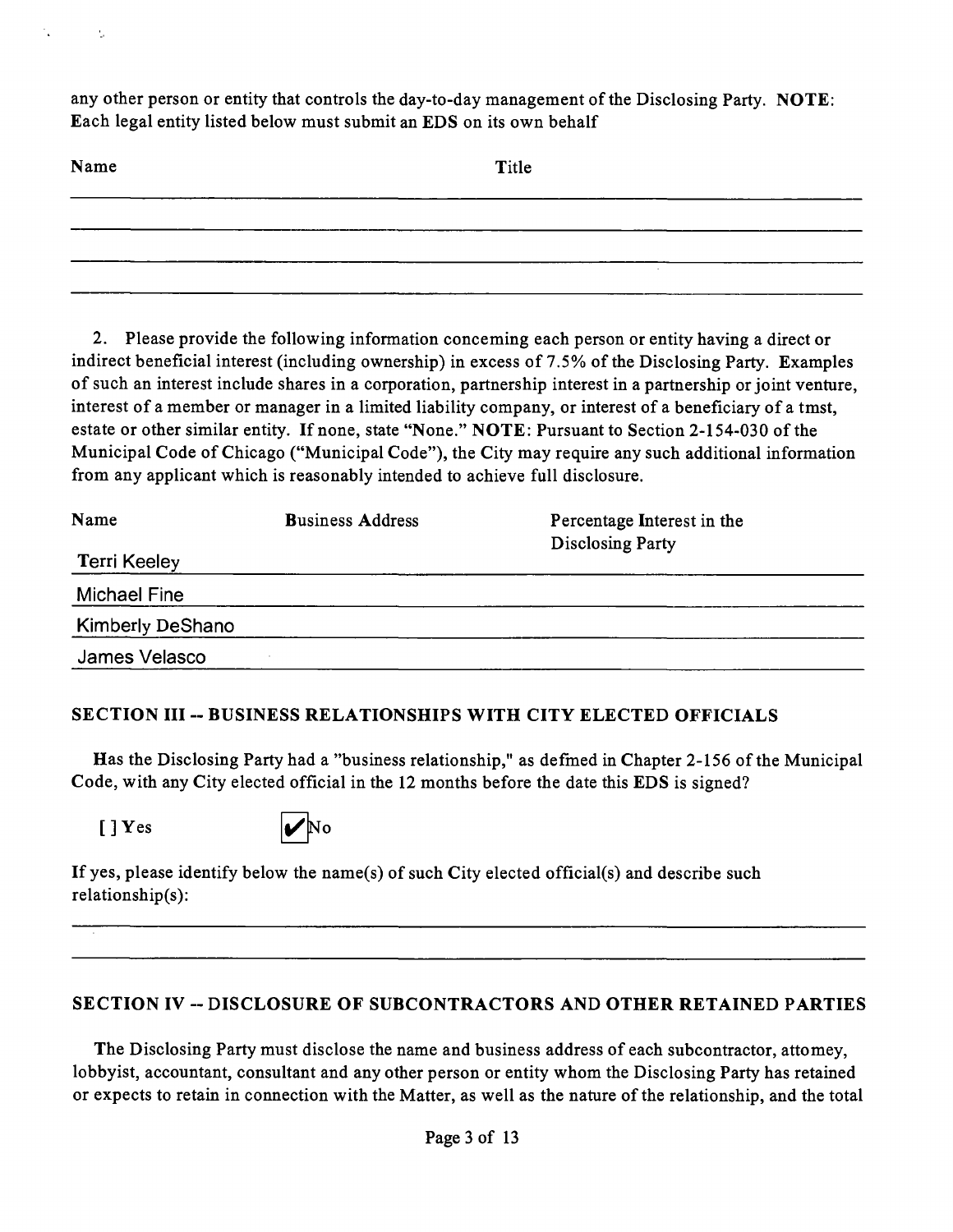any other person or entity that controls the day-to-day management of the Disclosing Party. **NOTE**: Each legal entity listed below must submit an EDS on its own behalf

| Name | Title |
|---|---|
| | |
| | |
| | |
| | |

2. Please provide the following information conceming each person or entity having a direct or indirect beneficial interest (including ownership) in excess of 7.5% of the Disclosing Party. Examples of such an interest include shares in a corporation, partnership interest in a partnership or joint venture, interest of a member or manager in a limited liability company, or interest of a beneficiary of a tmst, estate or other similar entity. If none, state "None." **NOTE**: Pursuant to Section 2-154-030 of the Municipal Code of Chicago ("Municipal Code"), the City may require any such additional information from any applicant which is reasonably intended to achieve full disclosure.

| Name | Business Address | Percentage Interest in the Disclosing Party |
|---|---|---|
| Terri Keeley | | |
| Michael Fine | | |
| Kimberly DeShano | | |
| James Velasco | | |

## SECTION III -- BUSINESS RELATIONSHIPS WITH CITY ELECTED OFFICIALS

Has the Disclosing Party had a "business relationship," as defmed in Chapter 2-156 of the Municipal Code, with any City elected official in the 12 months before the date this EDS is signed?

[ ] Yes [✔] No

If yes, please identify below the name(s) of such City elected official(s) and describe such relationship(s):

## SECTION IV -- DISCLOSURE OF SUBCONTRACTORS AND OTHER RETAINED PARTIES

The Disclosing Party must disclose the name and business address of each subcontractor, attomey, lobbyist, accountant, consultant and any other person or entity whom the Disclosing Party has retained or expects to retain in connection with the Matter, as well as the nature of the relationship, and the total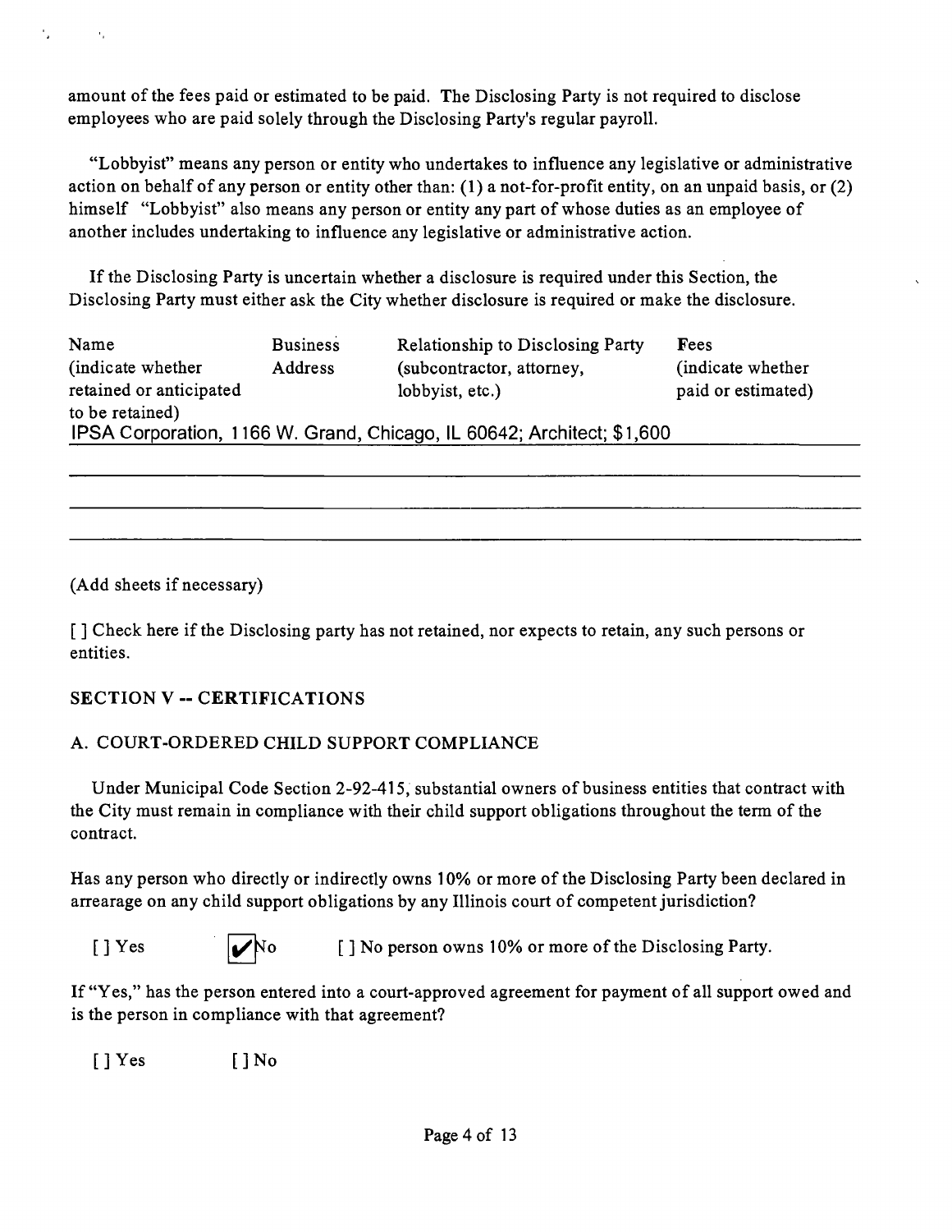amount of the fees paid or estimated to be paid. The Disclosing Party is not required to disclose employees who are paid solely through the Disclosing Party's regular payroll.

"Lobbyist" means any person or entity who undertakes to influence any legislative or administrative action on behalf of any person or entity other than: (1) a not-for-profit entity, on an unpaid basis, or (2) himself "Lobbyist" also means any person or entity any part of whose duties as an employee of another includes undertaking to influence any legislative or administrative action.

If the Disclosing Party is uncertain whether a disclosure is required under this Section, the Disclosing Party must either ask the City whether disclosure is required or make the disclosure.

| Name (indicate whether retained or anticipated to be retained) | Business Address | Relationship to Disclosing Party (subcontractor, attorney, lobbyist, etc.) | Fees (indicate whether paid or estimated) |
|---|---|---|---|
| IPSA Corporation, 1166 W. Grand, Chicago, IL 60642; Architect; $1,600 | | | |

(Add sheets if necessary)

[ ] Check here if the Disclosing party has not retained, nor expects to retain, any such persons or entities.

## SECTION V -- CERTIFICATIONS

### A. COURT-ORDERED CHILD SUPPORT COMPLIANCE

Under Municipal Code Section 2-92-415, substantial owners of business entities that contract with the City must remain in compliance with their child support obligations throughout the term of the contract.

Has any person who directly or indirectly owns 10% or more of the Disclosing Party been declared in arrearage on any child support obligations by any Illinois court of competent jurisdiction?

[ ] Yes [✔] No [ ] No person owns 10% or more of the Disclosing Party.

If "Yes," has the person entered into a court-approved agreement for payment of all support owed and is the person in compliance with that agreement?

[ ] Yes [ ] No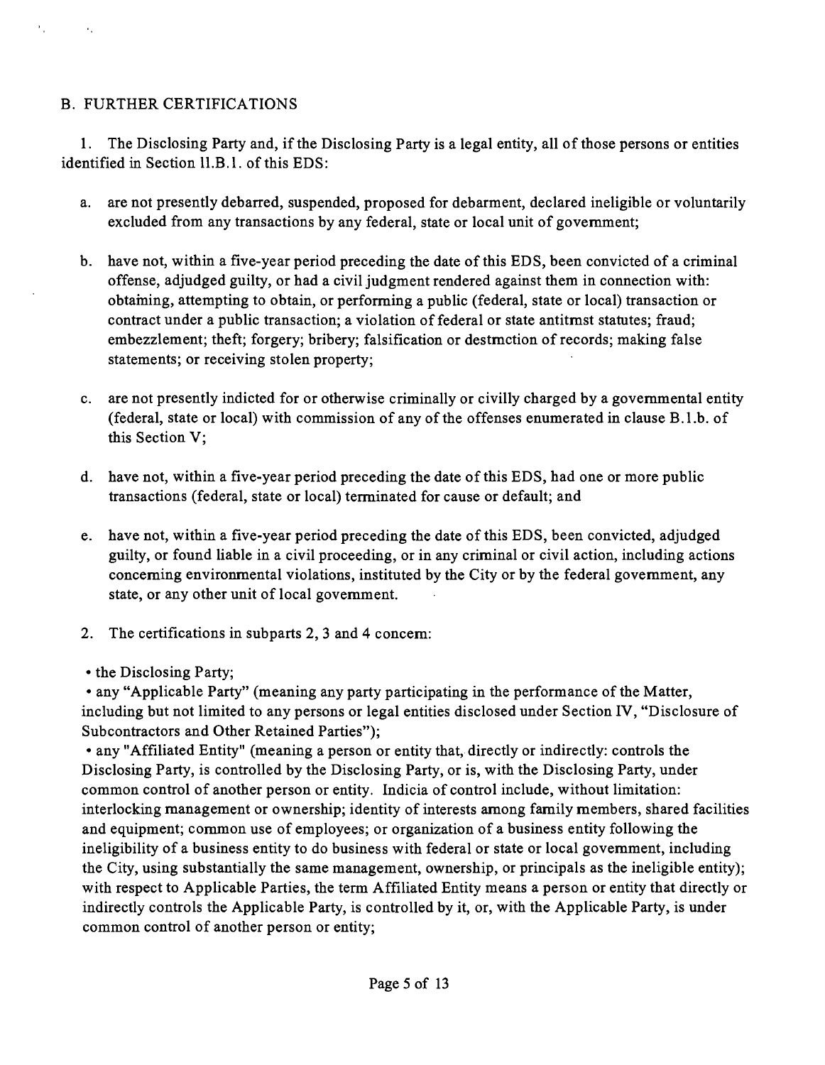## B. FURTHER CERTIFICATIONS

1. The Disclosing Party and, if the Disclosing Party is a legal entity, all of those persons or entities identified in Section II.B.1. of this EDS:

   a. are not presently debarred, suspended, proposed for debarment, declared ineligible or voluntarily excluded from any transactions by any federal, state or local unit of government;

   b. have not, within a five-year period preceding the date of this EDS, been convicted of a criminal offense, adjudged guilty, or had a civil judgment rendered against them in connection with: obtaining, attempting to obtain, or performing a public (federal, state or local) transaction or contract under a public transaction; a violation of federal or state antitrust statutes; fraud; embezzlement; theft; forgery; bribery; falsification or destruction of records; making false statements; or receiving stolen property;

   c. are not presently indicted for or otherwise criminally or civilly charged by a governmental entity (federal, state or local) with commission of any of the offenses enumerated in clause B.1.b. of this Section V;

   d. have not, within a five-year period preceding the date of this EDS, had one or more public transactions (federal, state or local) terminated for cause or default; and

   e. have not, within a five-year period preceding the date of this EDS, been convicted, adjudged guilty, or found liable in a civil proceeding, or in any criminal or civil action, including actions concerning environmental violations, instituted by the City or by the federal government, any state, or any other unit of local government.

2. The certifications in subparts 2, 3 and 4 concern:

- the Disclosing Party;
- any "Applicable Party" (meaning any party participating in the performance of the Matter, including but not limited to any persons or legal entities disclosed under Section IV, "Disclosure of Subcontractors and Other Retained Parties");
- any "Affiliated Entity" (meaning a person or entity that, directly or indirectly: controls the Disclosing Party, is controlled by the Disclosing Party, or is, with the Disclosing Party, under common control of another person or entity. Indicia of control include, without limitation: interlocking management or ownership; identity of interests among family members, shared facilities and equipment; common use of employees; or organization of a business entity following the ineligibility of a business entity to do business with federal or state or local government, including the City, using substantially the same management, ownership, or principals as the ineligible entity); with respect to Applicable Parties, the term Affiliated Entity means a person or entity that directly or indirectly controls the Applicable Party, is controlled by it, or, with the Applicable Party, is under common control of another person or entity;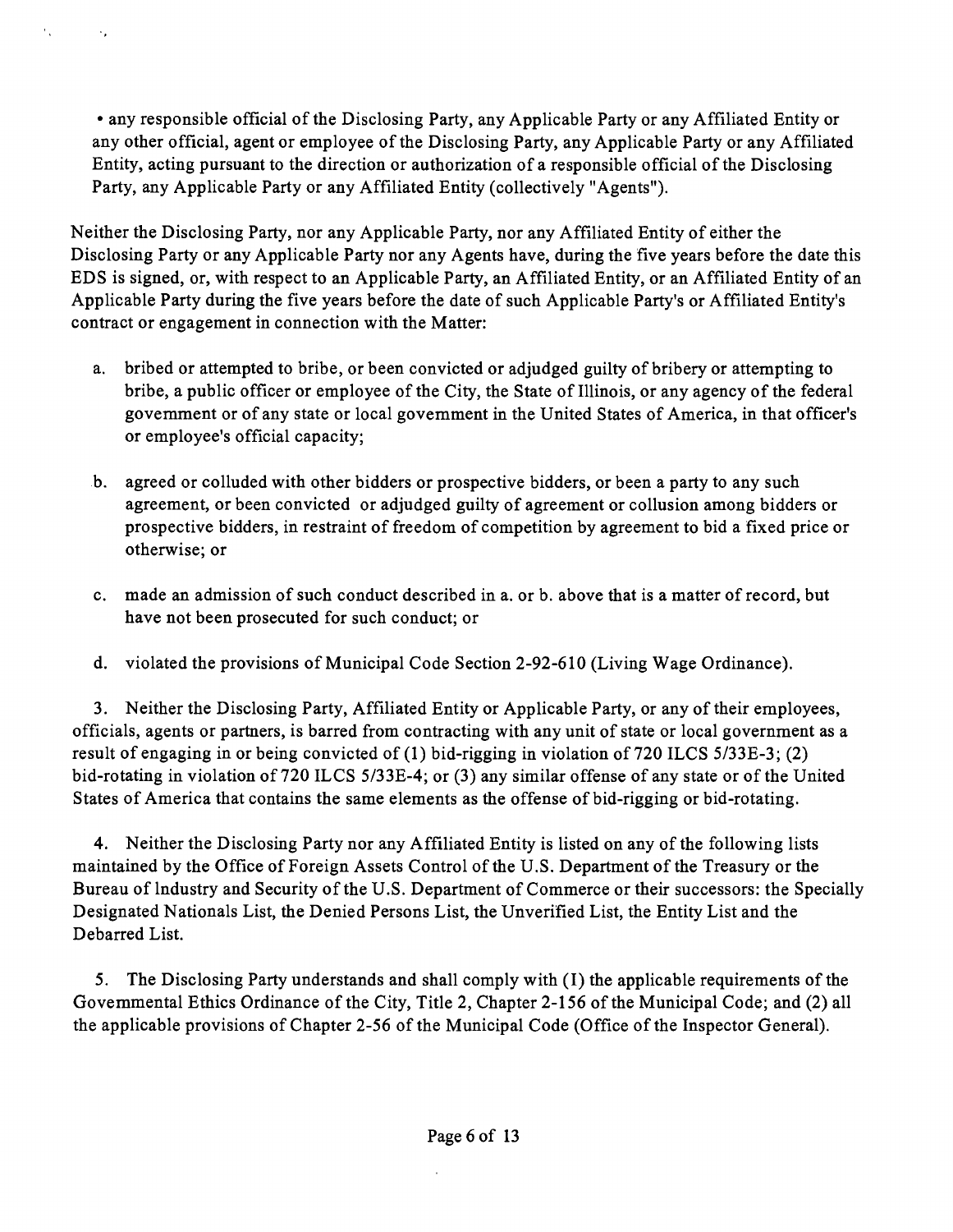- any responsible official of the Disclosing Party, any Applicable Party or any Affiliated Entity or any other official, agent or employee of the Disclosing Party, any Applicable Party or any Affiliated Entity, acting pursuant to the direction or authorization of a responsible official of the Disclosing Party, any Applicable Party or any Affiliated Entity (collectively "Agents").

Neither the Disclosing Party, nor any Applicable Party, nor any Affiliated Entity of either the Disclosing Party or any Applicable Party nor any Agents have, during the five years before the date this EDS is signed, or, with respect to an Applicable Party, an Affiliated Entity, or an Affiliated Entity of an Applicable Party during the five years before the date of such Applicable Party's or Affiliated Entity's contract or engagement in connection with the Matter:

a. bribed or attempted to bribe, or been convicted or adjudged guilty of bribery or attempting to bribe, a public officer or employee of the City, the State of Illinois, or any agency of the federal government or of any state or local government in the United States of America, in that officer's or employee's official capacity;

b. agreed or colluded with other bidders or prospective bidders, or been a party to any such agreement, or been convicted or adjudged guilty of agreement or collusion among bidders or prospective bidders, in restraint of freedom of competition by agreement to bid a fixed price or otherwise; or

c. made an admission of such conduct described in a. or b. above that is a matter of record, but have not been prosecuted for such conduct; or

d. violated the provisions of Municipal Code Section 2-92-610 (Living Wage Ordinance).

3. Neither the Disclosing Party, Affiliated Entity or Applicable Party, or any of their employees, officials, agents or partners, is barred from contracting with any unit of state or local government as a result of engaging in or being convicted of (1) bid-rigging in violation of 720 ILCS 5/33E-3; (2) bid-rotating in violation of 720 ILCS 5/33E-4; or (3) any similar offense of any state or of the United States of America that contains the same elements as the offense of bid-rigging or bid-rotating.

4. Neither the Disclosing Party nor any Affiliated Entity is listed on any of the following lists maintained by the Office of Foreign Assets Control of the U.S. Department of the Treasury or the Bureau of Industry and Security of the U.S. Department of Commerce or their successors: the Specially Designated Nationals List, the Denied Persons List, the Unverified List, the Entity List and the Debarred List.

5. The Disclosing Party understands and shall comply with (1) the applicable requirements of the Governmental Ethics Ordinance of the City, Title 2, Chapter 2-156 of the Municipal Code; and (2) all the applicable provisions of Chapter 2-56 of the Municipal Code (Office of the Inspector General).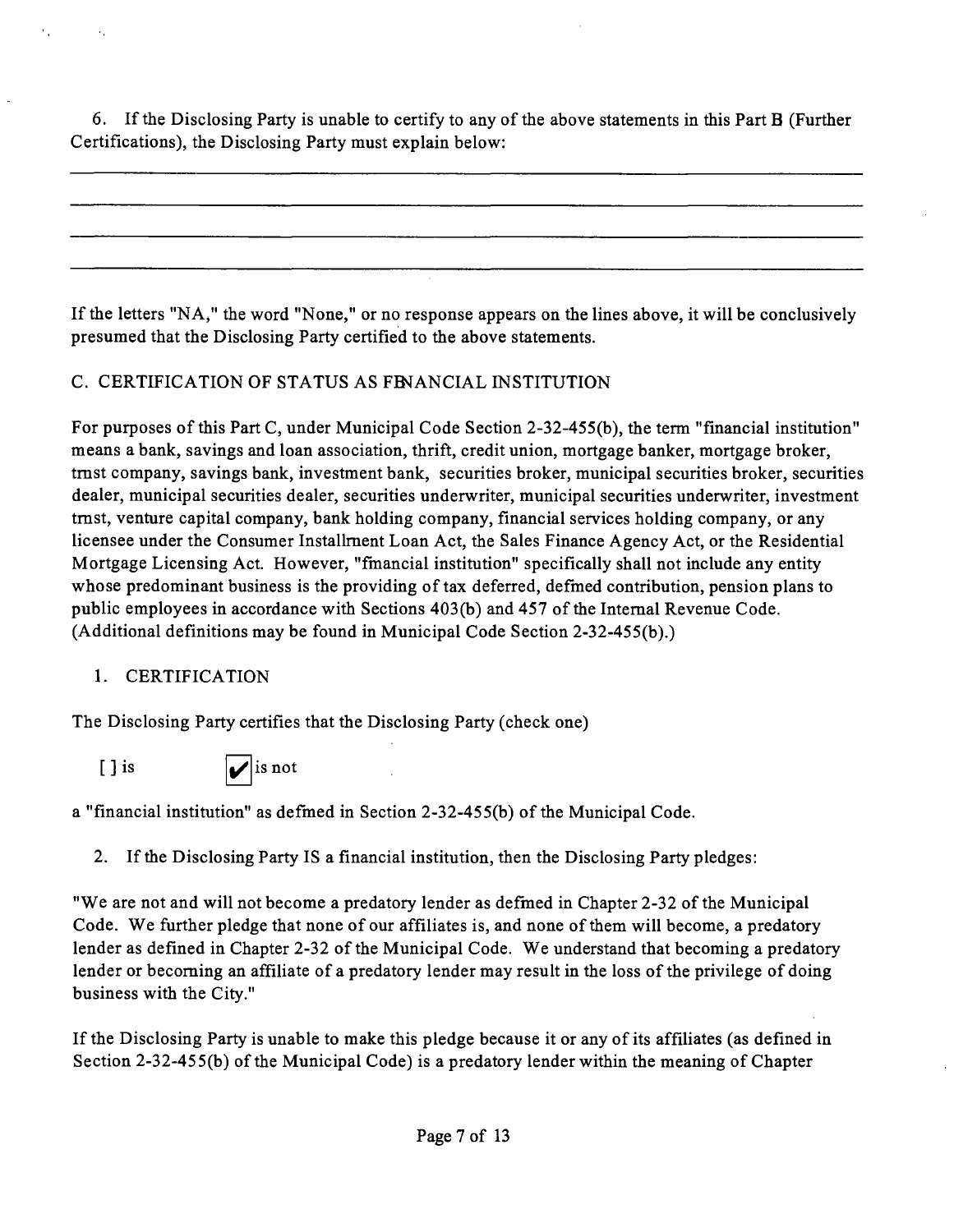6. If the Disclosing Party is unable to certify to any of the above statements in this Part B (Further Certifications), the Disclosing Party must explain below:

If the letters "NA," the word "None," or no response appears on the lines above, it will be conclusively presumed that the Disclosing Party certified to the above statements.

C. CERTIFICATION OF STATUS AS FINANCIAL INSTITUTION

For purposes of this Part C, under Municipal Code Section 2-32-455(b), the term "financial institution" means a bank, savings and loan association, thrift, credit union, mortgage banker, mortgage broker, trust company, savings bank, investment bank, securities broker, municipal securities broker, securities dealer, municipal securities dealer, securities underwriter, municipal securities underwriter, investment trust, venture capital company, bank holding company, financial services holding company, or any licensee under the Consumer Installment Loan Act, the Sales Finance Agency Act, or the Residential Mortgage Licensing Act. However, "financial institution" specifically shall not include any entity whose predominant business is the providing of tax deferred, defined contribution, pension plans to public employees in accordance with Sections 403(b) and 457 of the Internal Revenue Code. (Additional definitions may be found in Municipal Code Section 2-32-455(b).)

1. CERTIFICATION

The Disclosing Party certifies that the Disclosing Party (check one)

[ ] is [✔] is not

a "financial institution" as defined in Section 2-32-455(b) of the Municipal Code.

2. If the Disclosing Party IS a financial institution, then the Disclosing Party pledges:

"We are not and will not become a predatory lender as defined in Chapter 2-32 of the Municipal Code. We further pledge that none of our affiliates is, and none of them will become, a predatory lender as defined in Chapter 2-32 of the Municipal Code. We understand that becoming a predatory lender or becoming an affiliate of a predatory lender may result in the loss of the privilege of doing business with the City."

If the Disclosing Party is unable to make this pledge because it or any of its affiliates (as defined in Section 2-32-455(b) of the Municipal Code) is a predatory lender within the meaning of Chapter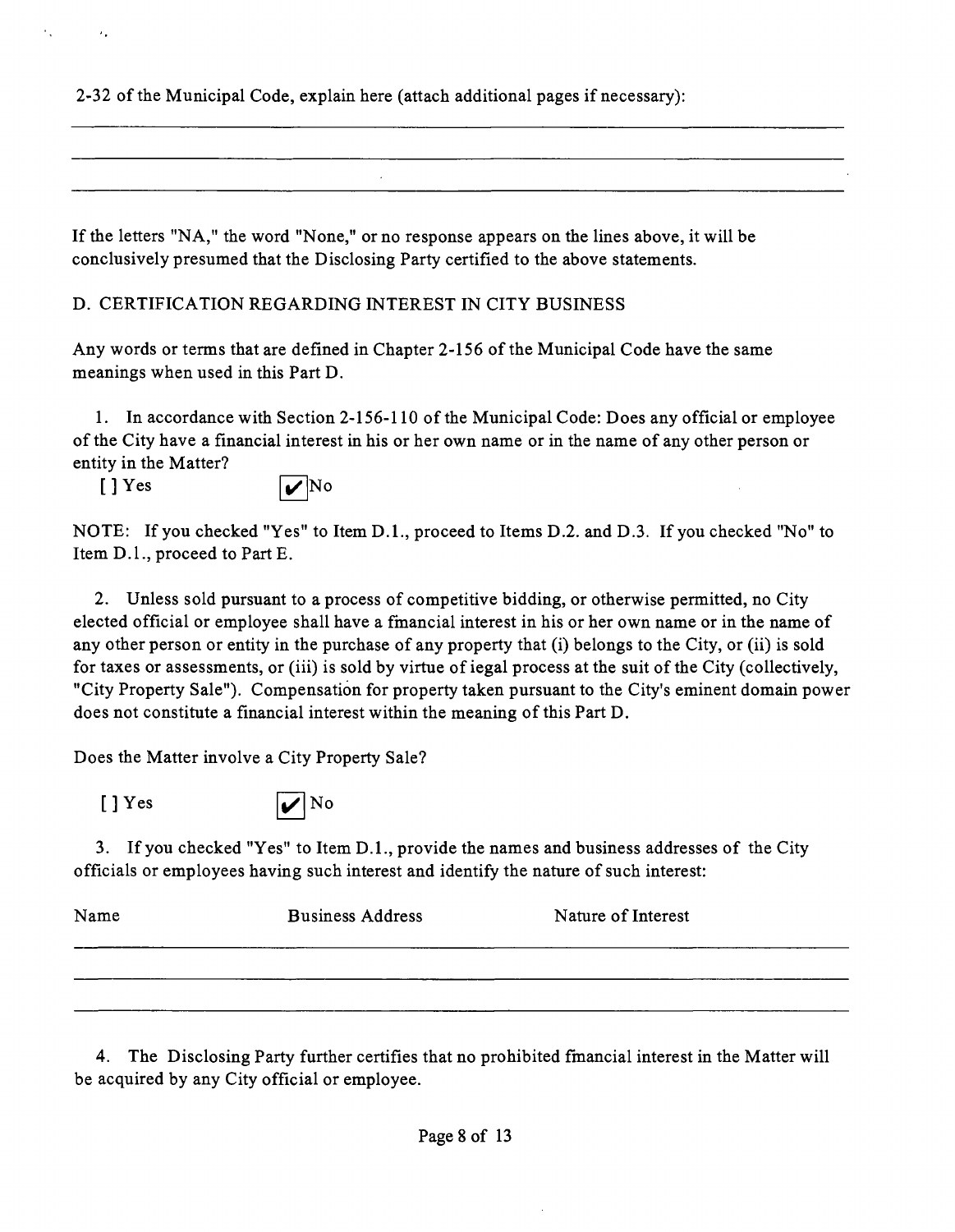2-32 of the Municipal Code, explain here (attach additional pages if necessary):

If the letters "NA," the word "None," or no response appears on the lines above, it will be conclusively presumed that the Disclosing Party certified to the above statements.

D. CERTIFICATION REGARDING INTEREST IN CITY BUSINESS

Any words or terms that are defined in Chapter 2-156 of the Municipal Code have the same meanings when used in this Part D.

1. In accordance with Section 2-156-110 of the Municipal Code: Does any official or employee of the City have a financial interest in his or her own name or in the name of any other person or entity in the Matter?

[ ] Yes [✔] No

NOTE: If you checked "Yes" to Item D.1., proceed to Items D.2. and D.3. If you checked "No" to Item D.1., proceed to Part E.

2. Unless sold pursuant to a process of competitive bidding, or otherwise permitted, no City elected official or employee shall have a financial interest in his or her own name or in the name of any other person or entity in the purchase of any property that (i) belongs to the City, or (ii) is sold for taxes or assessments, or (iii) is sold by virtue of legal process at the suit of the City (collectively, "City Property Sale"). Compensation for property taken pursuant to the City's eminent domain power does not constitute a financial interest within the meaning of this Part D.

Does the Matter involve a City Property Sale?

[ ] Yes [✔] No

3. If you checked "Yes" to Item D.1., provide the names and business addresses of the City officials or employees having such interest and identify the nature of such interest:

| Name | Business Address | Nature of Interest |
|---|---|---|
| | | |

4. The Disclosing Party further certifies that no prohibited financial interest in the Matter will be acquired by any City official or employee.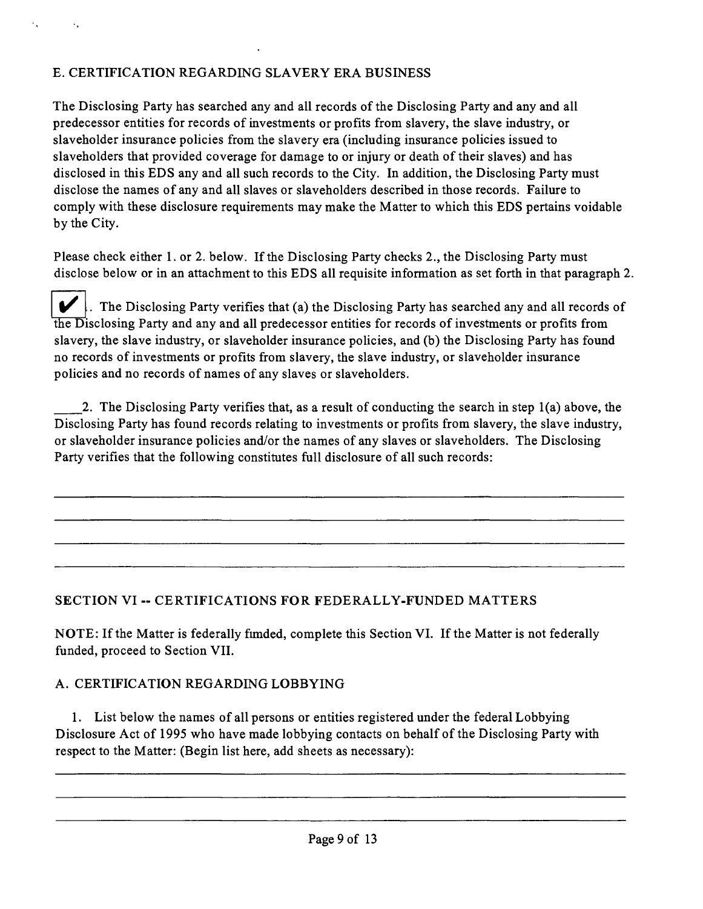E. CERTIFICATION REGARDING SLAVERY ERA BUSINESS

The Disclosing Party has searched any and all records of the Disclosing Party and any and all predecessor entities for records of investments or profits from slavery, the slave industry, or slaveholder insurance policies from the slavery era (including insurance policies issued to slaveholders that provided coverage for damage to or injury or death of their slaves) and has disclosed in this EDS any and all such records to the City. In addition, the Disclosing Party must disclose the names of any and all slaves or slaveholders described in those records. Failure to comply with these disclosure requirements may make the Matter to which this EDS pertains voidable by the City.

Please check either 1. or 2. below. If the Disclosing Party checks 2., the Disclosing Party must disclose below or in an attachment to this EDS all requisite information as set forth in that paragraph 2.

[✔] 1. The Disclosing Party verifies that (a) the Disclosing Party has searched any and all records of the Disclosing Party and any and all predecessor entities for records of investments or profits from slavery, the slave industry, or slaveholder insurance policies, and (b) the Disclosing Party has found no records of investments or profits from slavery, the slave industry, or slaveholder insurance policies and no records of names of any slaves or slaveholders.

____2. The Disclosing Party verifies that, as a result of conducting the search in step 1(a) above, the Disclosing Party has found records relating to investments or profits from slavery, the slave industry, or slaveholder insurance policies and/or the names of any slaves or slaveholders. The Disclosing Party verifies that the following constitutes full disclosure of all such records:

______________________________________________________________________________

______________________________________________________________________________

______________________________________________________________________________

______________________________________________________________________________

## SECTION VI -- CERTIFICATIONS FOR FEDERALLY-FUNDED MATTERS

NOTE: If the Matter is federally fimded, complete this Section VI. If the Matter is not federally funded, proceed to Section VII.

A. CERTIFICATION REGARDING LOBBYING

1. List below the names of all persons or entities registered under the federal Lobbying Disclosure Act of 1995 who have made lobbying contacts on behalf of the Disclosing Party with respect to the Matter: (Begin list here, add sheets as necessary):

______________________________________________________________________________

______________________________________________________________________________

______________________________________________________________________________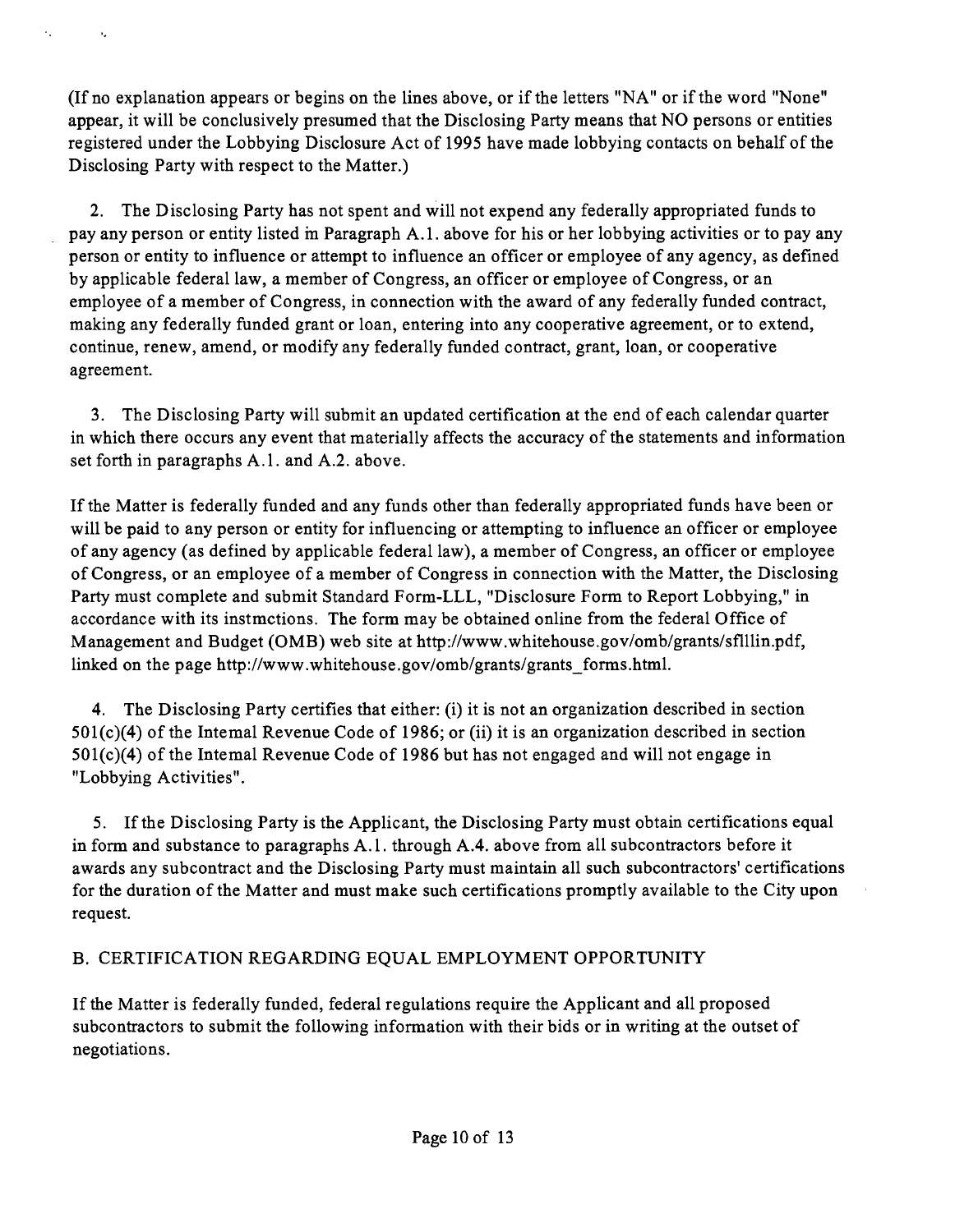(If no explanation appears or begins on the lines above, or if the letters "NA" or if the word "None" appear, it will be conclusively presumed that the Disclosing Party means that NO persons or entities registered under the Lobbying Disclosure Act of 1995 have made lobbying contacts on behalf of the Disclosing Party with respect to the Matter.)

2. The Disclosing Party has not spent and will not expend any federally appropriated funds to pay any person or entity listed in Paragraph A.1. above for his or her lobbying activities or to pay any person or entity to influence or attempt to influence an officer or employee of any agency, as defined by applicable federal law, a member of Congress, an officer or employee of Congress, or an employee of a member of Congress, in connection with the award of any federally funded contract, making any federally funded grant or loan, entering into any cooperative agreement, or to extend, continue, renew, amend, or modify any federally funded contract, grant, loan, or cooperative agreement.

3. The Disclosing Party will submit an updated certification at the end of each calendar quarter in which there occurs any event that materially affects the accuracy of the statements and information set forth in paragraphs A.1. and A.2. above.

If the Matter is federally funded and any funds other than federally appropriated funds have been or will be paid to any person or entity for influencing or attempting to influence an officer or employee of any agency (as defined by applicable federal law), a member of Congress, an officer or employee of Congress, or an employee of a member of Congress in connection with the Matter, the Disclosing Party must complete and submit Standard Form-LLL, "Disclosure Form to Report Lobbying," in accordance with its instmctions. The form may be obtained online from the federal Office of Management and Budget (OMB) web site at http://www.whitehouse.gov/omb/grants/sflllin.pdf, linked on the page http://www.whitehouse.gov/omb/grants/grants_forms.html.

4. The Disclosing Party certifies that either: (i) it is not an organization described in section 501(c)(4) of the Intemal Revenue Code of 1986; or (ii) it is an organization described in section 501(c)(4) of the Intemal Revenue Code of 1986 but has not engaged and will not engage in "Lobbying Activities".

5. If the Disclosing Party is the Applicant, the Disclosing Party must obtain certifications equal in form and substance to paragraphs A.1. through A.4. above from all subcontractors before it awards any subcontract and the Disclosing Party must maintain all such subcontractors' certifications for the duration of the Matter and must make such certifications promptly available to the City upon request.

B. CERTIFICATION REGARDING EQUAL EMPLOYMENT OPPORTUNITY

If the Matter is federally funded, federal regulations require the Applicant and all proposed subcontractors to submit the following information with their bids or in writing at the outset of negotiations.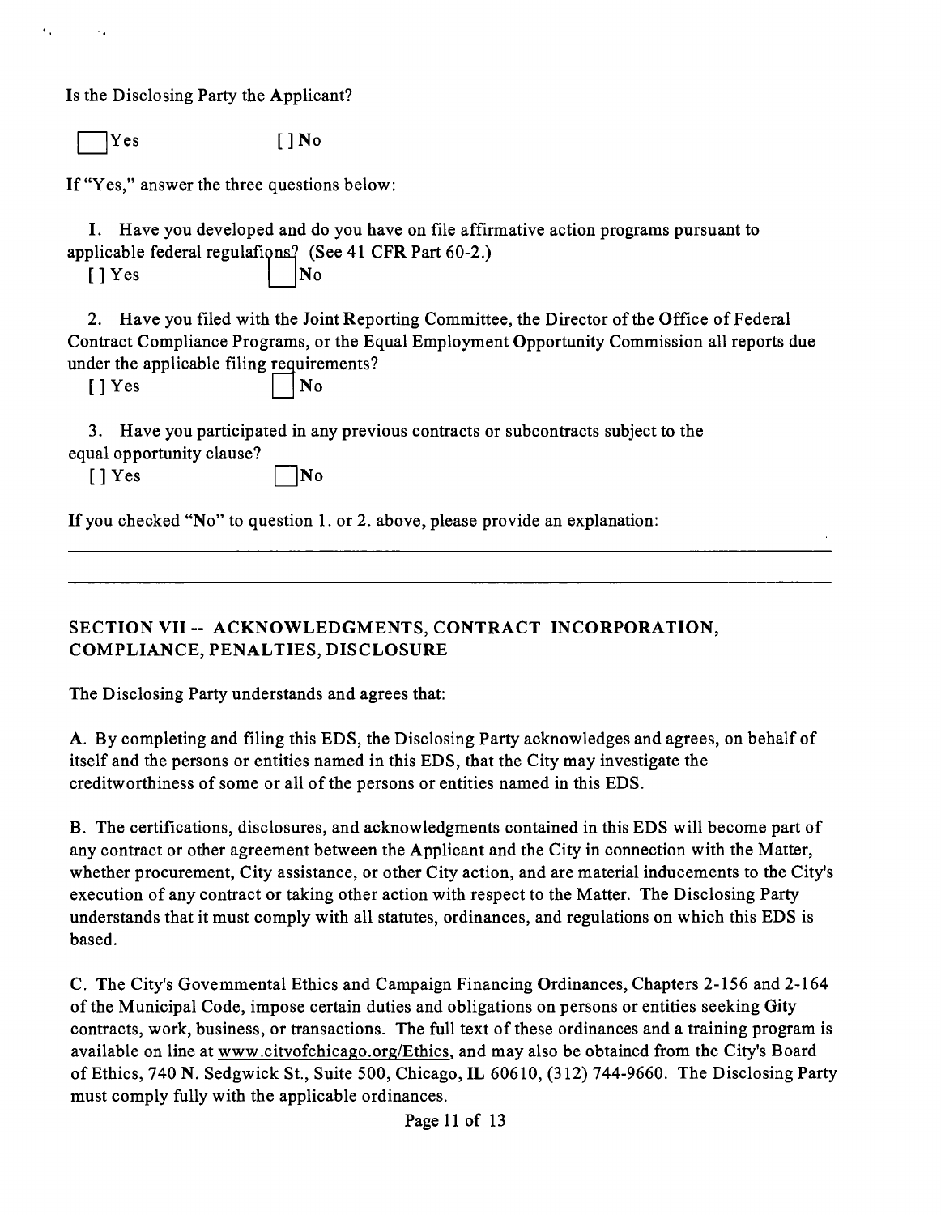Is the Disclosing Party the Applicant?

[ ] Yes [ ] No

If "Yes," answer the three questions below:

1. Have you developed and do you have on file affirmative action programs pursuant to applicable federal regulafions? (See 41 CFR Part 60-2.)

[ ] Yes [ ] No

2. Have you filed with the Joint Reporting Committee, the Director of the Office of Federal Contract Compliance Programs, or the Equal Employment Opportunity Commission all reports due under the applicable filing requirements?

[ ] Yes [ ] No

3. Have you participated in any previous contracts or subcontracts subject to the equal opportunity clause?

[ ] Yes [ ] No

If you checked "No" to question 1. or 2. above, please provide an explanation:

## SECTION VII -- ACKNOWLEDGMENTS, CONTRACT INCORPORATION, COMPLIANCE, PENALTIES, DISCLOSURE

The Disclosing Party understands and agrees that:

A. By completing and filing this EDS, the Disclosing Party acknowledges and agrees, on behalf of itself and the persons or entities named in this EDS, that the City may investigate the creditworthiness of some or all of the persons or entities named in this EDS.

B. The certifications, disclosures, and acknowledgments contained in this EDS will become part of any contract or other agreement between the Applicant and the City in connection with the Matter, whether procurement, City assistance, or other City action, and are material inducements to the City's execution of any contract or taking other action with respect to the Matter. The Disclosing Party understands that it must comply with all statutes, ordinances, and regulations on which this EDS is based.

C. The City's Govemmental Ethics and Campaign Financing Ordinances, Chapters 2-156 and 2-164 of the Municipal Code, impose certain duties and obligations on persons or entities seeking Gity contracts, work, business, or transactions. The full text of these ordinances and a training program is available on line at www.citvofchicago.org/Ethics, and may also be obtained from the City's Board of Ethics, 740 N. Sedgwick St., Suite 500, Chicago, IL 60610, (312) 744-9660. The Disclosing Party must comply fully with the applicable ordinances.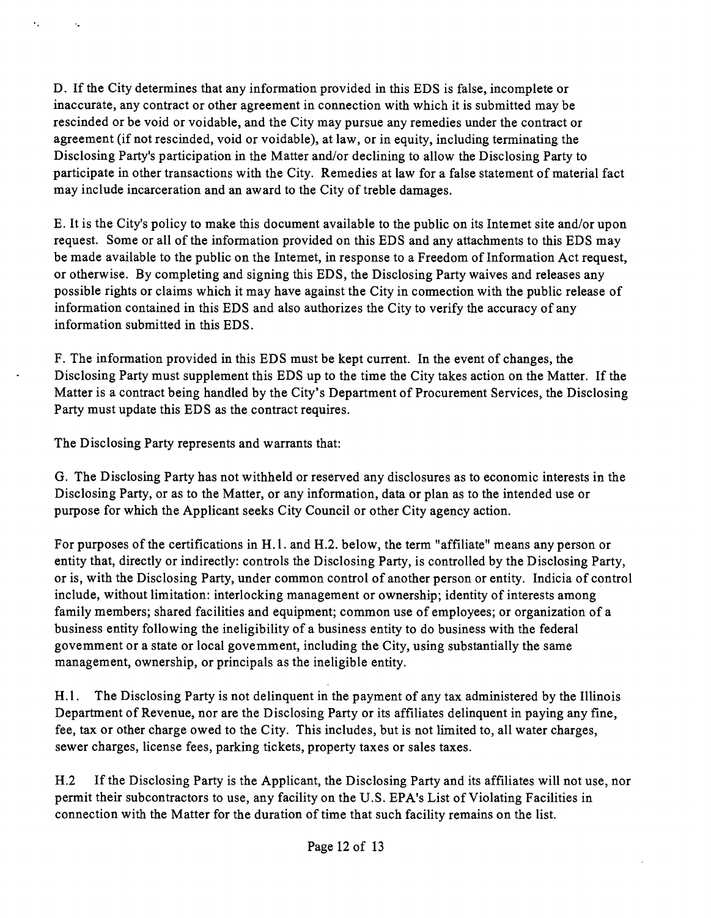D. If the City determines that any information provided in this EDS is false, incomplete or inaccurate, any contract or other agreement in connection with which it is submitted may be rescinded or be void or voidable, and the City may pursue any remedies under the contract or agreement (if not rescinded, void or voidable), at law, or in equity, including terminating the Disclosing Party's participation in the Matter and/or declining to allow the Disclosing Party to participate in other transactions with the City. Remedies at law for a false statement of material fact may include incarceration and an award to the City of treble damages.

E. It is the City's policy to make this document available to the public on its Intemet site and/or upon request. Some or all of the information provided on this EDS and any attachments to this EDS may be made available to the public on the Intemet, in response to a Freedom of Information Act request, or otherwise. By completing and signing this EDS, the Disclosing Party waives and releases any possible rights or claims which it may have against the City in cormection with the public release of information contained in this EDS and also authorizes the City to verify the accuracy of any information submitted in this EDS.

F. The information provided in this EDS must be kept current. In the event of changes, the Disclosing Party must supplement this EDS up to the time the City takes action on the Matter. If the Matter is a contract being handled by the City's Department of Procurement Services, the Disclosing Party must update this EDS as the contract requires.

The Disclosing Party represents and warrants that:

G. The Disclosing Party has not withheld or reserved any disclosures as to economic interests in the Disclosing Party, or as to the Matter, or any information, data or plan as to the intended use or purpose for which the Applicant seeks City Council or other City agency action.

For purposes of the certifications in H.1. and H.2. below, the term "affiliate" means any person or entity that, directly or indirectly: controls the Disclosing Party, is controlled by the Disclosing Party, or is, with the Disclosing Party, under common control of another person or entity. Indicia of control include, without limitation: interlocking management or ownership; identity of interests among family members; shared facilities and equipment; common use of employees; or organization of a business entity following the ineligibility of a business entity to do business with the federal govemment or a state or local govemment, including the City, using substantially the same management, ownership, or principals as the ineligible entity.

H.1. The Disclosing Party is not delinquent in the payment of any tax administered by the Illinois Department of Revenue, nor are the Disclosing Party or its affiliates delinquent in paying any fine, fee, tax or other charge owed to the City. This includes, but is not limited to, all water charges, sewer charges, license fees, parking tickets, property taxes or sales taxes.

H.2 If the Disclosing Party is the Applicant, the Disclosing Party and its affiliates will not use, nor permit their subcontractors to use, any facility on the U.S. EPA's List of Violating Facilities in connection with the Matter for the duration of time that such facility remains on the list.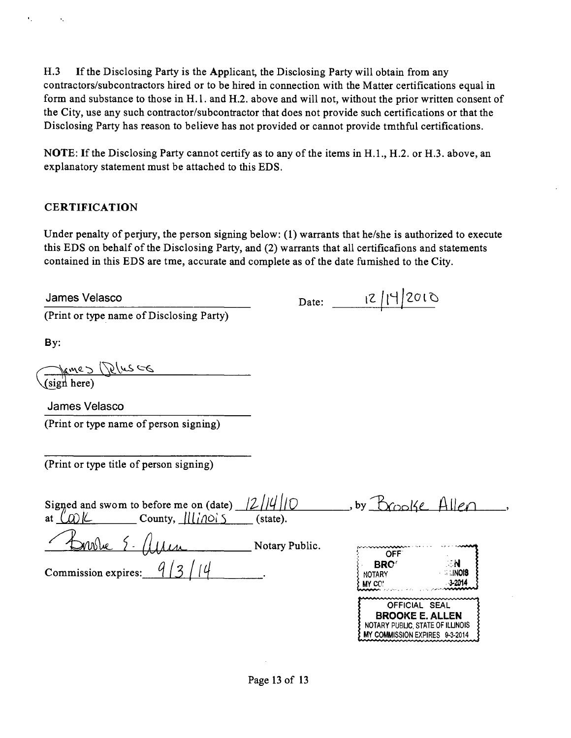H.3 If the Disclosing Party is the Applicant, the Disclosing Party will obtain from any contractors/subcontractors hired or to be hired in connection with the Matter certifications equal in form and substance to those in H.1. and H.2. above and will not, without the prior written consent of the City, use any such contractor/subcontractor that does not provide such certifications or that the Disclosing Party has reason to believe has not provided or cannot provide tmthful certifications.

**NOTE**: If the Disclosing Party cannot certify as to any of the items in H.1., H.2. or H.3. above, an explanatory statement must be attached to this EDS.

## CERTIFICATION

Under penalty of perjury, the person signing below: (1) warrants that he/she is authorized to execute this EDS on behalf of the Disclosing Party, and (2) warrants that all certificafions and statements contained in this EDS are tme, accurate and complete as of the date fumished to the City.

James Velasco
(Print or type name of Disclosing Party)

Date: 12/14/2010

By:

James Velasco
(sign here)

James Velasco
(Print or type name of person signing)

(Print or type title of person signing)

Signed and swom to before me on (date) 12/14/10, by Brooke Allen, at Cook County, Illinois (state).

Brooke E. Allen Notary Public.

Commission expires: 9/3/14.

OFFICIAL SEAL
BROOKE E. ALLEN
NOTARY PUBLIC, STATE OF ILLINOIS
MY COMMISSION EXPIRES 9-3-2014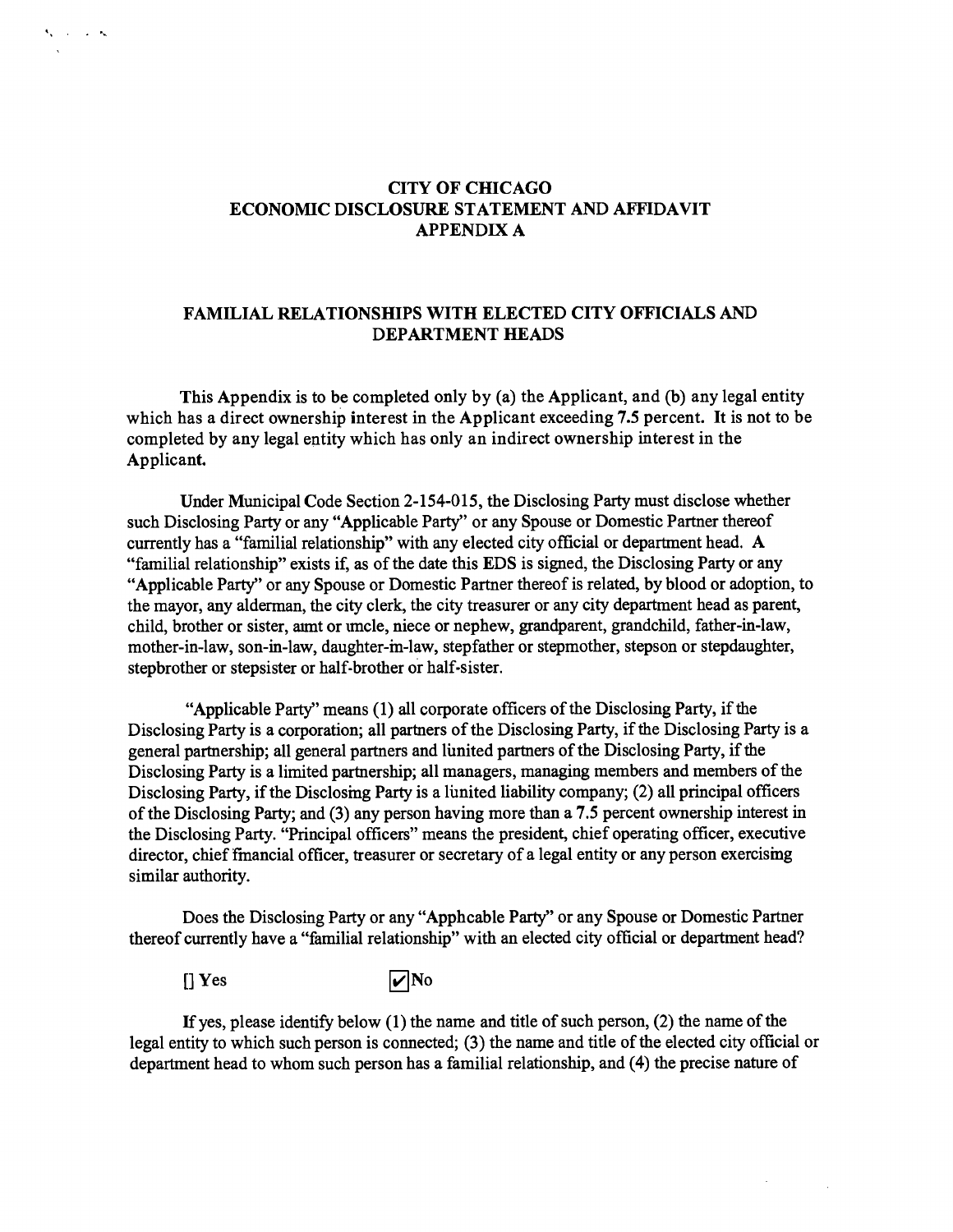# CITY OF CHICAGO
# ECONOMIC DISCLOSURE STATEMENT AND AFFIDAVIT
# APPENDIX A

## FAMILIAL RELATIONSHIPS WITH ELECTED CITY OFFICIALS AND DEPARTMENT HEADS

**This Appendix is to be completed only by (a) the Applicant, and (b) any legal entity which has a direct ownership interest in the Applicant exceeding 7.5 percent. It is not to be completed by any legal entity which has only an indirect ownership interest in the Applicant.**

Under Municipal Code Section 2-154-015, the Disclosing Party must disclose whether such Disclosing Party or any "Applicable Party" or any Spouse or Domestic Partner thereof currently has a "familial relationship" with any elected city official or department head. A "familial relationship" exists if, as of the date this EDS is signed, the Disclosing Party or any "Applicable Party" or any Spouse or Domestic Partner thereof is related, by blood or adoption, to the mayor, any alderman, the city clerk, the city treasurer or any city department head as parent, child, brother or sister, aunt or uncle, niece or nephew, grandparent, grandchild, father-in-law, mother-in-law, son-in-law, daughter-in-law, stepfather or stepmother, stepson or stepdaughter, stepbrother or stepsister or half-brother or half-sister.

"Applicable Party" means (1) all corporate officers of the Disclosing Party, if the Disclosing Party is a corporation; all partners of the Disclosing Party, if the Disclosing Party is a general partnership; all general partners and limited partners of the Disclosing Party, if the Disclosing Party is a limited partnership; all managers, managing members and members of the Disclosing Party, if the Disclosing Party is a limited liability company; (2) all principal officers of the Disclosing Party; and (3) any person having more than a 7.5 percent ownership interest in the Disclosing Party. "Principal officers" means the president, chief operating officer, executive director, chief financial officer, treasurer or secretary of a legal entity or any person exercising similar authority.

Does the Disclosing Party or any "Applicable Party" or any Spouse or Domestic Partner thereof currently have a "familial relationship" with an elected city official or department head?

[ ] Yes [✓] No

If yes, please identify below (1) the name and title of such person, (2) the name of the legal entity to which such person is connected; (3) the name and title of the elected city official or department head to whom such person has a familial relationship, and (4) the precise nature of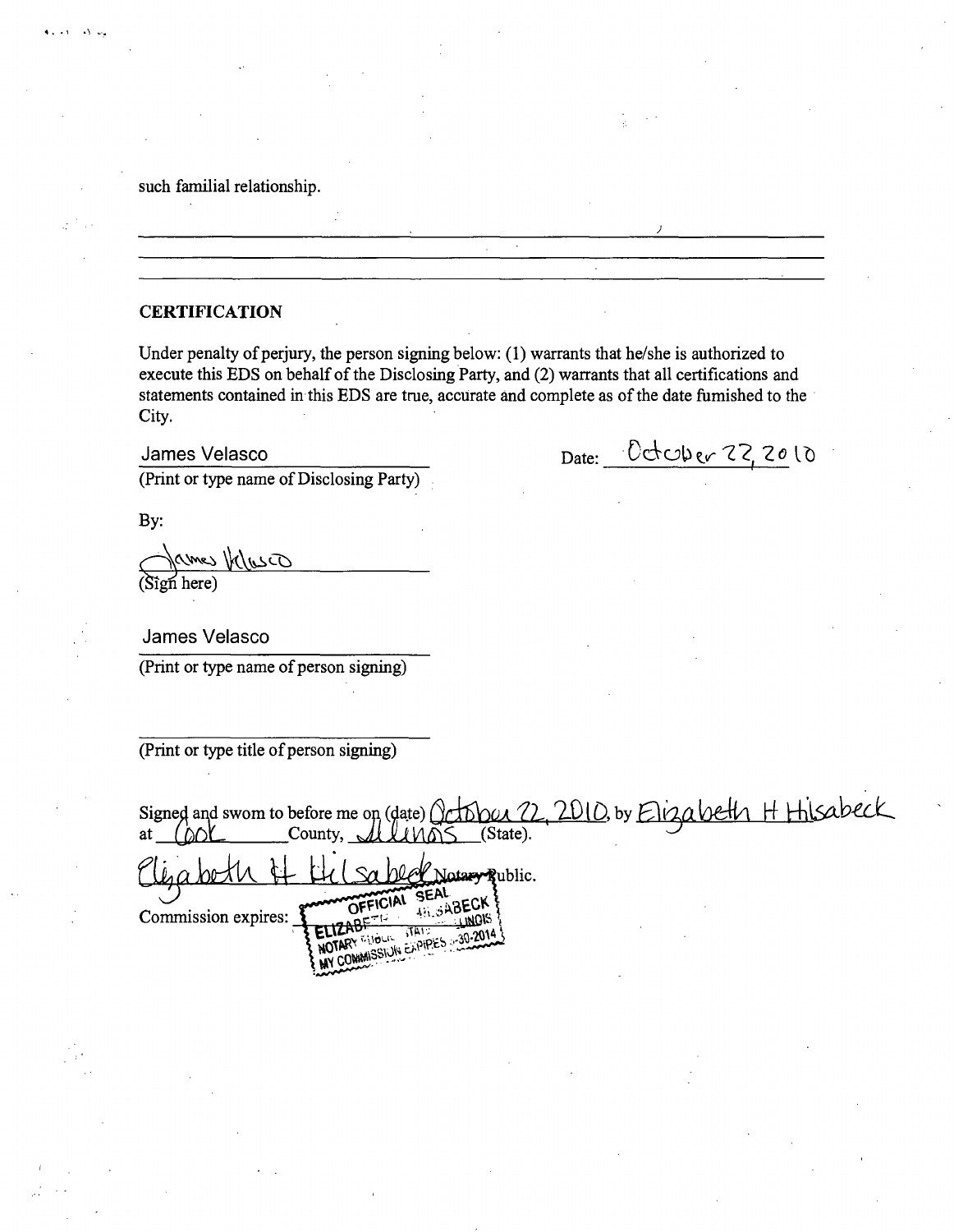such familial relationship.

---

---

---

## CERTIFICATION

Under penalty of perjury, the person signing below: (1) warrants that he/she is authorized to execute this EDS on behalf of the Disclosing Party, and (2) warrants that all certifications and statements contained in this EDS are true, accurate and complete as of the date furnished to the City.

James Velasco
(Print or type name of Disclosing Party)

Date: October 22, 2010

By:

James Velasco
(Sign here)

James Velasco
(Print or type name of person signing)

(Print or type title of person signing)

Signed and sworn to before me on (date) October 22, 2010, by Elizabeth H Hilsabeck at Cook County, Illinois (State).

Elizabeth H Hilsabeck Notary Public.

Commission expires: OFFICIAL SEAL ELIZABETH H HILSABECK NOTARY PUBLIC STATE OF ILLINOIS MY COMMISSION EXPIRES 3-30-2014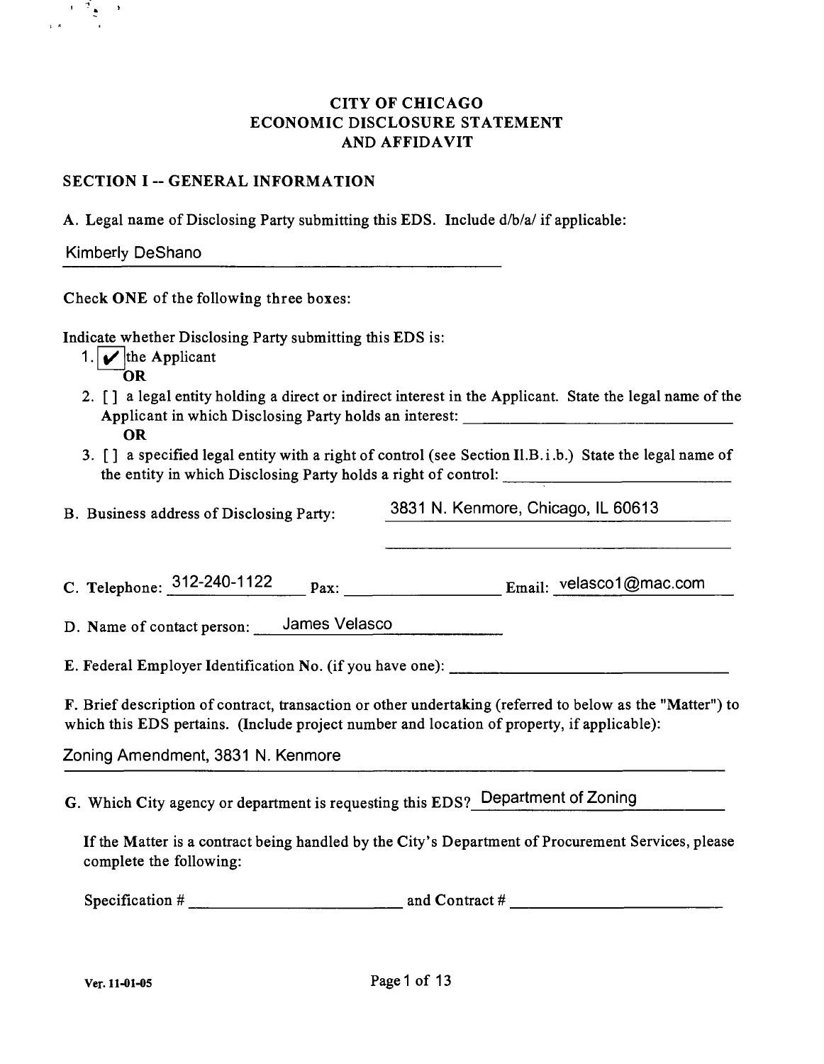# CITY OF CHICAGO
# ECONOMIC DISCLOSURE STATEMENT
# AND AFFIDAVIT

## SECTION I -- GENERAL INFORMATION

A. Legal name of Disclosing Party submitting this EDS. Include d/b/a/ if applicable:

Kimberly DeShano

Check **ONE** of the following three boxes:

Indicate whether Disclosing Party submitting this EDS is:

1. [✔] the Applicant
   **OR**
2. [ ] a legal entity holding a direct or indirect interest in the Applicant. State the legal name of the Applicant in which Disclosing Party holds an interest: ____________
   **OR**
3. [ ] a specified legal entity with a right of control (see Section II.B.i.b.) State the legal name of the entity in which Disclosing Party holds a right of control: ____________

B. Business address of Disclosing Party: 3831 N. Kenmore, Chicago, IL 60613

C. Telephone: 312-240-1122 Fax: ____________ Email: velasco1@mac.com

D. Name of contact person: James Velasco

E. Federal Employer Identification No. (if you have one): ____________

F. Brief description of contract, transaction or other undertaking (referred to below as the "Matter") to which this EDS pertains. (Include project number and location of property, if applicable):

Zoning Amendment, 3831 N. Kenmore

G. Which City agency or department is requesting this EDS? Department of Zoning

If the Matter is a contract being handled by the City's Department of Procurement Services, please complete the following:

Specification # ____________ and Contract # ____________

Ver. 11-01-05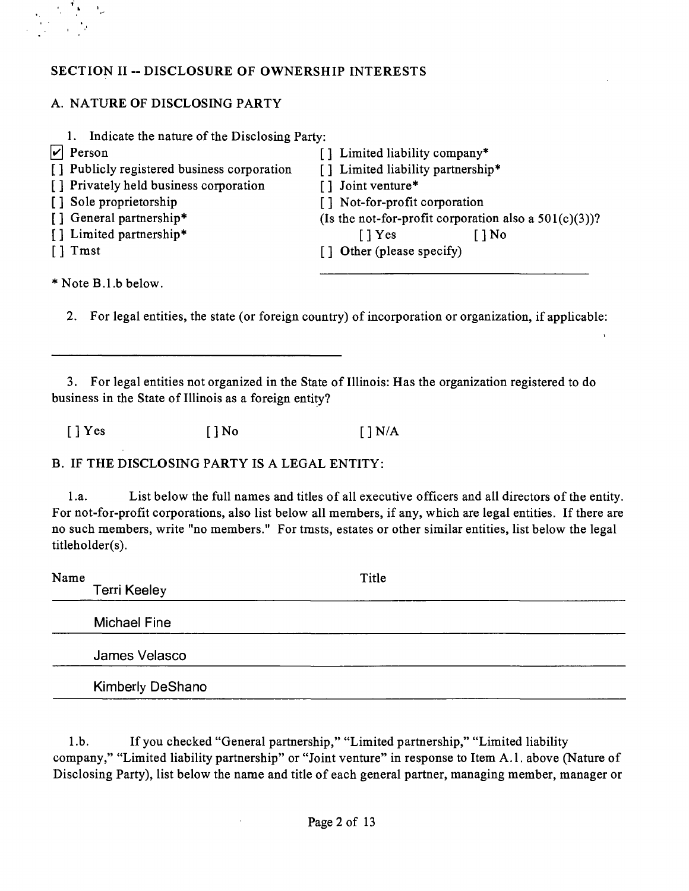## SECTION II -- DISCLOSURE OF OWNERSHIP INTERESTS

### A. NATURE OF DISCLOSING PARTY

1. Indicate the nature of the Disclosing Party:

[x] Person
[ ] Publicly registered business corporation
[ ] Privately held business corporation
[ ] Sole proprietorship
[ ] General partnership*
[ ] Limited partnership*
[ ] Tmst
[ ] Limited liability company*
[ ] Limited liability partnership*
[ ] Joint venture*
[ ] Not-for-profit corporation
(Is the not-for-profit corporation also a 501(c)(3))?
[ ] Yes [ ] No
[ ] Other (please specify)

_______________________________

* Note B.1.b below.

2. For legal entities, the state (or foreign country) of incorporation or organization, if applicable:

_______________________________

3. For legal entities not organized in the State of Illinois: Has the organization registered to do business in the State of Illinois as a foreign entity?

[ ] Yes [ ] No [ ] N/A

### B. IF THE DISCLOSING PARTY IS A LEGAL ENTITY:

1.a. List below the full names and titles of all executive officers and all directors of the entity. For not-for-profit corporations, also list below all members, if any, which are legal entities. If there are no such members, write "no members." For tmsts, estates or other similar entities, list below the legal titleholder(s).

| Name | Title |
|---|---|
| Terri Keeley | |
| Michael Fine | |
| James Velasco | |
| Kimberly DeShano | |

1.b. If you checked "General partnership," "Limited partnership," "Limited liability company," "Limited liability partnership" or "Joint venture" in response to Item A.1. above (Nature of Disclosing Party), list below the name and title of each general partner, managing member, manager or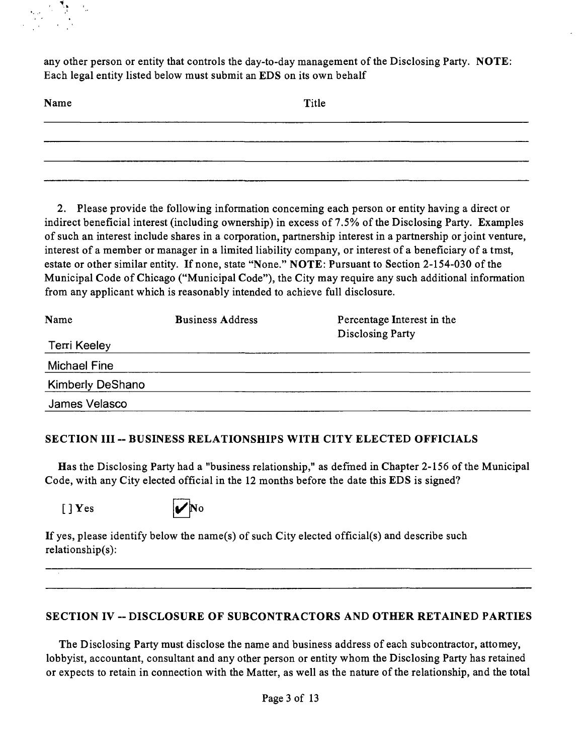any other person or entity that controls the day-to-day management of the Disclosing Party. **NOTE**: Each legal entity listed below must submit an EDS on its own behalf

| Name | Title |
|---|---|
| | |
| | |
| | |
| | |

2. Please provide the following information conceming each person or entity having a direct or indirect beneficial interest (including ownership) in excess of 7.5% of the Disclosing Party. Examples of such an interest include shares in a corporation, partnership interest in a partnership or joint venture, interest of a member or manager in a limited liability company, or interest of a beneficiary of a tmst, estate or other similar entity. If none, state "None." **NOTE**: Pursuant to Section 2-154-030 of the Municipal Code of Chicago ("Municipal Code"), the City may require any such additional information from any applicant which is reasonably intended to achieve full disclosure.

| Name | Business Address | Percentage Interest in the Disclosing Party |
|---|---|---|
| Terri Keeley | | |
| Michael Fine | | |
| Kimberly DeShano | | |
| James Velasco | | |

## SECTION III -- BUSINESS RELATIONSHIPS WITH CITY ELECTED OFFICIALS

Has the Disclosing Party had a "business relationship," as defmed in Chapter 2-156 of the Municipal Code, with any City elected official in the 12 months before the date this EDS is signed?

[ ] Yes [✔] No

If yes, please identify below the name(s) of such City elected official(s) and describe such relationship(s):

______________________________________________________________________

______________________________________________________________________

## SECTION IV -- DISCLOSURE OF SUBCONTRACTORS AND OTHER RETAINED PARTIES

The Disclosing Party must disclose the name and business address of each subcontractor, attomey, lobbyist, accountant, consultant and any other person or entity whom the Disclosing Party has retained or expects to retain in connection with the Matter, as well as the nature of the relationship, and the total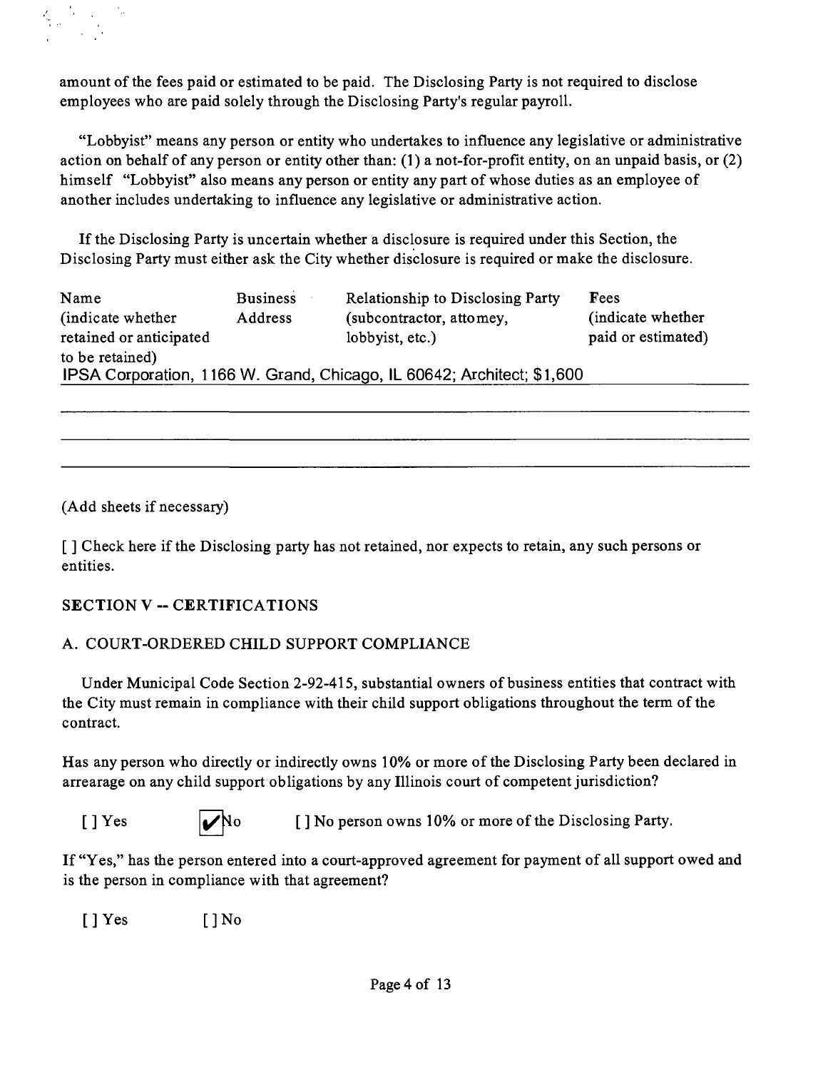amount of the fees paid or estimated to be paid. The Disclosing Party is not required to disclose employees who are paid solely through the Disclosing Party's regular payroll.

"Lobbyist" means any person or entity who undertakes to influence any legislative or administrative action on behalf of any person or entity other than: (1) a not-for-profit entity, on an unpaid basis, or (2) himself "Lobbyist" also means any person or entity any part of whose duties as an employee of another includes undertaking to influence any legislative or administrative action.

If the Disclosing Party is uncertain whether a disclosure is required under this Section, the Disclosing Party must either ask the City whether disclosure is required or make the disclosure.

| Name (indicate whether retained or anticipated to be retained) | Business Address | Relationship to Disclosing Party (subcontractor, attorney, lobbyist, etc.) | Fees (indicate whether paid or estimated) |
|---|---|---|---|
| IPSA Corporation, 1166 W. Grand, Chicago, IL 60642; Architect; $1,600 | | | |

(Add sheets if necessary)

[ ] Check here if the Disclosing party has not retained, nor expects to retain, any such persons or entities.

## SECTION V -- CERTIFICATIONS

### A. COURT-ORDERED CHILD SUPPORT COMPLIANCE

Under Municipal Code Section 2-92-415, substantial owners of business entities that contract with the City must remain in compliance with their child support obligations throughout the term of the contract.

Has any person who directly or indirectly owns 10% or more of the Disclosing Party been declared in arrearage on any child support obligations by any Illinois court of competent jurisdiction?

[ ] Yes [✔] No [ ] No person owns 10% or more of the Disclosing Party.

If "Yes," has the person entered into a court-approved agreement for payment of all support owed and is the person in compliance with that agreement?

[ ] Yes [ ] No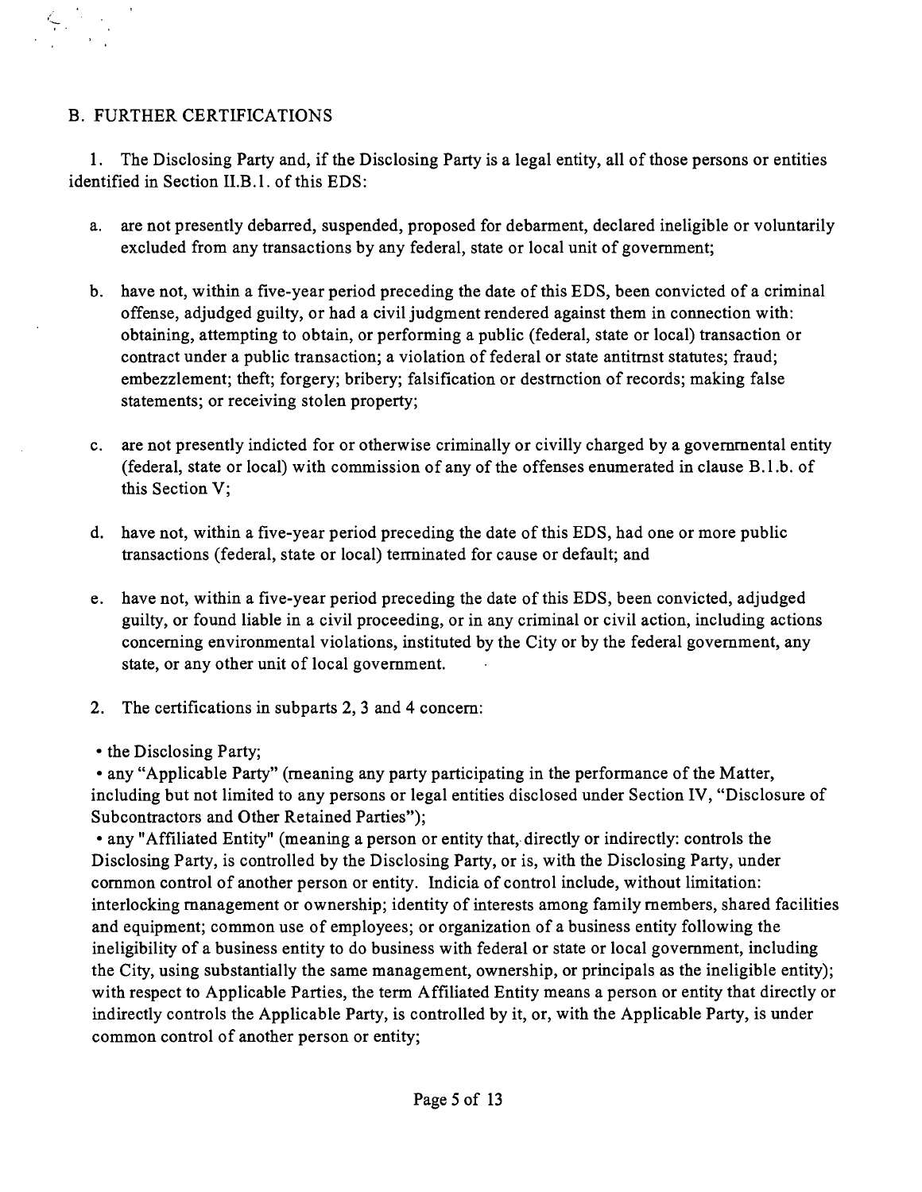## B. FURTHER CERTIFICATIONS

1. The Disclosing Party and, if the Disclosing Party is a legal entity, all of those persons or entities identified in Section II.B.1. of this EDS:

   a. are not presently debarred, suspended, proposed for debarment, declared ineligible or voluntarily excluded from any transactions by any federal, state or local unit of government;

   b. have not, within a five-year period preceding the date of this EDS, been convicted of a criminal offense, adjudged guilty, or had a civil judgment rendered against them in connection with: obtaining, attempting to obtain, or performing a public (federal, state or local) transaction or contract under a public transaction; a violation of federal or state antitrust statutes; fraud; embezzlement; theft; forgery; bribery; falsification or destruction of records; making false statements; or receiving stolen property;

   c. are not presently indicted for or otherwise criminally or civilly charged by a governmental entity (federal, state or local) with commission of any of the offenses enumerated in clause B.1.b. of this Section V;

   d. have not, within a five-year period preceding the date of this EDS, had one or more public transactions (federal, state or local) terminated for cause or default; and

   e. have not, within a five-year period preceding the date of this EDS, been convicted, adjudged guilty, or found liable in a civil proceeding, or in any criminal or civil action, including actions concerning environmental violations, instituted by the City or by the federal government, any state, or any other unit of local government.

2. The certifications in subparts 2, 3 and 4 concern:

   - the Disclosing Party;
   - any "Applicable Party" (meaning any party participating in the performance of the Matter, including but not limited to any persons or legal entities disclosed under Section IV, "Disclosure of Subcontractors and Other Retained Parties");
   - any "Affiliated Entity" (meaning a person or entity that, directly or indirectly: controls the Disclosing Party, is controlled by the Disclosing Party, or is, with the Disclosing Party, under common control of another person or entity. Indicia of control include, without limitation: interlocking management or ownership; identity of interests among family members, shared facilities and equipment; common use of employees; or organization of a business entity following the ineligibility of a business entity to do business with federal or state or local government, including the City, using substantially the same management, ownership, or principals as the ineligible entity); with respect to Applicable Parties, the term Affiliated Entity means a person or entity that directly or indirectly controls the Applicable Party, is controlled by it, or, with the Applicable Party, is under common control of another person or entity;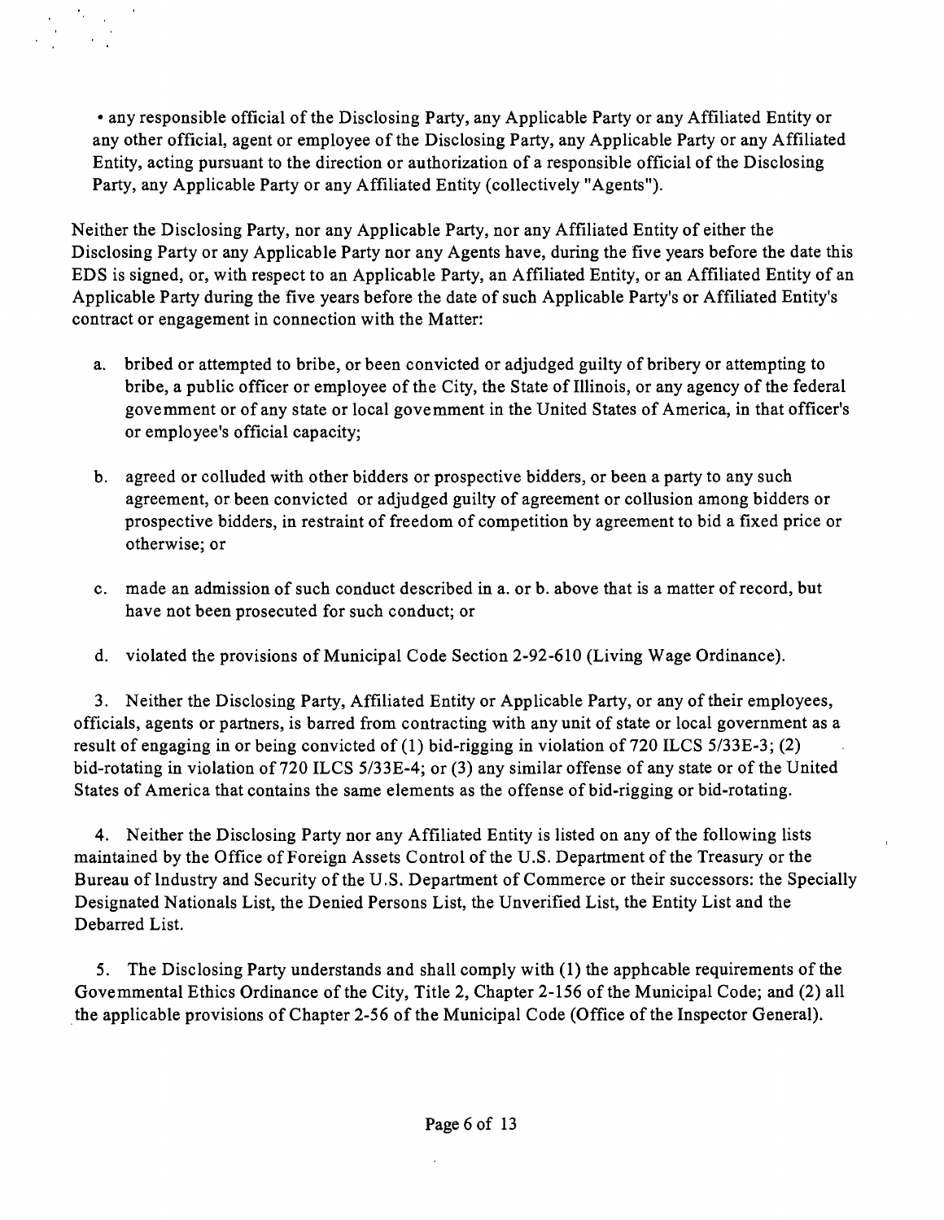- any responsible official of the Disclosing Party, any Applicable Party or any Affiliated Entity or any other official, agent or employee of the Disclosing Party, any Applicable Party or any Affiliated Entity, acting pursuant to the direction or authorization of a responsible official of the Disclosing Party, any Applicable Party or any Affiliated Entity (collectively "Agents").

Neither the Disclosing Party, nor any Applicable Party, nor any Affiliated Entity of either the Disclosing Party or any Applicable Party nor any Agents have, during the five years before the date this EDS is signed, or, with respect to an Applicable Party, an Affiliated Entity, or an Affiliated Entity of an Applicable Party during the five years before the date of such Applicable Party's or Affiliated Entity's contract or engagement in connection with the Matter:

a. bribed or attempted to bribe, or been convicted or adjudged guilty of bribery or attempting to bribe, a public officer or employee of the City, the State of Illinois, or any agency of the federal govemment or of any state or local govemment in the United States of America, in that officer's or employee's official capacity;

b. agreed or colluded with other bidders or prospective bidders, or been a party to any such agreement, or been convicted or adjudged guilty of agreement or collusion among bidders or prospective bidders, in restraint of freedom of competition by agreement to bid a fixed price or otherwise; or

c. made an admission of such conduct described in a. or b. above that is a matter of record, but have not been prosecuted for such conduct; or

d. violated the provisions of Municipal Code Section 2-92-610 (Living Wage Ordinance).

3. Neither the Disclosing Party, Affiliated Entity or Applicable Party, or any of their employees, officials, agents or partners, is barred from contracting with any unit of state or local government as a result of engaging in or being convicted of (1) bid-rigging in violation of 720 ILCS 5/33E-3; (2) bid-rotating in violation of 720 ILCS 5/33E-4; or (3) any similar offense of any state or of the United States of America that contains the same elements as the offense of bid-rigging or bid-rotating.

4. Neither the Disclosing Party nor any Affiliated Entity is listed on any of the following lists maintained by the Office of Foreign Assets Control of the U.S. Department of the Treasury or the Bureau of Industry and Security of the U.S. Department of Commerce or their successors: the Specially Designated Nationals List, the Denied Persons List, the Unverified List, the Entity List and the Debarred List.

5. The Disclosing Party understands and shall comply with (1) the apphcable requirements of the Govemmental Ethics Ordinance of the City, Title 2, Chapter 2-156 of the Municipal Code; and (2) all the applicable provisions of Chapter 2-56 of the Municipal Code (Office of the Inspector General).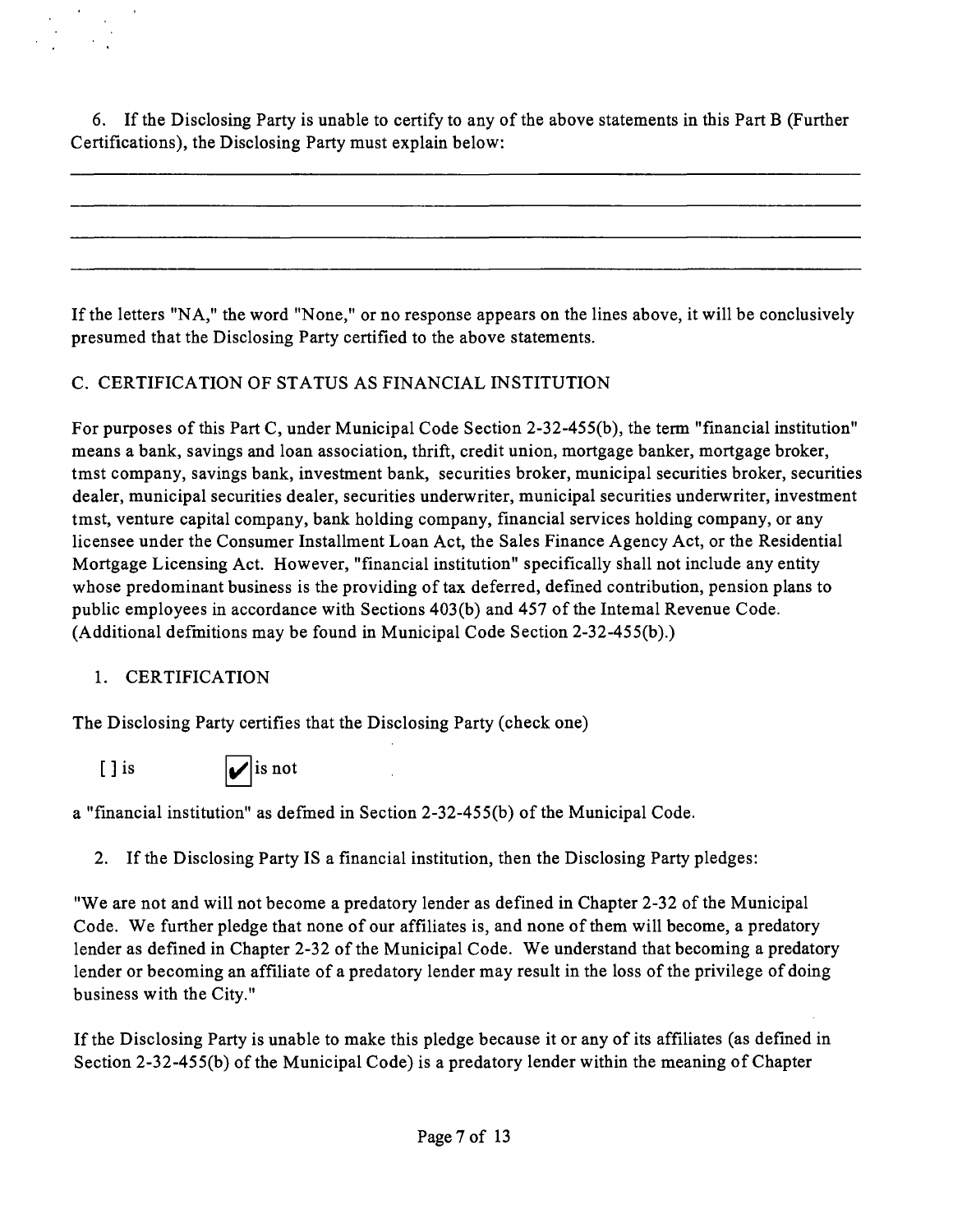6. If the Disclosing Party is unable to certify to any of the above statements in this Part B (Further Certifications), the Disclosing Party must explain below:

_______________________________________________________________________________

_______________________________________________________________________________

_______________________________________________________________________________

_______________________________________________________________________________

If the letters "NA," the word "None," or no response appears on the lines above, it will be conclusively presumed that the Disclosing Party certified to the above statements.

C. CERTIFICATION OF STATUS AS FINANCIAL INSTITUTION

For purposes of this Part C, under Municipal Code Section 2-32-455(b), the term "financial institution" means a bank, savings and loan association, thrift, credit union, mortgage banker, mortgage broker, tmst company, savings bank, investment bank, securities broker, municipal securities broker, securities dealer, municipal securities dealer, securities underwriter, municipal securities underwriter, investment tmst, venture capital company, bank holding company, financial services holding company, or any licensee under the Consumer Installment Loan Act, the Sales Finance Agency Act, or the Residential Mortgage Licensing Act. However, "financial institution" specifically shall not include any entity whose predominant business is the providing of tax deferred, defined contribution, pension plans to public employees in accordance with Sections 403(b) and 457 of the Intemal Revenue Code. (Additional defmitions may be found in Municipal Code Section 2-32-455(b).)

1. CERTIFICATION

The Disclosing Party certifies that the Disclosing Party (check one)

[ ] is [✔] is not

a "financial institution" as defmed in Section 2-32-455(b) of the Municipal Code.

2. If the Disclosing Party IS a financial institution, then the Disclosing Party pledges:

"We are not and will not become a predatory lender as defined in Chapter 2-32 of the Municipal Code. We further pledge that none of our affiliates is, and none of them will become, a predatory lender as defined in Chapter 2-32 of the Municipal Code. We understand that becoming a predatory lender or becoming an affiliate of a predatory lender may result in the loss of the privilege of doing business with the City."

If the Disclosing Party is unable to make this pledge because it or any of its affiliates (as defined in Section 2-32-455(b) of the Municipal Code) is a predatory lender within the meaning of Chapter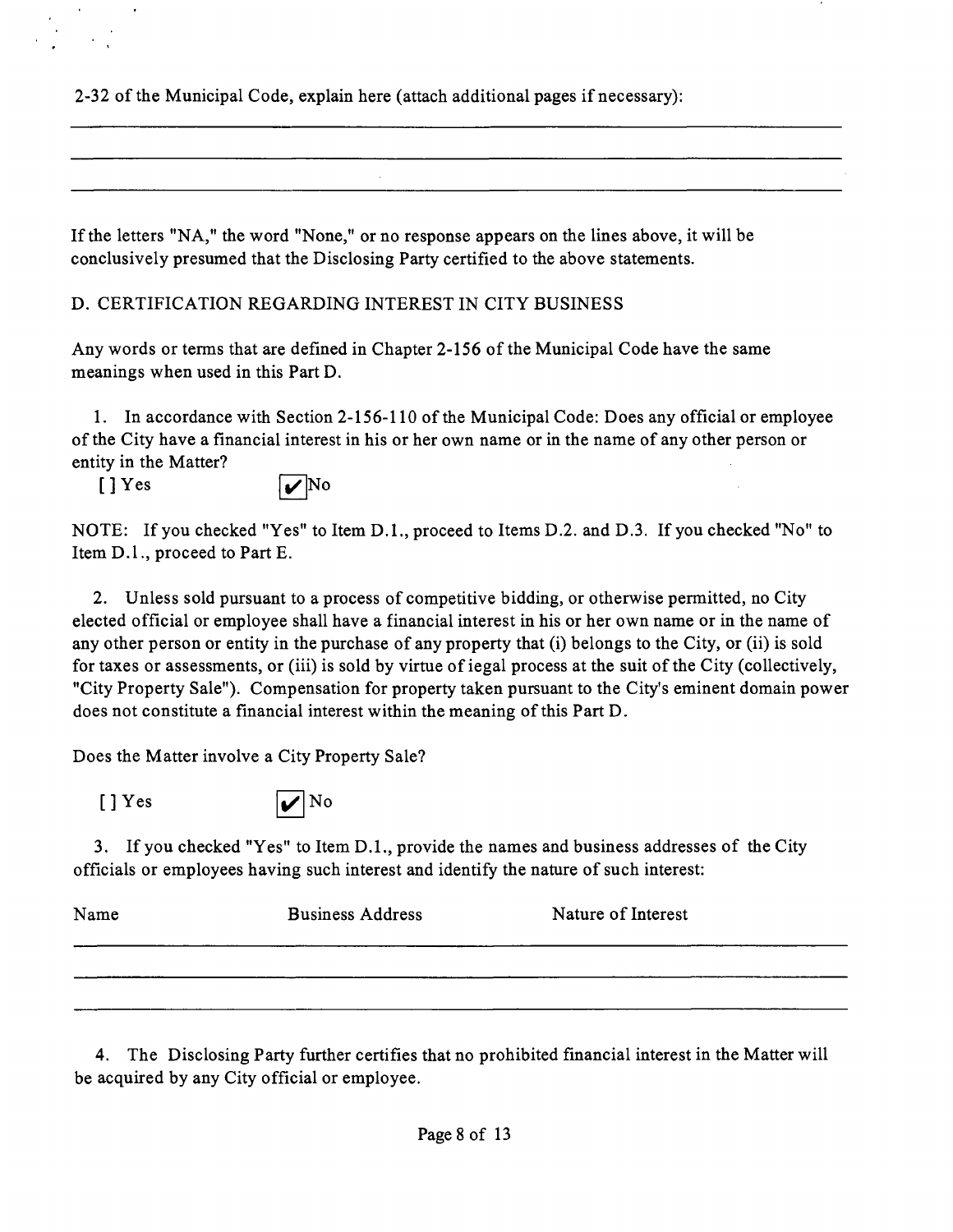2-32 of the Municipal Code, explain here (attach additional pages if necessary):

If the letters "NA," the word "None," or no response appears on the lines above, it will be conclusively presumed that the Disclosing Party certified to the above statements.

D. CERTIFICATION REGARDING INTEREST IN CITY BUSINESS

Any words or terms that are defined in Chapter 2-156 of the Municipal Code have the same meanings when used in this Part D.

1. In accordance with Section 2-156-110 of the Municipal Code: Does any official or employee of the City have a financial interest in his or her own name or in the name of any other person or entity in the Matter?

[ ] Yes [✔] No

NOTE: If you checked "Yes" to Item D.1., proceed to Items D.2. and D.3. If you checked "No" to Item D.1., proceed to Part E.

2. Unless sold pursuant to a process of competitive bidding, or otherwise permitted, no City elected official or employee shall have a financial interest in his or her own name or in the name of any other person or entity in the purchase of any property that (i) belongs to the City, or (ii) is sold for taxes or assessments, or (iii) is sold by virtue of iegal process at the suit of the City (collectively, "City Property Sale"). Compensation for property taken pursuant to the City's eminent domain power does not constitute a financial interest within the meaning of this Part D.

Does the Matter involve a City Property Sale?

[ ] Yes [✔] No

3. If you checked "Yes" to Item D.1., provide the names and business addresses of the City officials or employees having such interest and identify the nature of such interest:

| Name | Business Address | Nature of Interest |
|---|---|---|
| | | |

4. The Disclosing Party further certifies that no prohibited financial interest in the Matter will be acquired by any City official or employee.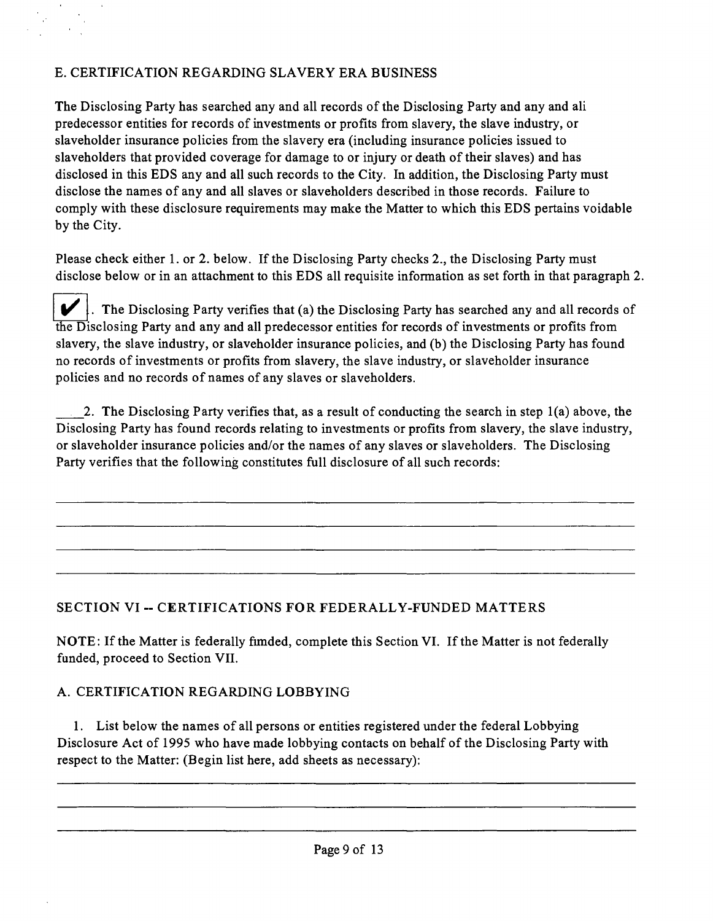## E. CERTIFICATION REGARDING SLAVERY ERA BUSINESS

The Disclosing Party has searched any and all records of the Disclosing Party and any and ali predecessor entities for records of investments or profits from slavery, the slave industry, or slaveholder insurance policies from the slavery era (including insurance policies issued to slaveholders that provided coverage for damage to or injury or death of their slaves) and has disclosed in this EDS any and all such records to the City. In addition, the Disclosing Party must disclose the names of any and all slaves or slaveholders described in those records. Failure to comply with these disclosure requirements may make the Matter to which this EDS pertains voidable by the City.

Please check either 1. or 2. below. If the Disclosing Party checks 2., the Disclosing Party must disclose below or in an attachment to this EDS all requisite information as set forth in that paragraph 2.

☑ 1. The Disclosing Party verifies that (a) the Disclosing Party has searched any and all records of the Disclosing Party and any and all predecessor entities for records of investments or profits from slavery, the slave industry, or slaveholder insurance policies, and (b) the Disclosing Party has found no records of investments or profits from slavery, the slave industry, or slaveholder insurance policies and no records of names of any slaves or slaveholders.

____2. The Disclosing Party verifies that, as a result of conducting the search in step 1(a) above, the Disclosing Party has found records relating to investments or profits from slavery, the slave industry, or slaveholder insurance policies and/or the names of any slaves or slaveholders. The Disclosing Party verifies that the following constitutes full disclosure of all such records:

______________________________________________________________________

______________________________________________________________________

______________________________________________________________________

______________________________________________________________________

## SECTION VI -- CERTIFICATIONS FOR FEDERALLY-FUNDED MATTERS

NOTE: If the Matter is federally fimded, complete this Section VI. If the Matter is not federally funded, proceed to Section VII.

### A. CERTIFICATION REGARDING LOBBYING

1. List below the names of all persons or entities registered under the federal Lobbying Disclosure Act of 1995 who have made lobbying contacts on behalf of the Disclosing Party with respect to the Matter: (Begin list here, add sheets as necessary):

______________________________________________________________________

______________________________________________________________________

______________________________________________________________________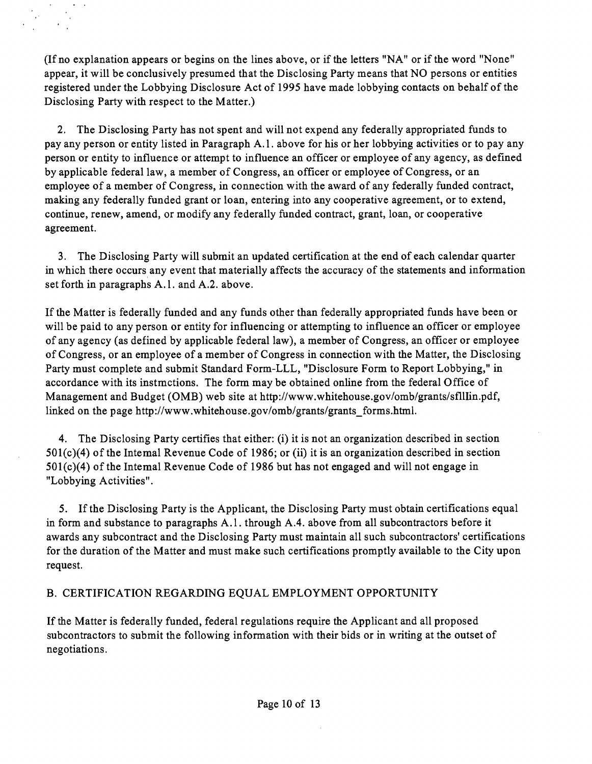(If no explanation appears or begins on the lines above, or if the letters "NA" or if the word "None" appear, it will be conclusively presumed that the Disclosing Party means that NO persons or entities registered under the Lobbying Disclosure Act of 1995 have made lobbying contacts on behalf of the Disclosing Party with respect to the Matter.)

2. The Disclosing Party has not spent and will not expend any federally appropriated funds to pay any person or entity listed in Paragraph A.1. above for his or her lobbying activities or to pay any person or entity to influence or attempt to influence an officer or employee of any agency, as defined by applicable federal law, a member of Congress, an officer or employee of Congress, or an employee of a member of Congress, in connection with the award of any federally funded contract, making any federally funded grant or loan, entering into any cooperative agreement, or to extend, continue, renew, amend, or modify any federally funded contract, grant, loan, or cooperative agreement.

3. The Disclosing Party will submit an updated certification at the end of each calendar quarter in which there occurs any event that materially affects the accuracy of the statements and information set forth in paragraphs A.1. and A.2. above.

If the Matter is federally funded and any funds other than federally appropriated funds have been or will be paid to any person or entity for influencing or attempting to influence an officer or employee of any agency (as defined by applicable federal law), a member of Congress, an officer or employee of Congress, or an employee of a member of Congress in connection with the Matter, the Disclosing Party must complete and submit Standard Form-LLL, "Disclosure Form to Report Lobbying," in accordance with its instmctions. The form may be obtained online from the federal Office of Management and Budget (OMB) web site at http://www.whitehouse.gov/omb/grants/sflllin.pdf, linked on the page http://www.whitehouse.gov/omb/grants/grants_forms.html.

4. The Disclosing Party certifies that either: (i) it is not an organization described in section 501(c)(4) of the Intemal Revenue Code of 1986; or (ii) it is an organization described in section 501(c)(4) of the Intemal Revenue Code of 1986 but has not engaged and will not engage in "Lobbying Activities".

5. If the Disclosing Party is the Applicant, the Disclosing Party must obtain certifications equal in form and substance to paragraphs A.1. through A.4. above from all subcontractors before it awards any subcontract and the Disclosing Party must maintain all such subcontractors' certifications for the duration of the Matter and must make such certifications promptly available to the City upon request.

## B. CERTIFICATION REGARDING EQUAL EMPLOYMENT OPPORTUNITY

If the Matter is federally funded, federal regulations require the Applicant and all proposed subcontractors to submit the following information with their bids or in writing at the outset of negotiations.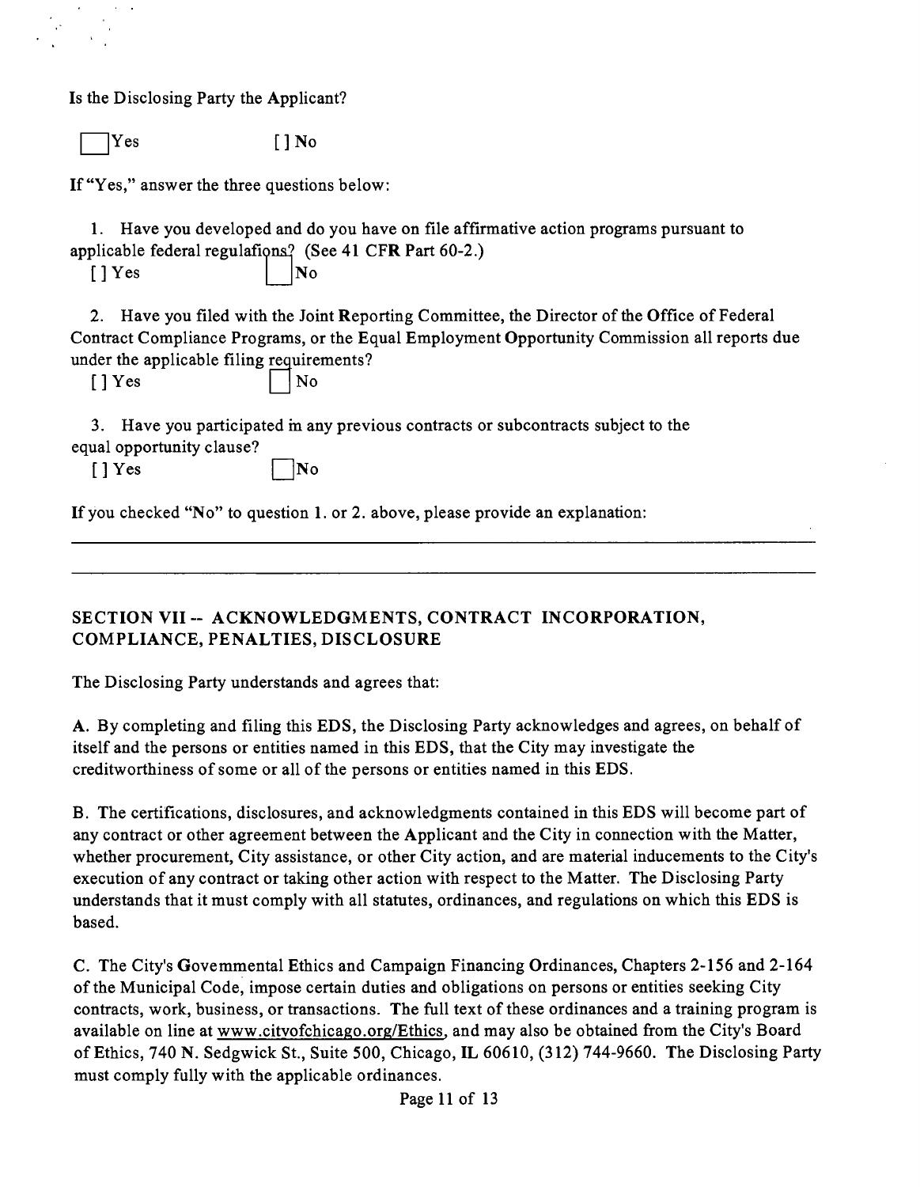Is the Disclosing Party the Applicant?

[ ] Yes [ ] No

If "Yes," answer the three questions below:

1. Have you developed and do you have on file affirmative action programs pursuant to applicable federal regulations? (See 41 CFR Part 60-2.)
[ ] Yes [ ] No

2. Have you filed with the Joint Reporting Committee, the Director of the Office of Federal Contract Compliance Programs, or the Equal Employment Opportunity Commission all reports due under the applicable filing requirements?
[ ] Yes [ ] No

3. Have you participated in any previous contracts or subcontracts subject to the equal opportunity clause?
[ ] Yes [ ] No

If you checked "No" to question 1. or 2. above, please provide an explanation:

## SECTION VII -- ACKNOWLEDGMENTS, CONTRACT INCORPORATION, COMPLIANCE, PENALTIES, DISCLOSURE

The Disclosing Party understands and agrees that:

A. By completing and filing this EDS, the Disclosing Party acknowledges and agrees, on behalf of itself and the persons or entities named in this EDS, that the City may investigate the creditworthiness of some or all of the persons or entities named in this EDS.

B. The certifications, disclosures, and acknowledgments contained in this EDS will become part of any contract or other agreement between the Applicant and the City in connection with the Matter, whether procurement, City assistance, or other City action, and are material inducements to the City's execution of any contract or taking other action with respect to the Matter. The Disclosing Party understands that it must comply with all statutes, ordinances, and regulations on which this EDS is based.

C. The City's Governmental Ethics and Campaign Financing Ordinances, Chapters 2-156 and 2-164 of the Municipal Code, impose certain duties and obligations on persons or entities seeking City contracts, work, business, or transactions. The full text of these ordinances and a training program is available on line at www.cityofchicago.org/Ethics, and may also be obtained from the City's Board of Ethics, 740 N. Sedgwick St., Suite 500, Chicago, IL 60610, (312) 744-9660. The Disclosing Party must comply fully with the applicable ordinances.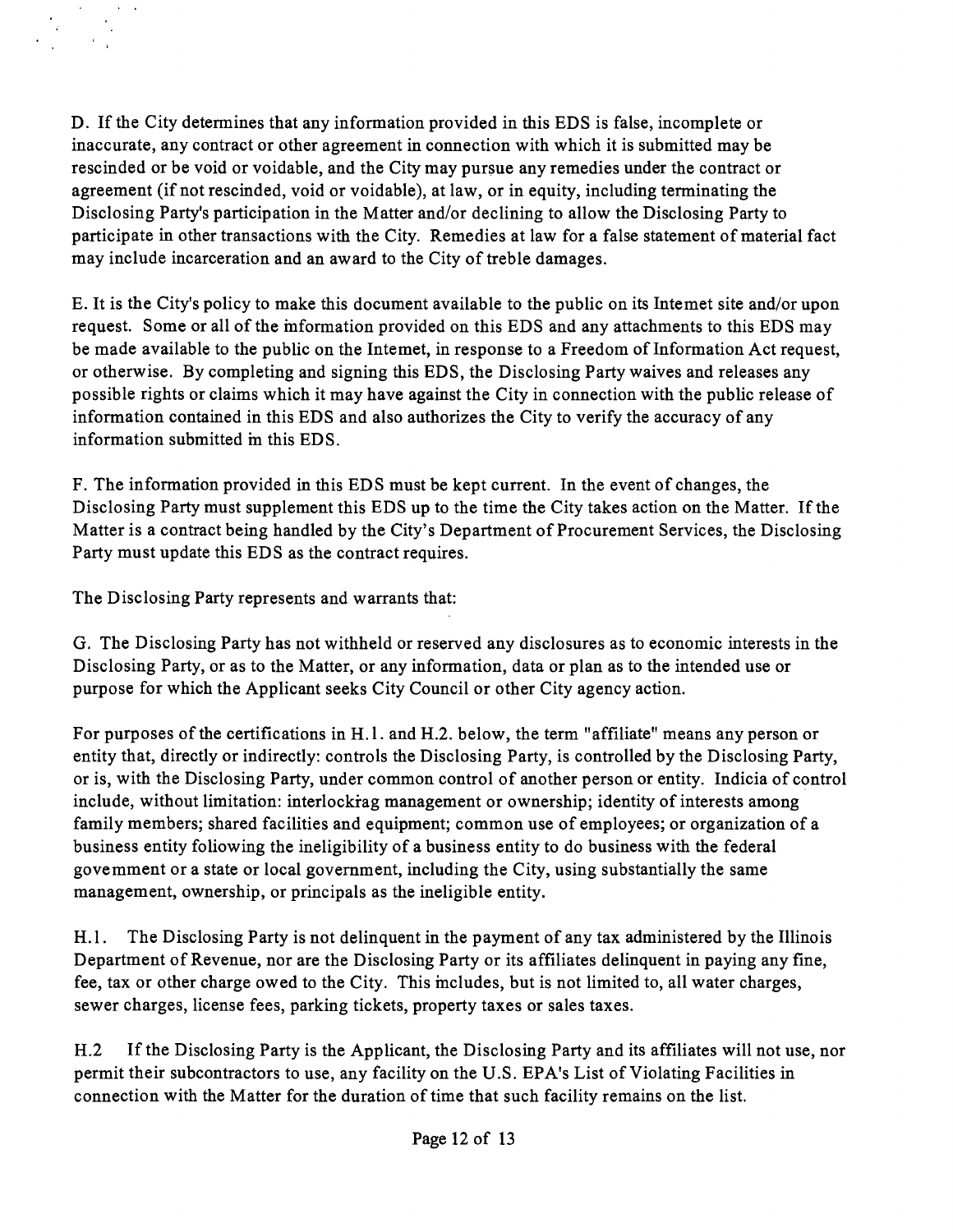D. If the City determines that any information provided in this EDS is false, incomplete or inaccurate, any contract or other agreement in connection with which it is submitted may be rescinded or be void or voidable, and the City may pursue any remedies under the contract or agreement (if not rescinded, void or voidable), at law, or in equity, including terminating the Disclosing Party's participation in the Matter and/or declining to allow the Disclosing Party to participate in other transactions with the City. Remedies at law for a false statement of material fact may include incarceration and an award to the City of treble damages.

E. It is the City's policy to make this document available to the public on its Intemet site and/or upon request. Some or all of the information provided on this EDS and any attachments to this EDS may be made available to the public on the Intemet, in response to a Freedom of Information Act request, or otherwise. By completing and signing this EDS, the Disclosing Party waives and releases any possible rights or claims which it may have against the City in connection with the public release of information contained in this EDS and also authorizes the City to verify the accuracy of any information submitted in this EDS.

F. The information provided in this EDS must be kept current. In the event of changes, the Disclosing Party must supplement this EDS up to the time the City takes action on the Matter. If the Matter is a contract being handled by the City's Department of Procurement Services, the Disclosing Party must update this EDS as the contract requires.

The Disclosing Party represents and warrants that:

G. The Disclosing Party has not withheld or reserved any disclosures as to economic interests in the Disclosing Party, or as to the Matter, or any information, data or plan as to the intended use or purpose for which the Applicant seeks City Council or other City agency action.

For purposes of the certifications in H.1. and H.2. below, the term "affiliate" means any person or entity that, directly or indirectly: controls the Disclosing Party, is controlled by the Disclosing Party, or is, with the Disclosing Party, under common control of another person or entity. Indicia of control include, without limitation: interlocking management or ownership; identity of interests among family members; shared facilities and equipment; common use of employees; or organization of a business entity following the ineligibility of a business entity to do business with the federal govemment or a state or local government, including the City, using substantially the same management, ownership, or principals as the ineligible entity.

H.1. The Disclosing Party is not delinquent in the payment of any tax administered by the Illinois Department of Revenue, nor are the Disclosing Party or its affiliates delinquent in paying any fine, fee, tax or other charge owed to the City. This includes, but is not limited to, all water charges, sewer charges, license fees, parking tickets, property taxes or sales taxes.

H.2 If the Disclosing Party is the Applicant, the Disclosing Party and its affiliates will not use, nor permit their subcontractors to use, any facility on the U.S. EPA's List of Violating Facilities in connection with the Matter for the duration of time that such facility remains on the list.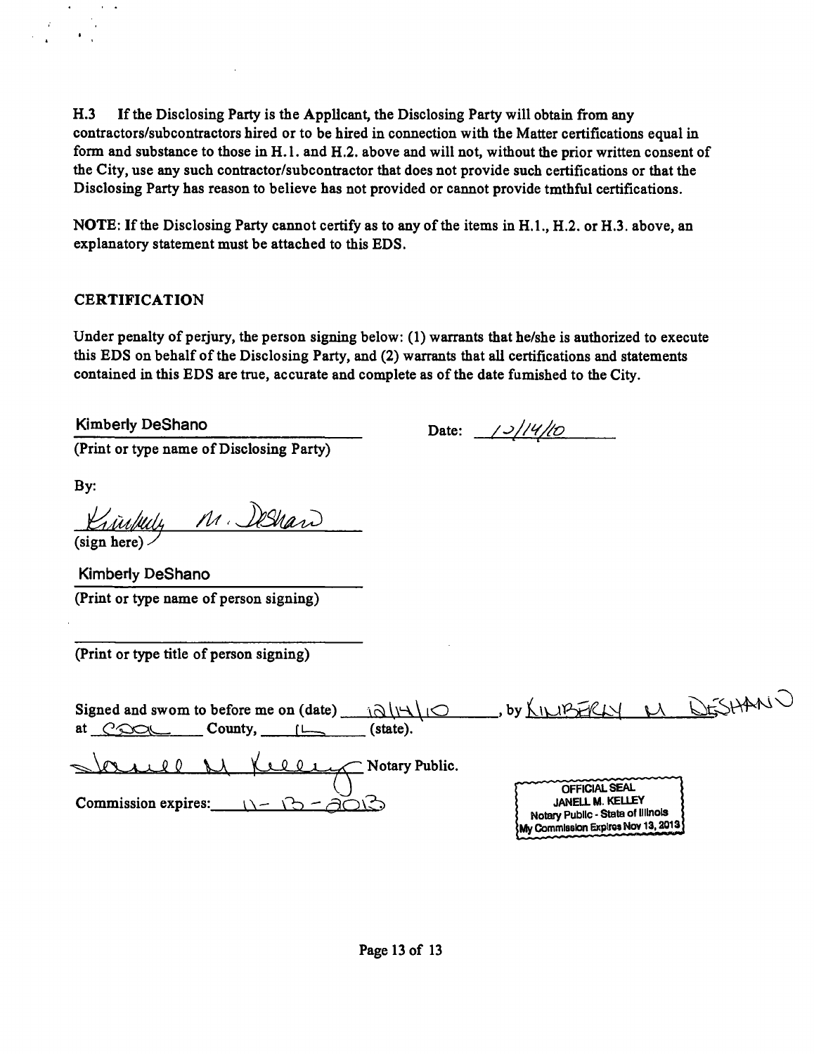H.3 If the Disclosing Party is the Applicant, the Disclosing Party will obtain from any contractors/subcontractors hired or to be hired in connection with the Matter certifications equal in form and substance to those in H.1. and H.2. above and will not, without the prior written consent of the City, use any such contractor/subcontractor that does not provide such certifications or that the Disclosing Party has reason to believe has not provided or cannot provide tmthful certifications.

**NOTE**: If the Disclosing Party cannot certify as to any of the items in H.1., H.2. or H.3. above, an explanatory statement must be attached to this EDS.

## CERTIFICATION

Under penalty of perjury, the person signing below: (1) warrants that he/she is authorized to execute this EDS on behalf of the Disclosing Party, and (2) warrants that all certifications and statements contained in this EDS are true, accurate and complete as of the date fumished to the City.

Kimberly DeShano
(Print or type name of Disclosing Party)

Date: 12/14/10

By:

Kimberly M. DeShano
(sign here)

Kimberly DeShano
(Print or type name of person signing)

(Print or type title of person signing)

Signed and swom to before me on (date) 12/14/10, by KIMBERLY M DESHANO at COOK County, IL (state).

Janell M Kelley Notary Public.

Commission expires: 11-13-2013

OFFICIAL SEAL
JANELL M. KELLEY
Notary Public - State of Illinois
My Commission Expires Nov 13, 2013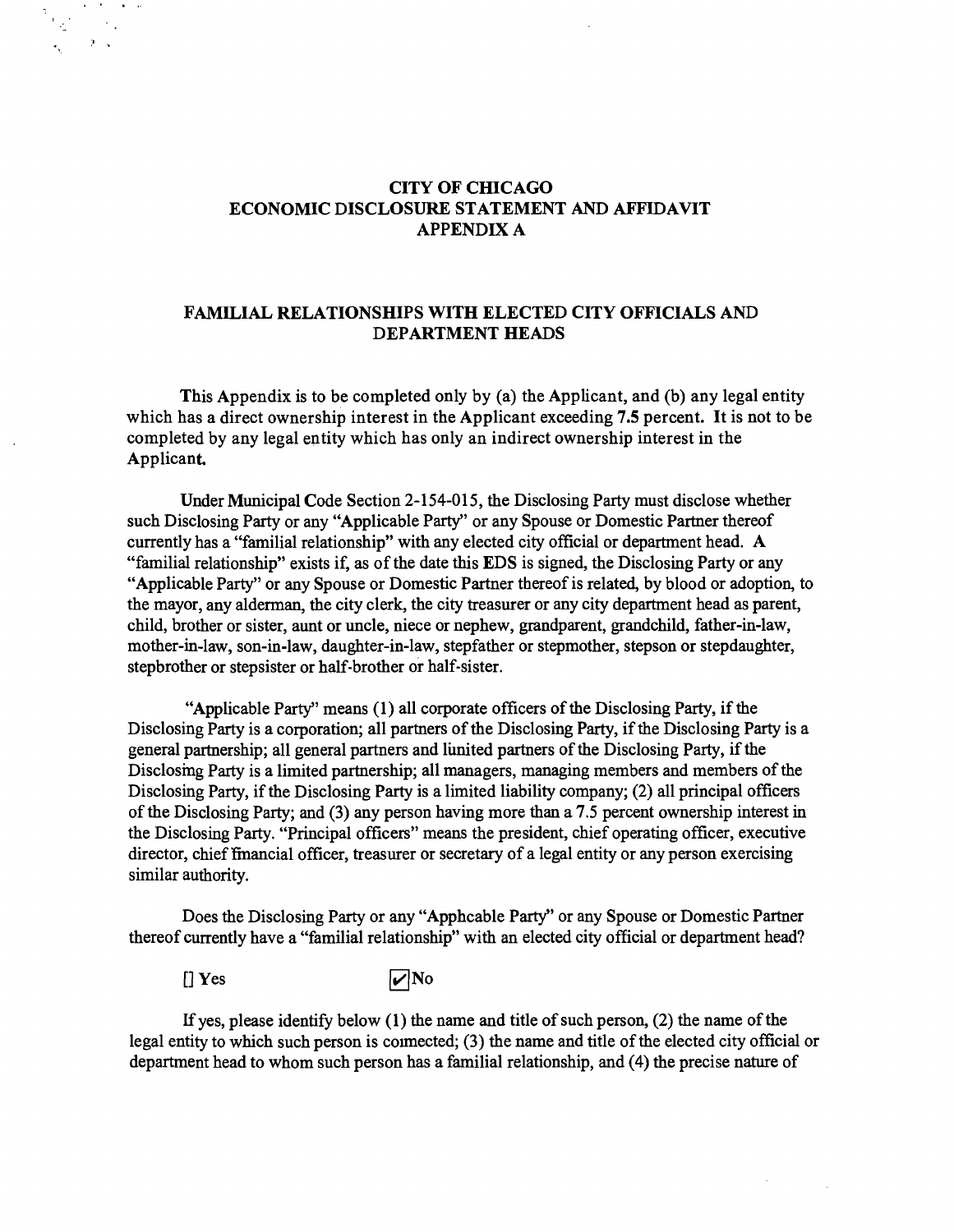# CITY OF CHICAGO
# ECONOMIC DISCLOSURE STATEMENT AND AFFIDAVIT
# APPENDIX A

## FAMILIAL RELATIONSHIPS WITH ELECTED CITY OFFICIALS AND DEPARTMENT HEADS

This Appendix is to be completed only by (a) the Applicant, and (b) any legal entity which has a direct ownership interest in the Applicant exceeding 7.5 percent. It is not to be completed by any legal entity which has only an indirect ownership interest in the Applicant.

Under Municipal Code Section 2-154-015, the Disclosing Party must disclose whether such Disclosing Party or any "Applicable Party" or any Spouse or Domestic Partner thereof currently has a "familial relationship" with any elected city official or department head. A "familial relationship" exists if, as of the date this EDS is signed, the Disclosing Party or any "Applicable Party" or any Spouse or Domestic Partner thereof is related, by blood or adoption, to the mayor, any alderman, the city clerk, the city treasurer or any city department head as parent, child, brother or sister, aunt or uncle, niece or nephew, grandparent, grandchild, father-in-law, mother-in-law, son-in-law, daughter-in-law, stepfather or stepmother, stepson or stepdaughter, stepbrother or stepsister or half-brother or half-sister.

"Applicable Party" means (1) all corporate officers of the Disclosing Party, if the Disclosing Party is a corporation; all partners of the Disclosing Party, if the Disclosing Party is a general partnership; all general partners and limited partners of the Disclosing Party, if the Disclosing Party is a limited partnership; all managers, managing members and members of the Disclosing Party, if the Disclosing Party is a limited liability company; (2) all principal officers of the Disclosing Party; and (3) any person having more than a 7.5 percent ownership interest in the Disclosing Party. "Principal officers" means the president, chief operating officer, executive director, chief financial officer, treasurer or secretary of a legal entity or any person exercising similar authority.

Does the Disclosing Party or any "Applicable Party" or any Spouse or Domestic Partner thereof currently have a "familial relationship" with an elected city official or department head?

[ ] Yes [✔] No

If yes, please identify below (1) the name and title of such person, (2) the name of the legal entity to which such person is connected; (3) the name and title of the elected city official or department head to whom such person has a familial relationship, and (4) the precise nature of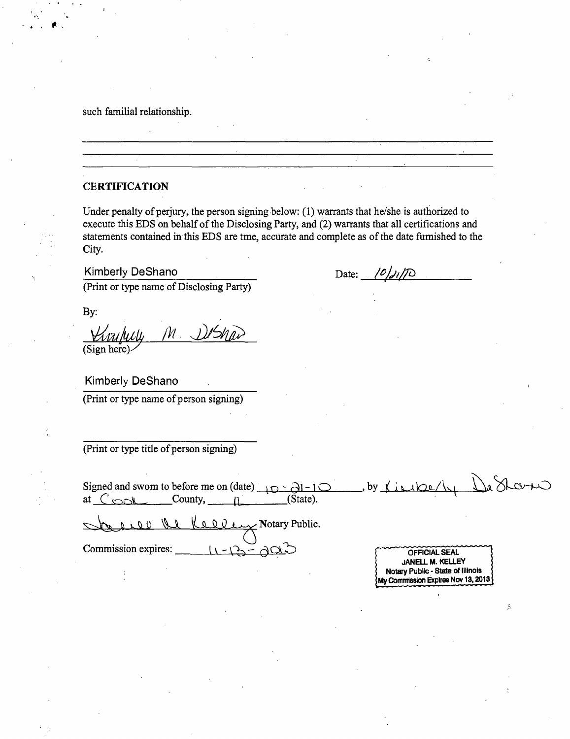such familial relationship.

## CERTIFICATION

Under penalty of perjury, the person signing below: (1) warrants that he/she is authorized to execute this EDS on behalf of the Disclosing Party, and (2) warrants that all certifications and statements contained in this EDS are tme, accurate and complete as of the date fumished to the City.

Kimberly DeShano
(Print or type name of Disclosing Party)

Date: 10/21/10

By:

Kimberly M. DeShano
(Sign here)

Kimberly DeShano
(Print or type name of person signing)

(Print or type title of person signing)

Signed and swom to before me on (date) 10-21-10, by Kimberly DeShano at Cook County, IL (State).

Janell M. Kelley Notary Public.

Commission expires: 11-13-2013

OFFICIAL SEAL
JANELL M. KELLEY
Notary Public - State of Illinois
My Commission Expires Nov 13, 2013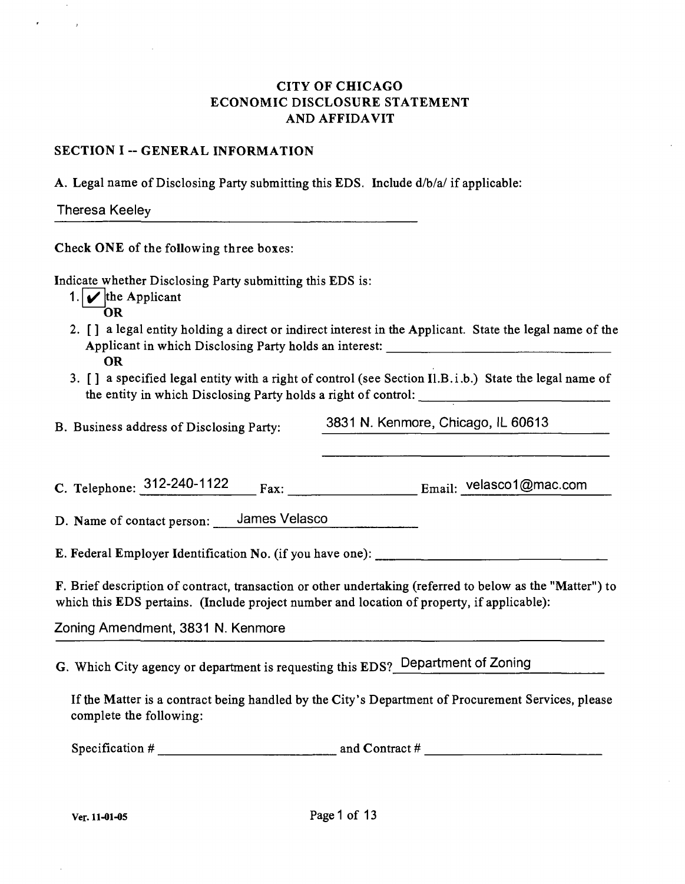# CITY OF CHICAGO
# ECONOMIC DISCLOSURE STATEMENT
# AND AFFIDAVIT

## SECTION I -- GENERAL INFORMATION

A. Legal name of Disclosing Party submitting this EDS. Include d/b/a/ if applicable:

Theresa Keeley

Check **ONE** of the following three boxes:

Indicate whether Disclosing Party submitting this EDS is:

1. [✔] the Applicant
   **OR**
2. [ ] a legal entity holding a direct or indirect interest in the Applicant. State the legal name of the Applicant in which Disclosing Party holds an interest: ______________________
   **OR**
3. [ ] a specified legal entity with a right of control (see Section II.B.i.b.) State the legal name of the entity in which Disclosing Party holds a right of control: ______________________

B. Business address of Disclosing Party: 3831 N. Kenmore, Chicago, IL 60613

C. Telephone: 312-240-1122 Fax: ______________ Email: velasco1@mac.com

D. Name of contact person: James Velasco

E. Federal Employer Identification No. (if you have one): ______________________

F. Brief description of contract, transaction or other undertaking (referred to below as the "Matter") to which this EDS pertains. (Include project number and location of property, if applicable):

Zoning Amendment, 3831 N. Kenmore

G. Which City agency or department is requesting this EDS? Department of Zoning

If the Matter is a contract being handled by the City's Department of Procurement Services, please complete the following:

Specification # ______________________ and Contract # ______________________

Ver. 11-01-05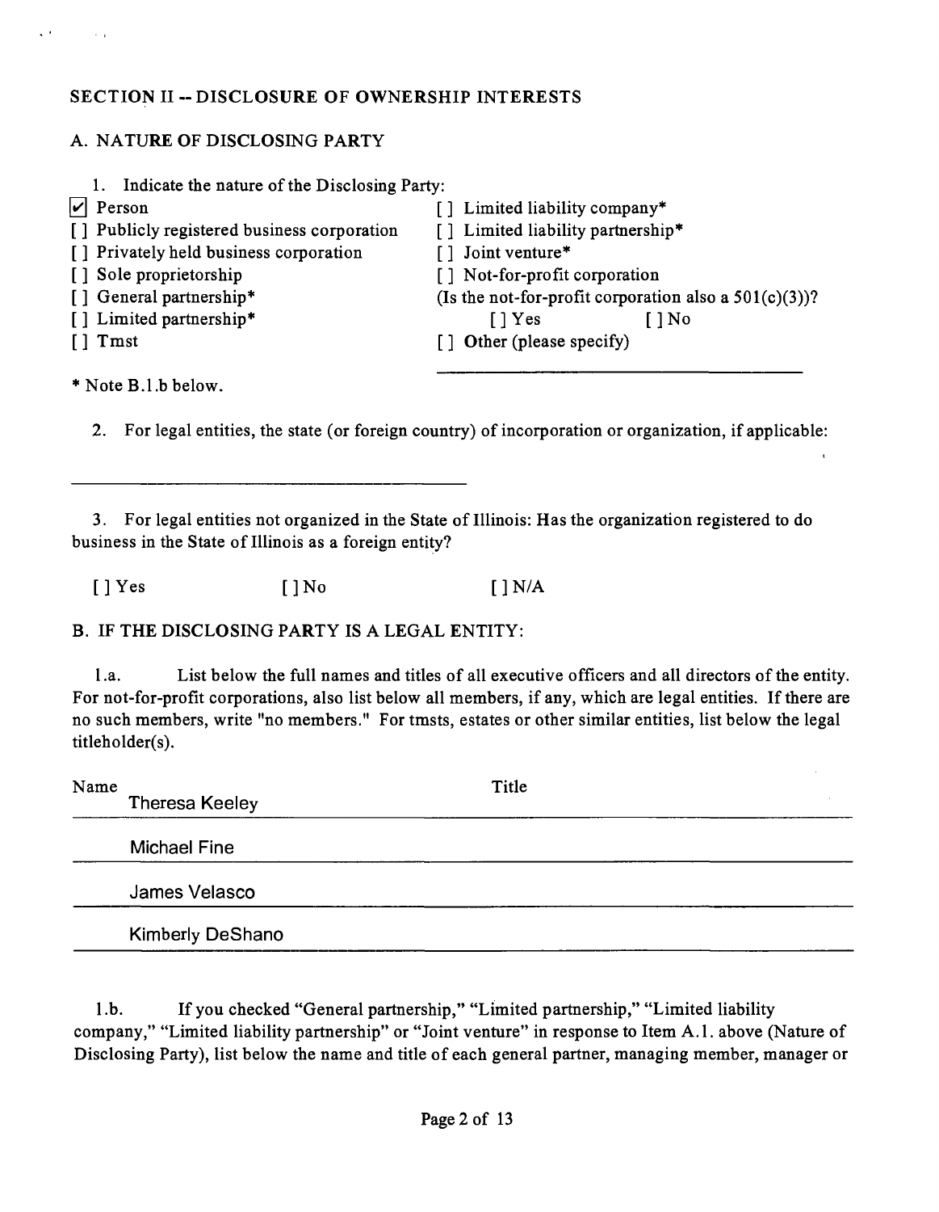## SECTION II -- DISCLOSURE OF OWNERSHIP INTERESTS

### A. NATURE OF DISCLOSING PARTY

1. Indicate the nature of the Disclosing Party:

[✔] Person
[ ] Publicly registered business corporation
[ ] Privately held business corporation
[ ] Sole proprietorship
[ ] General partnership*
[ ] Limited partnership*
[ ] Tmst
[ ] Limited liability company*
[ ] Limited liability partnership*
[ ] Joint venture*
[ ] Not-for-profit corporation
(Is the not-for-profit corporation also a 501(c)(3))?
[ ] Yes [ ] No
[ ] Other (please specify)

______________________________

* Note B.1.b below.

2. For legal entities, the state (or foreign country) of incorporation or organization, if applicable:

______________________________

3. For legal entities not organized in the State of Illinois: Has the organization registered to do business in the State of Illinois as a foreign entity?

[ ] Yes [ ] No [ ] N/A

### B. IF THE DISCLOSING PARTY IS A LEGAL ENTITY:

1.a. List below the full names and titles of all executive officers and all directors of the entity. For not-for-profit corporations, also list below all members, if any, which are legal entities. If there are no such members, write "no members." For tmsts, estates or other similar entities, list below the legal titleholder(s).

| Name | Title |
|---|---|
| Theresa Keeley | |
| Michael Fine | |
| James Velasco | |
| Kimberly DeShano | |

1.b. If you checked "General partnership," "Limited partnership," "Limited liability company," "Limited liability partnership" or "Joint venture" in response to Item A.1. above (Nature of Disclosing Party), list below the name and title of each general partner, managing member, manager or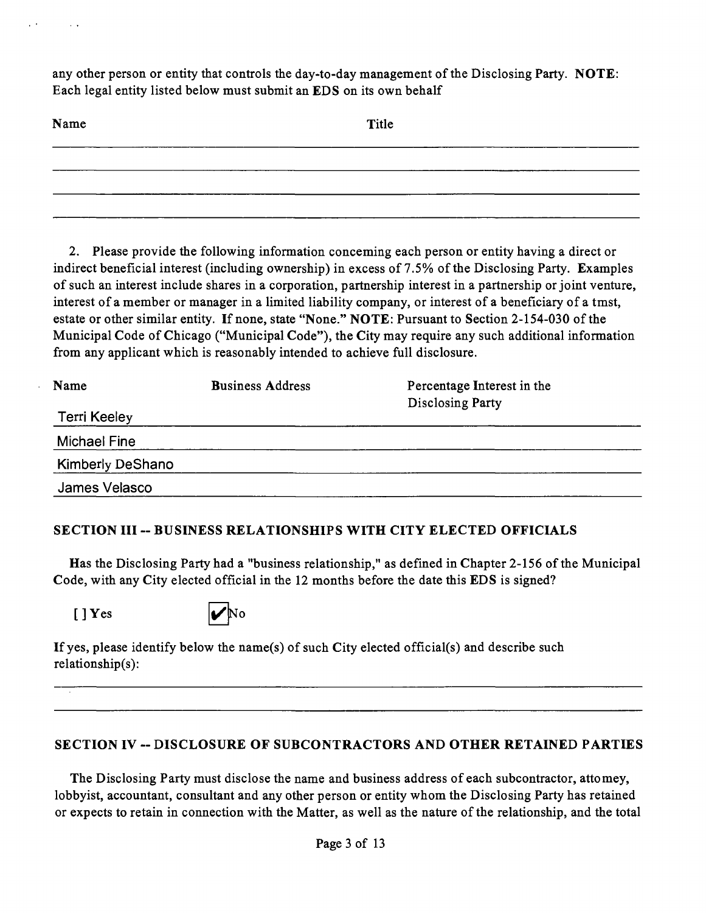any other person or entity that controls the day-to-day management of the Disclosing Party. **NOTE**: Each legal entity listed below must submit an EDS on its own behalf

| Name | Title |
|---|---|
| | |
| | |
| | |

2. Please provide the following information conceming each person or entity having a direct or indirect beneficial interest (including ownership) in excess of 7.5% of the Disclosing Party. Examples of such an interest include shares in a corporation, partnership interest in a partnership or joint venture, interest of a member or manager in a limited liability company, or interest of a beneficiary of a tmst, estate or other similar entity. If none, state "None." **NOTE**: Pursuant to Section 2-154-030 of the Municipal Code of Chicago ("Municipal Code"), the City may require any such additional information from any applicant which is reasonably intended to achieve full disclosure.

| Name | Business Address | Percentage Interest in the Disclosing Party |
|---|---|---|
| Terri Keeley | | |
| Michael Fine | | |
| Kimberly DeShano | | |
| James Velasco | | |

## SECTION III -- BUSINESS RELATIONSHIPS WITH CITY ELECTED OFFICIALS

Has the Disclosing Party had a "business relationship," as defined in Chapter 2-156 of the Municipal Code, with any City elected official in the 12 months before the date this EDS is signed?

[ ] Yes [✔] No

If yes, please identify below the name(s) of such City elected official(s) and describe such relationship(s):

## SECTION IV -- DISCLOSURE OF SUBCONTRACTORS AND OTHER RETAINED PARTIES

The Disclosing Party must disclose the name and business address of each subcontractor, attomey, lobbyist, accountant, consultant and any other person or entity whom the Disclosing Party has retained or expects to retain in connection with the Matter, as well as the nature of the relationship, and the total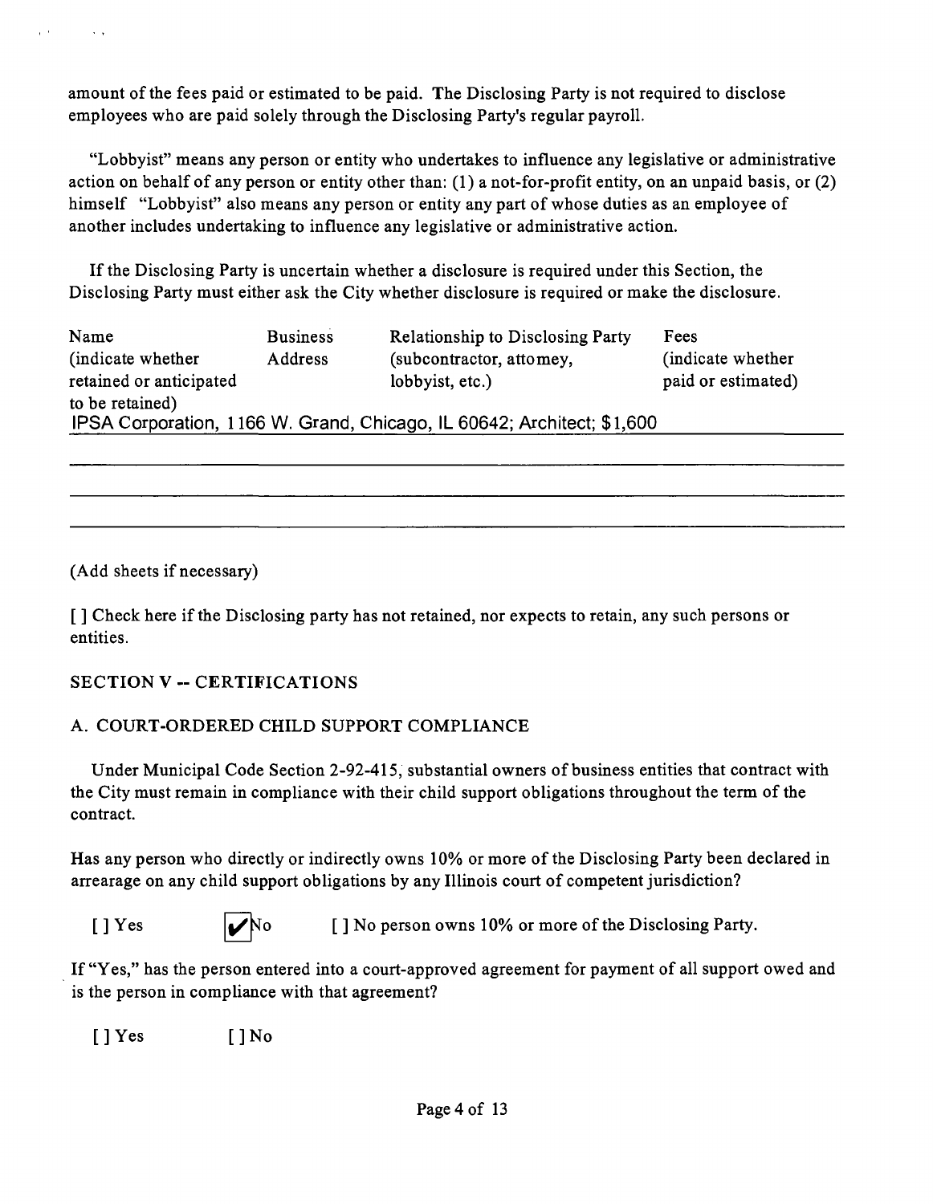amount of the fees paid or estimated to be paid. The Disclosing Party is not required to disclose employees who are paid solely through the Disclosing Party's regular payroll.

"Lobbyist" means any person or entity who undertakes to influence any legislative or administrative action on behalf of any person or entity other than: (1) a not-for-profit entity, on an unpaid basis, or (2) himself "Lobbyist" also means any person or entity any part of whose duties as an employee of another includes undertaking to influence any legislative or administrative action.

If the Disclosing Party is uncertain whether a disclosure is required under this Section, the Disclosing Party must either ask the City whether disclosure is required or make the disclosure.

| Name (indicate whether retained or anticipated to be retained) | Business Address | Relationship to Disclosing Party (subcontractor, attorney, lobbyist, etc.) | Fees (indicate whether paid or estimated) |
|---|---|---|---|
| IPSA Corporation | 1166 W. Grand, Chicago, IL 60642 | Architect | $1,600 |

(Add sheets if necessary)

[ ] Check here if the Disclosing party has not retained, nor expects to retain, any such persons or entities.

## SECTION V -- CERTIFICATIONS

### A. COURT-ORDERED CHILD SUPPORT COMPLIANCE

Under Municipal Code Section 2-92-415, substantial owners of business entities that contract with the City must remain in compliance with their child support obligations throughout the term of the contract.

Has any person who directly or indirectly owns 10% or more of the Disclosing Party been declared in arrearage on any child support obligations by any Illinois court of competent jurisdiction?

[ ] Yes     [✔] No     [ ] No person owns 10% or more of the Disclosing Party.

If "Yes," has the person entered into a court-approved agreement for payment of all support owed and is the person in compliance with that agreement?

[ ] Yes     [ ] No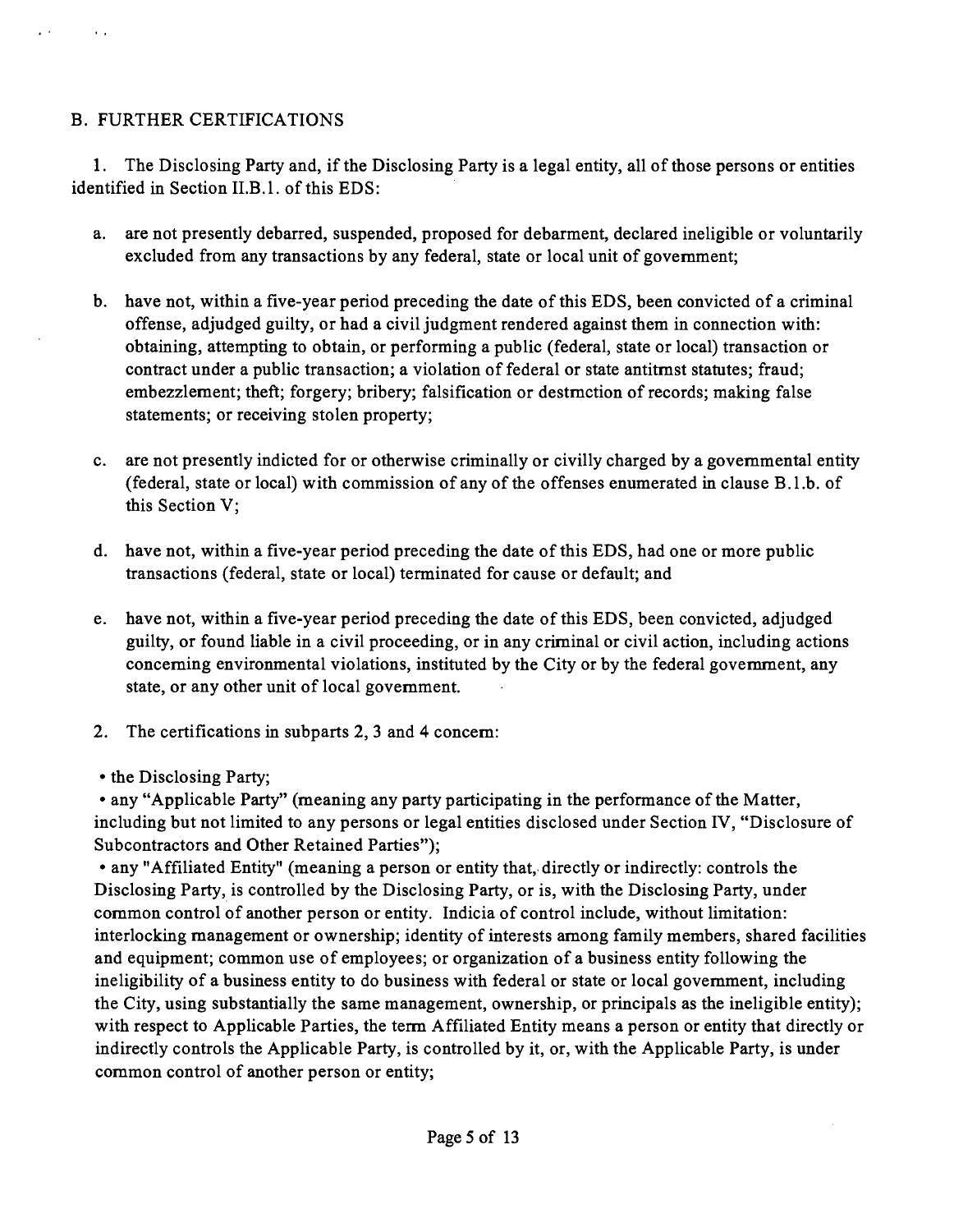## B. FURTHER CERTIFICATIONS

1. The Disclosing Party and, if the Disclosing Party is a legal entity, all of those persons or entities identified in Section II.B.1. of this EDS:

   a. are not presently debarred, suspended, proposed for debarment, declared ineligible or voluntarily excluded from any transactions by any federal, state or local unit of government;

   b. have not, within a five-year period preceding the date of this EDS, been convicted of a criminal offense, adjudged guilty, or had a civil judgment rendered against them in connection with: obtaining, attempting to obtain, or performing a public (federal, state or local) transaction or contract under a public transaction; a violation of federal or state antitmst statutes; fraud; embezzlement; theft; forgery; bribery; falsification or destmction of records; making false statements; or receiving stolen property;

   c. are not presently indicted for or otherwise criminally or civilly charged by a govemmental entity (federal, state or local) with commission of any of the offenses enumerated in clause B.1.b. of this Section V;

   d. have not, within a five-year period preceding the date of this EDS, had one or more public transactions (federal, state or local) terminated for cause or default; and

   e. have not, within a five-year period preceding the date of this EDS, been convicted, adjudged guilty, or found liable in a civil proceeding, or in any criminal or civil action, including actions conceming environmental violations, instituted by the City or by the federal govemment, any state, or any other unit of local govemment.

2. The certifications in subparts 2, 3 and 4 concem:

- the Disclosing Party;
- any "Applicable Party" (meaning any party participating in the performance of the Matter, including but not limited to any persons or legal entities disclosed under Section IV, "Disclosure of Subcontractors and Other Retained Parties");
- any "Affiliated Entity" (meaning a person or entity that, directly or indirectly: controls the Disclosing Party, is controlled by the Disclosing Party, or is, with the Disclosing Party, under common control of another person or entity. Indicia of control include, without limitation: interlocking management or ownership; identity of interests among family members, shared facilities and equipment; common use of employees; or organization of a business entity following the ineligibility of a business entity to do business with federal or state or local government, including the City, using substantially the same management, ownership, or principals as the ineligible entity); with respect to Applicable Parties, the term Affiliated Entity means a person or entity that directly or indirectly controls the Applicable Party, is controlled by it, or, with the Applicable Party, is under common control of another person or entity;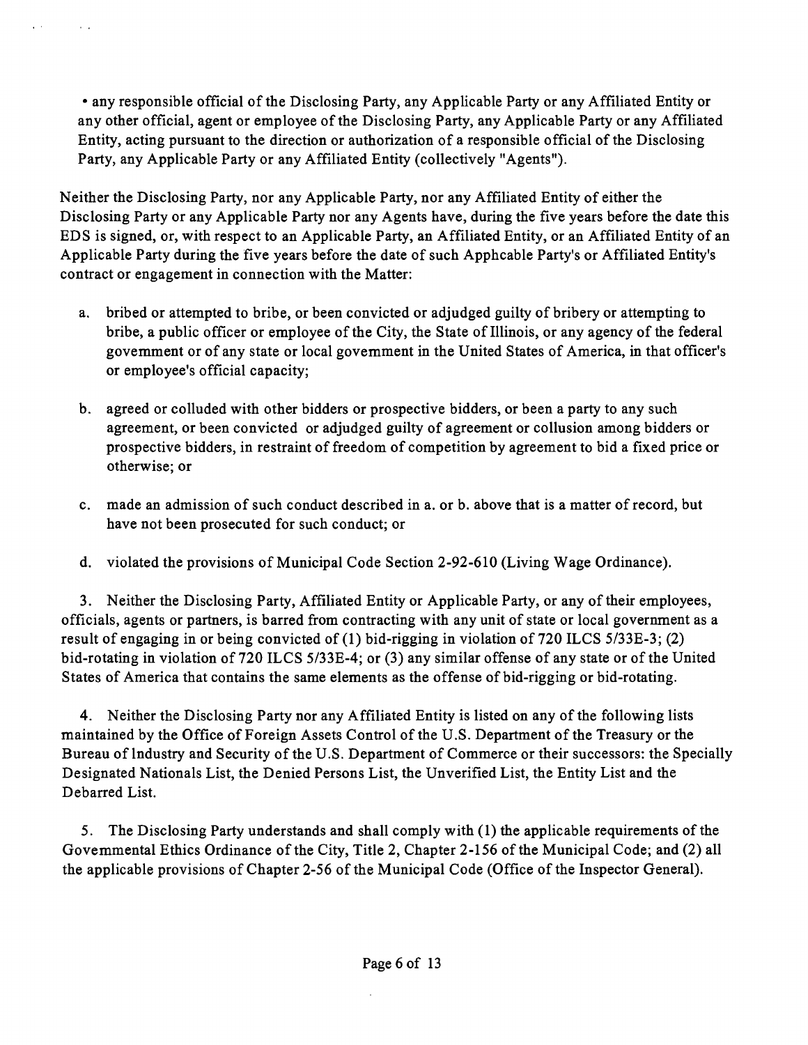• any responsible official of the Disclosing Party, any Applicable Party or any Affiliated Entity or any other official, agent or employee of the Disclosing Party, any Applicable Party or any Affiliated Entity, acting pursuant to the direction or authorization of a responsible official of the Disclosing Party, any Applicable Party or any Affiliated Entity (collectively "Agents").

Neither the Disclosing Party, nor any Applicable Party, nor any Affiliated Entity of either the Disclosing Party or any Applicable Party nor any Agents have, during the five years before the date this EDS is signed, or, with respect to an Applicable Party, an Affiliated Entity, or an Affiliated Entity of an Applicable Party during the five years before the date of such Apphcable Party's or Affiliated Entity's contract or engagement in connection with the Matter:

a. bribed or attempted to bribe, or been convicted or adjudged guilty of bribery or attempting to bribe, a public officer or employee of the City, the State of Illinois, or any agency of the federal govemment or of any state or local govemment in the United States of America, in that officer's or employee's official capacity;

b. agreed or colluded with other bidders or prospective bidders, or been a party to any such agreement, or been convicted or adjudged guilty of agreement or collusion among bidders or prospective bidders, in restraint of freedom of competition by agreement to bid a fixed price or otherwise; or

c. made an admission of such conduct described in a. or b. above that is a matter of record, but have not been prosecuted for such conduct; or

d. violated the provisions of Municipal Code Section 2-92-610 (Living Wage Ordinance).

3. Neither the Disclosing Party, Affiliated Entity or Applicable Party, or any of their employees, officials, agents or partners, is barred from contracting with any unit of state or local government as a result of engaging in or being convicted of (1) bid-rigging in violation of 720 ILCS 5/33E-3; (2) bid-rotating in violation of 720 ILCS 5/33E-4; or (3) any similar offense of any state or of the United States of America that contains the same elements as the offense of bid-rigging or bid-rotating.

4. Neither the Disclosing Party nor any Affiliated Entity is listed on any of the following lists maintained by the Office of Foreign Assets Control of the U.S. Department of the Treasury or the Bureau of lndustry and Security of the U.S. Department of Commerce or their successors: the Specially Designated Nationals List, the Denied Persons List, the Unverified List, the Entity List and the Debarred List.

5. The Disclosing Party understands and shall comply with (1) the applicable requirements of the Govemmental Ethics Ordinance of the City, Title 2, Chapter 2-156 of the Municipal Code; and (2) all the applicable provisions of Chapter 2-56 of the Municipal Code (Office of the Inspector General).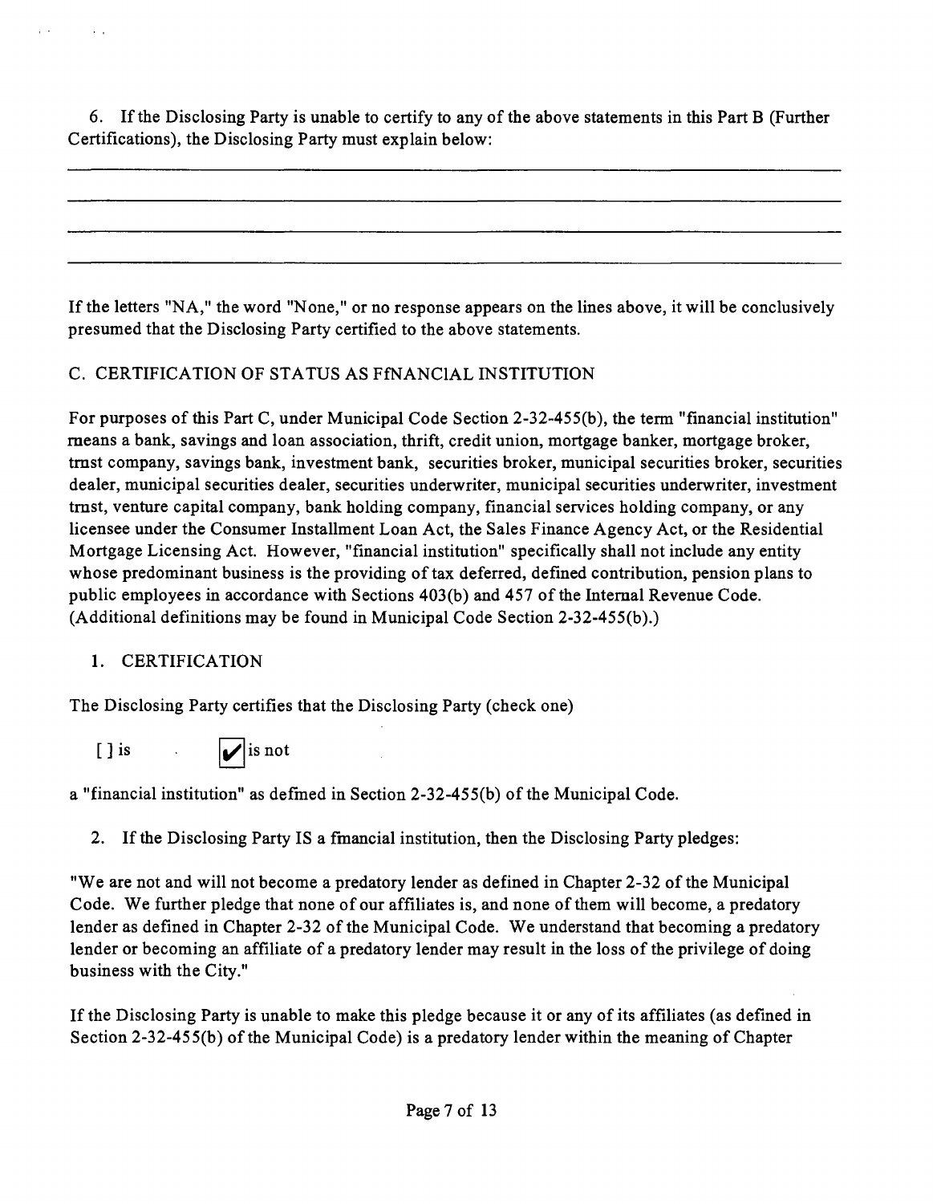6. If the Disclosing Party is unable to certify to any of the above statements in this Part B (Further Certifications), the Disclosing Party must explain below:

_______________________________________________________________________________

_______________________________________________________________________________

_______________________________________________________________________________

_______________________________________________________________________________

If the letters "NA," the word "None," or no response appears on the lines above, it will be conclusively presumed that the Disclosing Party certified to the above statements.

## C. CERTIFICATION OF STATUS AS FfNANCIAL INSTITUTION

For purposes of this Part C, under Municipal Code Section 2-32-455(b), the term "financial institution" means a bank, savings and loan association, thrift, credit union, mortgage banker, mortgage broker, trnst company, savings bank, investment bank, securities broker, municipal securities broker, securities dealer, municipal securities dealer, securities underwriter, municipal securities underwriter, investment trnst, venture capital company, bank holding company, financial services holding company, or any licensee under the Consumer Installment Loan Act, the Sales Finance Agency Act, or the Residential Mortgage Licensing Act. However, "financial institution" specifically shall not include any entity whose predominant business is the providing of tax deferred, defined contribution, pension plans to public employees in accordance with Sections 403(b) and 457 of the Internal Revenue Code. (Additional definitions may be found in Municipal Code Section 2-32-455(b).)

1. CERTIFICATION

The Disclosing Party certifies that the Disclosing Party (check one)

[ ] is [✔] is not

a "financial institution" as defmed in Section 2-32-455(b) of the Municipal Code.

2. If the Disclosing Party IS a fmancial institution, then the Disclosing Party pledges:

"We are not and will not become a predatory lender as defined in Chapter 2-32 of the Municipal Code. We further pledge that none of our affiliates is, and none of them will become, a predatory lender as defined in Chapter 2-32 of the Municipal Code. We understand that becoming a predatory lender or becoming an affiliate of a predatory lender may result in the loss of the privilege of doing business with the City."

If the Disclosing Party is unable to make this pledge because it or any of its affiliates (as defined in Section 2-32-455(b) of the Municipal Code) is a predatory lender within the meaning of Chapter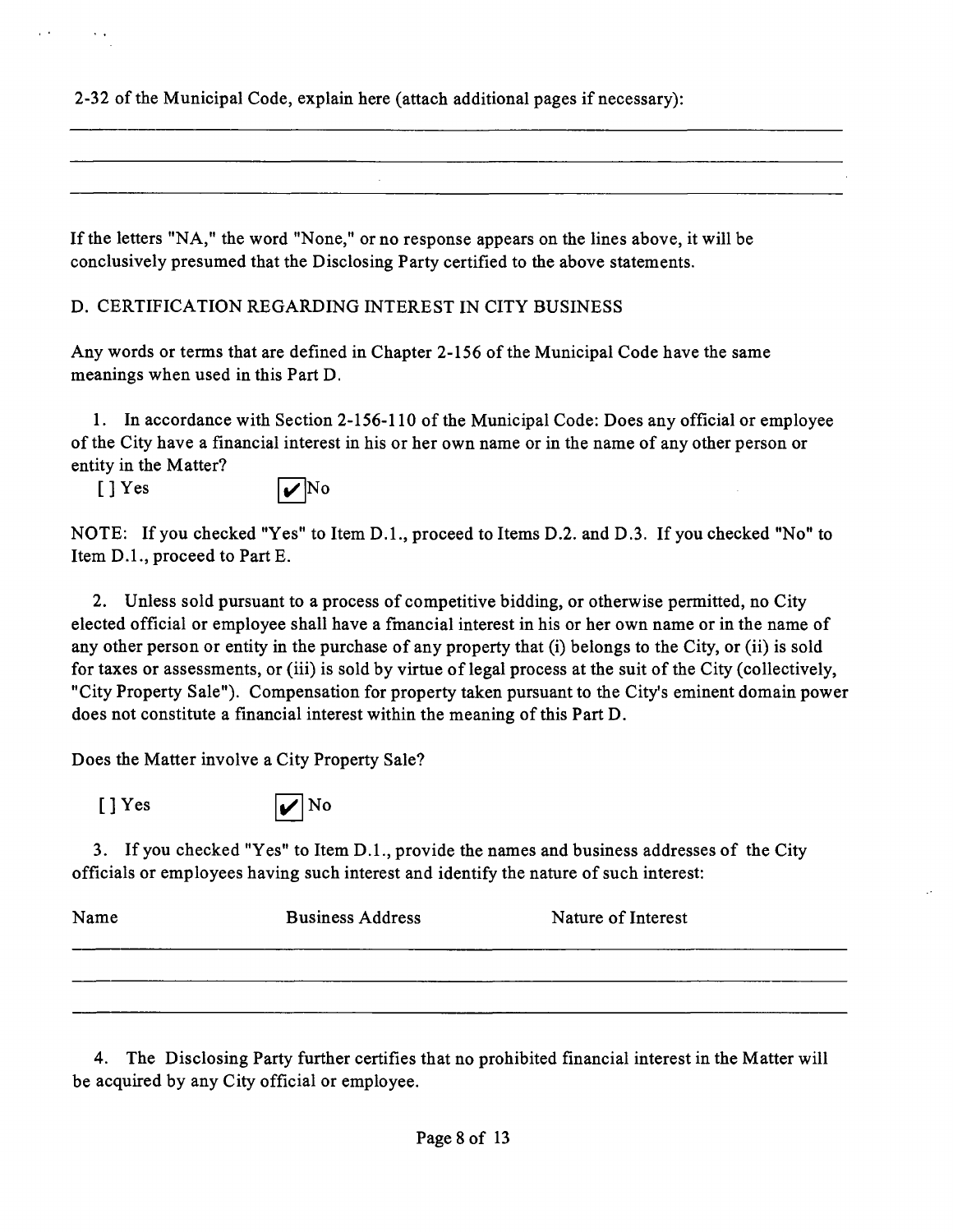2-32 of the Municipal Code, explain here (attach additional pages if necessary):

\_\_\_\_\_\_\_\_\_\_\_\_\_\_\_\_\_\_\_\_\_\_\_\_\_\_\_\_\_\_\_\_\_\_\_\_\_\_\_\_\_\_\_\_\_\_\_\_\_\_\_\_\_\_\_\_\_\_\_\_

\_\_\_\_\_\_\_\_\_\_\_\_\_\_\_\_\_\_\_\_\_\_\_\_\_\_\_\_\_\_\_\_\_\_\_\_\_\_\_\_\_\_\_\_\_\_\_\_\_\_\_\_\_\_\_\_\_\_\_\_

\_\_\_\_\_\_\_\_\_\_\_\_\_\_\_\_\_\_\_\_\_\_\_\_\_\_\_\_\_\_\_\_\_\_\_\_\_\_\_\_\_\_\_\_\_\_\_\_\_\_\_\_\_\_\_\_\_\_\_\_

If the letters "NA," the word "None," or no response appears on the lines above, it will be conclusively presumed that the Disclosing Party certified to the above statements.

## D. CERTIFICATION REGARDING INTEREST IN CITY BUSINESS

Any words or terms that are defined in Chapter 2-156 of the Municipal Code have the same meanings when used in this Part D.

1. In accordance with Section 2-156-110 of the Municipal Code: Does any official or employee of the City have a financial interest in his or her own name or in the name of any other person or entity in the Matter?

[ ] Yes [✔] No

NOTE: If you checked "Yes" to Item D.1., proceed to Items D.2. and D.3. If you checked "No" to Item D.1., proceed to Part E.

2. Unless sold pursuant to a process of competitive bidding, or otherwise permitted, no City elected official or employee shall have a financial interest in his or her own name or in the name of any other person or entity in the purchase of any property that (i) belongs to the City, or (ii) is sold for taxes or assessments, or (iii) is sold by virtue of legal process at the suit of the City (collectively, "City Property Sale"). Compensation for property taken pursuant to the City's eminent domain power does not constitute a financial interest within the meaning of this Part D.

Does the Matter involve a City Property Sale?

[ ] Yes [✔] No

3. If you checked "Yes" to Item D.1., provide the names and business addresses of the City officials or employees having such interest and identify the nature of such interest:

| Name | Business Address | Nature of Interest |
| --- | --- | --- |
| | | |
| | | |
| | | |

4. The Disclosing Party further certifies that no prohibited financial interest in the Matter will be acquired by any City official or employee.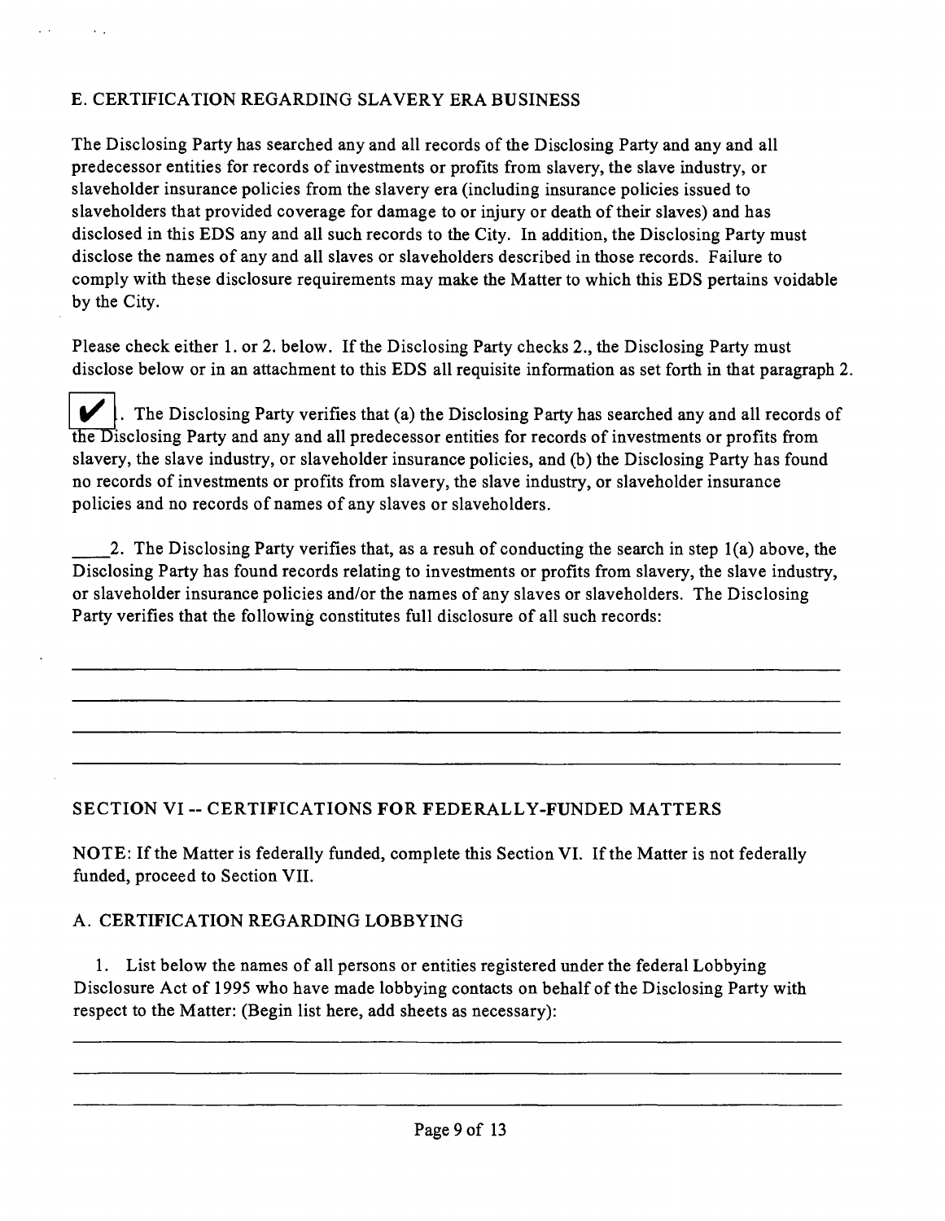## E. CERTIFICATION REGARDING SLAVERY ERA BUSINESS

The Disclosing Party has searched any and all records of the Disclosing Party and any and all predecessor entities for records of investments or profits from slavery, the slave industry, or slaveholder insurance policies from the slavery era (including insurance policies issued to slaveholders that provided coverage for damage to or injury or death of their slaves) and has disclosed in this EDS any and all such records to the City. In addition, the Disclosing Party must disclose the names of any and all slaves or slaveholders described in those records. Failure to comply with these disclosure requirements may make the Matter to which this EDS pertains voidable by the City.

Please check either 1. or 2. below. If the Disclosing Party checks 2., the Disclosing Party must disclose below or in an attachment to this EDS all requisite information as set forth in that paragraph 2.

☑ 1. The Disclosing Party verifies that (a) the Disclosing Party has searched any and all records of the Disclosing Party and any and all predecessor entities for records of investments or profits from slavery, the slave industry, or slaveholder insurance policies, and (b) the Disclosing Party has found no records of investments or profits from slavery, the slave industry, or slaveholder insurance policies and no records of names of any slaves or slaveholders.

____2. The Disclosing Party verifies that, as a resuh of conducting the search in step 1(a) above, the Disclosing Party has found records relating to investments or profits from slavery, the slave industry, or slaveholder insurance policies and/or the names of any slaves or slaveholders. The Disclosing Party verifies that the following constitutes full disclosure of all such records:

______________________________________________________________________________

______________________________________________________________________________

______________________________________________________________________________

______________________________________________________________________________

## SECTION VI -- CERTIFICATIONS FOR FEDERALLY-FUNDED MATTERS

NOTE: If the Matter is federally funded, complete this Section VI. If the Matter is not federally funded, proceed to Section VII.

### A. CERTIFICATION REGARDING LOBBYING

1. List below the names of all persons or entities registered under the federal Lobbying Disclosure Act of 1995 who have made lobbying contacts on behalf of the Disclosing Party with respect to the Matter: (Begin list here, add sheets as necessary):

______________________________________________________________________________

______________________________________________________________________________

______________________________________________________________________________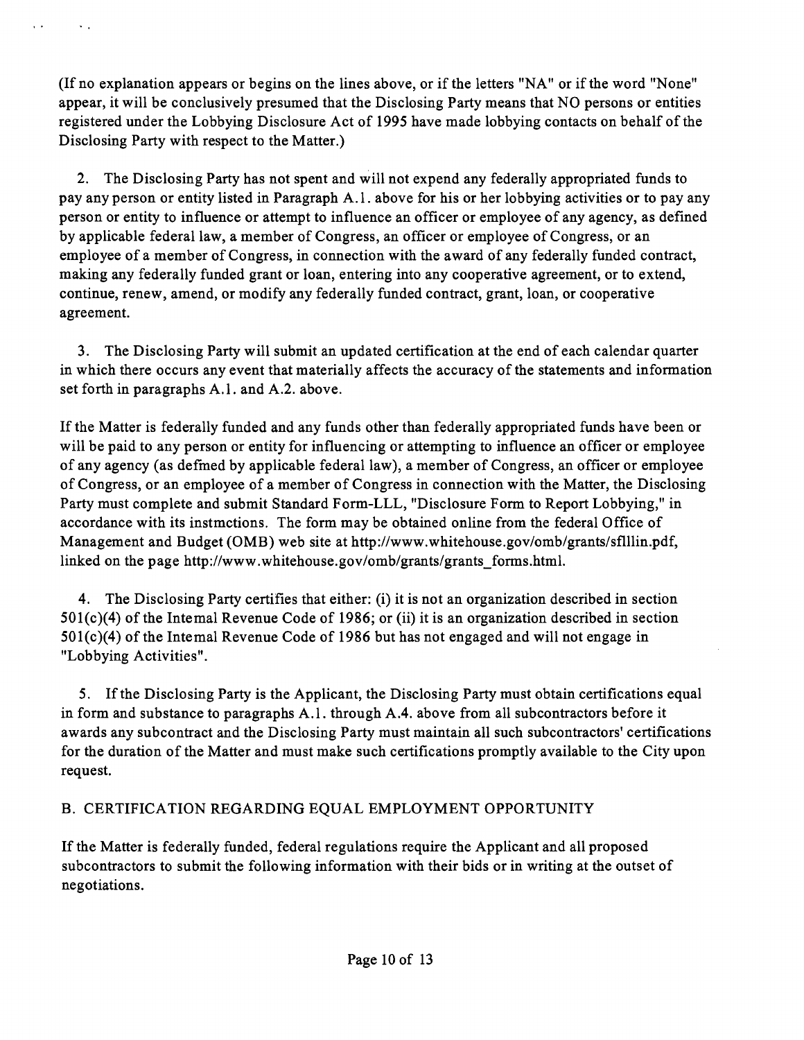(If no explanation appears or begins on the lines above, or if the letters "NA" or if the word "None" appear, it will be conclusively presumed that the Disclosing Party means that NO persons or entities registered under the Lobbying Disclosure Act of 1995 have made lobbying contacts on behalf of the Disclosing Party with respect to the Matter.)

2. The Disclosing Party has not spent and will not expend any federally appropriated funds to pay any person or entity listed in Paragraph A.1. above for his or her lobbying activities or to pay any person or entity to influence or attempt to influence an officer or employee of any agency, as defined by applicable federal law, a member of Congress, an officer or employee of Congress, or an employee of a member of Congress, in connection with the award of any federally funded contract, making any federally funded grant or loan, entering into any cooperative agreement, or to extend, continue, renew, amend, or modify any federally funded contract, grant, loan, or cooperative agreement.

3. The Disclosing Party will submit an updated certification at the end of each calendar quarter in which there occurs any event that materially affects the accuracy of the statements and information set forth in paragraphs A.1. and A.2. above.

If the Matter is federally funded and any funds other than federally appropriated funds have been or will be paid to any person or entity for influencing or attempting to influence an officer or employee of any agency (as defmed by applicable federal law), a member of Congress, an officer or employee of Congress, or an employee of a member of Congress in connection with the Matter, the Disclosing Party must complete and submit Standard Form-LLL, "Disclosure Form to Report Lobbying," in accordance with its instmctions. The form may be obtained online from the federal Office of Management and Budget (OMB) web site at http://www.whitehouse.gov/omb/grants/sflllin.pdf, linked on the page http://www.whitehouse.gov/omb/grants/grants_forms.html.

4. The Disclosing Party certifies that either: (i) it is not an organization described in section 501(c)(4) of the Intemal Revenue Code of 1986; or (ii) it is an organization described in section 501(c)(4) of the Intemal Revenue Code of 1986 but has not engaged and will not engage in "Lobbying Activities".

5. If the Disclosing Party is the Applicant, the Disclosing Party must obtain certifications equal in form and substance to paragraphs A.1. through A.4. above from all subcontractors before it awards any subcontract and the Disclosing Party must maintain all such subcontractors' certifications for the duration of the Matter and must make such certifications promptly available to the City upon request.

## B. CERTIFICATION REGARDING EQUAL EMPLOYMENT OPPORTUNITY

If the Matter is federally funded, federal regulations require the Applicant and all proposed subcontractors to submit the following information with their bids or in writing at the outset of negotiations.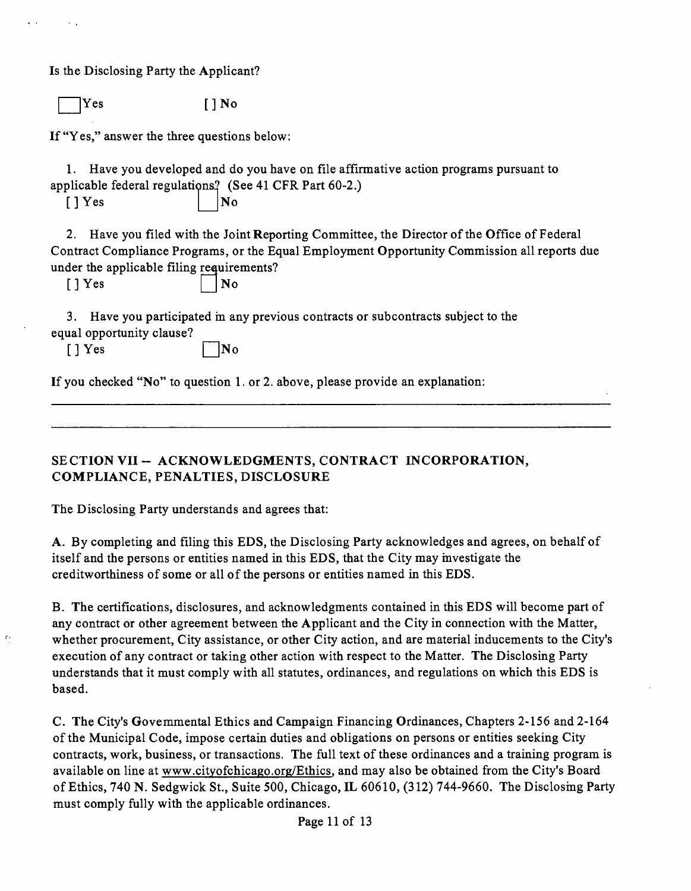Is the Disclosing Party the Applicant?

[ ] Yes [ ] No

If "Yes," answer the three questions below:

1. Have you developed and do you have on file affirmative action programs pursuant to applicable federal regulations? (See 41 CFR Part 60-2.)

[ ] Yes [ ] No

2. Have you filed with the Joint Reporting Committee, the Director of the Office of Federal Contract Compliance Programs, or the Equal Employment Opportunity Commission all reports due under the applicable filing requirements?

[ ] Yes [ ] No

3. Have you participated in any previous contracts or subcontracts subject to the equal opportunity clause?

[ ] Yes [ ] No

If you checked "No" to question 1. or 2. above, please provide an explanation:

______________________________________________________________________________

______________________________________________________________________________

## SECTION VII -- ACKNOWLEDGMENTS, CONTRACT INCORPORATION, COMPLIANCE, PENALTIES, DISCLOSURE

The Disclosing Party understands and agrees that:

A. By completing and filing this EDS, the Disclosing Party acknowledges and agrees, on behalf of itself and the persons or entities named in this EDS, that the City may investigate the creditworthiness of some or all of the persons or entities named in this EDS.

B. The certifications, disclosures, and acknowledgments contained in this EDS will become part of any contract or other agreement between the Applicant and the City in connection with the Matter, whether procurement, City assistance, or other City action, and are material inducements to the City's execution of any contract or taking other action with respect to the Matter. The Disclosing Party understands that it must comply with all statutes, ordinances, and regulations on which this EDS is based.

C. The City's Governmental Ethics and Campaign Financing Ordinances, Chapters 2-156 and 2-164 of the Municipal Code, impose certain duties and obligations on persons or entities seeking City contracts, work, business, or transactions. The full text of these ordinances and a training program is available on line at www.cityofchicago.org/Ethics, and may also be obtained from the City's Board of Ethics, 740 N. Sedgwick St., Suite 500, Chicago, IL 60610, (312) 744-9660. The Disclosing Party must comply fully with the applicable ordinances.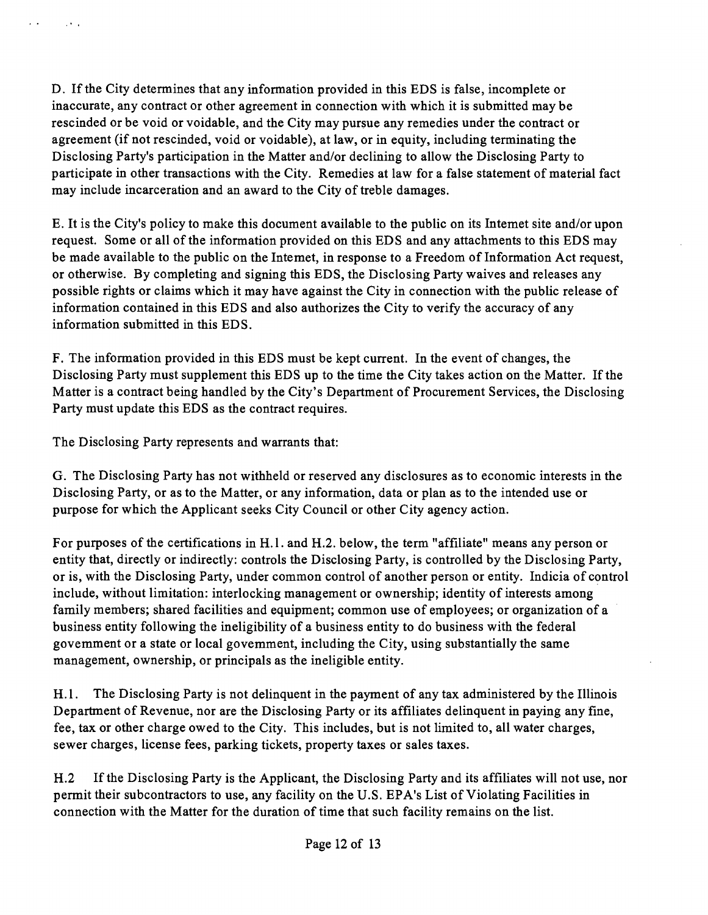D. If the City determines that any information provided in this EDS is false, incomplete or inaccurate, any contract or other agreement in connection with which it is submitted may be rescinded or be void or voidable, and the City may pursue any remedies under the contract or agreement (if not rescinded, void or voidable), at law, or in equity, including terminating the Disclosing Party's participation in the Matter and/or declining to allow the Disclosing Party to participate in other transactions with the City. Remedies at law for a false statement of material fact may include incarceration and an award to the City of treble damages.

E. It is the City's policy to make this document available to the public on its Internet site and/or upon request. Some or all of the information provided on this EDS and any attachments to this EDS may be made available to the public on the Internet, in response to a Freedom of Information Act request, or otherwise. By completing and signing this EDS, the Disclosing Party waives and releases any possible rights or claims which it may have against the City in connection with the public release of information contained in this EDS and also authorizes the City to verify the accuracy of any information submitted in this EDS.

F. The information provided in this EDS must be kept current. In the event of changes, the Disclosing Party must supplement this EDS up to the time the City takes action on the Matter. If the Matter is a contract being handled by the City's Department of Procurement Services, the Disclosing Party must update this EDS as the contract requires.

The Disclosing Party represents and warrants that:

G. The Disclosing Party has not withheld or reserved any disclosures as to economic interests in the Disclosing Party, or as to the Matter, or any information, data or plan as to the intended use or purpose for which the Applicant seeks City Council or other City agency action.

For purposes of the certifications in H.1. and H.2. below, the term "affiliate" means any person or entity that, directly or indirectly: controls the Disclosing Party, is controlled by the Disclosing Party, or is, with the Disclosing Party, under common control of another person or entity. Indicia of control include, without limitation: interlocking management or ownership; identity of interests among family members; shared facilities and equipment; common use of employees; or organization of a business entity following the ineligibility of a business entity to do business with the federal government or a state or local government, including the City, using substantially the same management, ownership, or principals as the ineligible entity.

H.1. The Disclosing Party is not delinquent in the payment of any tax administered by the Illinois Department of Revenue, nor are the Disclosing Party or its affiliates delinquent in paying any fine, fee, tax or other charge owed to the City. This includes, but is not limited to, all water charges, sewer charges, license fees, parking tickets, property taxes or sales taxes.

H.2 If the Disclosing Party is the Applicant, the Disclosing Party and its affiliates will not use, nor permit their subcontractors to use, any facility on the U.S. EPA's List of Violating Facilities in connection with the Matter for the duration of time that such facility remains on the list.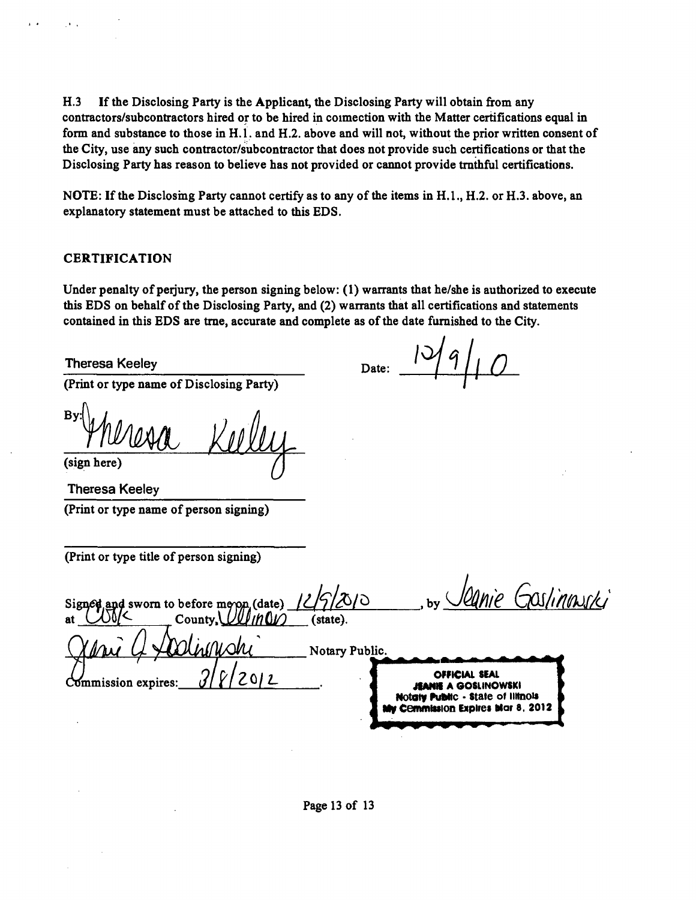H.3 If the Disclosing Party is the Applicant, the Disclosing Party will obtain from any contractors/subcontractors hired or to be hired in connection with the Matter certifications equal in form and substance to those in H.1. and H.2. above and will not, without the prior written consent of the City, use any such contractor/subcontractor that does not provide such certifications or that the Disclosing Party has reason to believe has not provided or cannot provide truthful certifications.

NOTE: If the Disclosing Party cannot certify as to any of the items in H.1., H.2. or H.3. above, an explanatory statement must be attached to this EDS.

## CERTIFICATION

Under penalty of perjury, the person signing below: (1) warrants that he/she is authorized to execute this EDS on behalf of the Disclosing Party, and (2) warrants that all certifications and statements contained in this EDS are true, accurate and complete as of the date furnished to the City.

Theresa Keeley
(Print or type name of Disclosing Party)

Date: 12/9/10

By: Theresa Keeley
(sign here)

Theresa Keeley
(Print or type name of person signing)

(Print or type title of person signing)

Signed and sworn to before me on (date) 12/9/2010, by Jeanie Goslinowski at Cook County, Illinois (state).

Jeanie A Goslinowski Notary Public.

Commission expires: 3/8/2012.

OFFICIAL SEAL
JEANIE A GOSLINOWSKI
Notary Public - State of Illinois
My Commission Expires Mar 8, 2012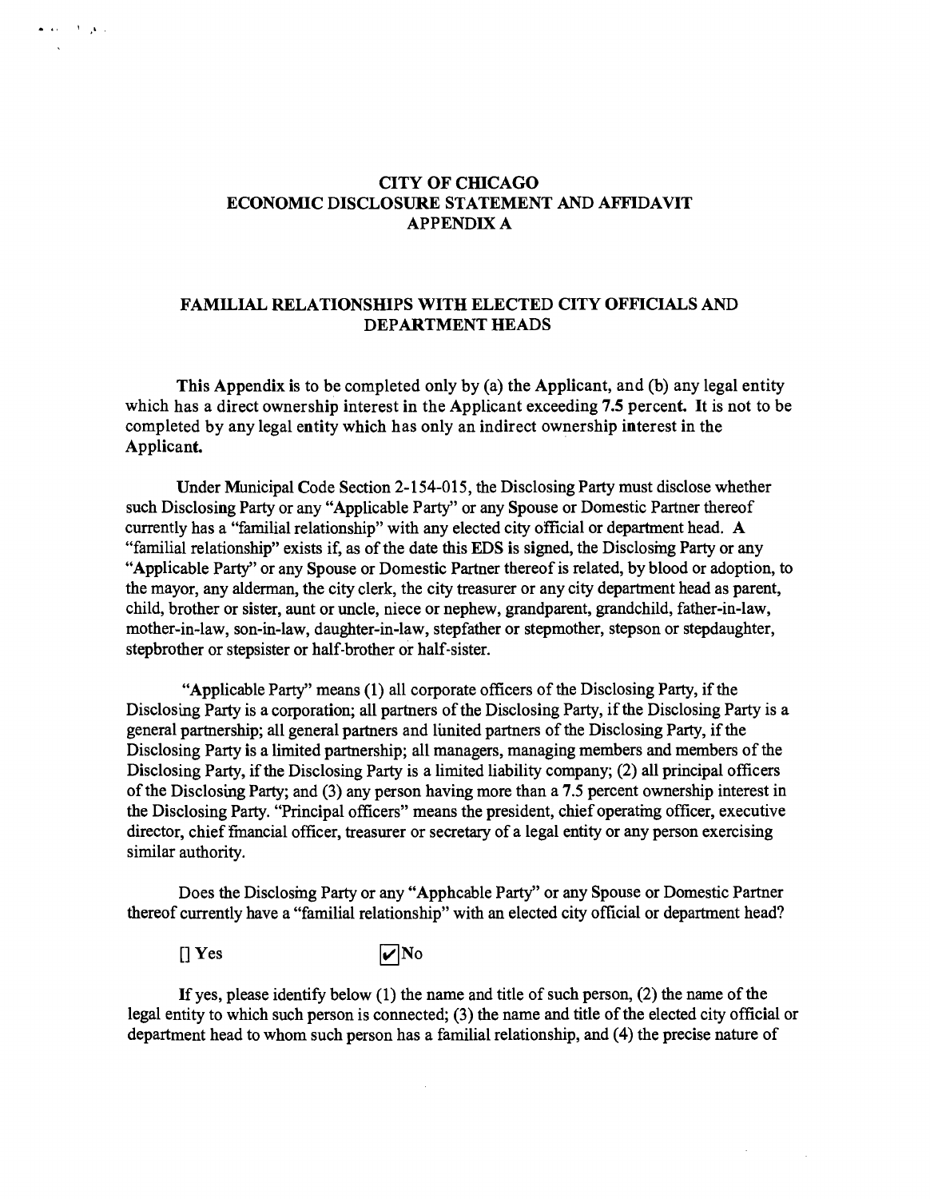# CITY OF CHICAGO
# ECONOMIC DISCLOSURE STATEMENT AND AFFIDAVIT
# APPENDIX A

## FAMILIAL RELATIONSHIPS WITH ELECTED CITY OFFICIALS AND DEPARTMENT HEADS

**This Appendix is to be completed only by (a) the Applicant, and (b) any legal entity which has a direct ownership interest in the Applicant exceeding 7.5 percent. It is not to be completed by any legal entity which has only an indirect ownership interest in the Applicant.**

Under Municipal Code Section 2-154-015, the Disclosing Party must disclose whether such Disclosing Party or any "Applicable Party" or any Spouse or Domestic Partner thereof currently has a "familial relationship" with any elected city official or department head. A "familial relationship" exists if, as of the date this EDS is signed, the Disclosing Party or any "Applicable Party" or any Spouse or Domestic Partner thereof is related, by blood or adoption, to the mayor, any alderman, the city clerk, the city treasurer or any city department head as parent, child, brother or sister, aunt or uncle, niece or nephew, grandparent, grandchild, father-in-law, mother-in-law, son-in-law, daughter-in-law, stepfather or stepmother, stepson or stepdaughter, stepbrother or stepsister or half-brother or half-sister.

"Applicable Party" means (1) all corporate officers of the Disclosing Party, if the Disclosing Party is a corporation; all partners of the Disclosing Party, if the Disclosing Party is a general partnership; all general partners and limited partners of the Disclosing Party, if the Disclosing Party is a limited partnership; all managers, managing members and members of the Disclosing Party, if the Disclosing Party is a limited liability company; (2) all principal officers of the Disclosing Party; and (3) any person having more than a 7.5 percent ownership interest in the Disclosing Party. "Principal officers" means the president, chief operating officer, executive director, chief financial officer, treasurer or secretary of a legal entity or any person exercising similar authority.

Does the Disclosing Party or any "Applicable Party" or any Spouse or Domestic Partner thereof currently have a "familial relationship" with an elected city official or department head?

[] Yes [✔] No

If yes, please identify below (1) the name and title of such person, (2) the name of the legal entity to which such person is connected; (3) the name and title of the elected city official or department head to whom such person has a familial relationship, and (4) the precise nature of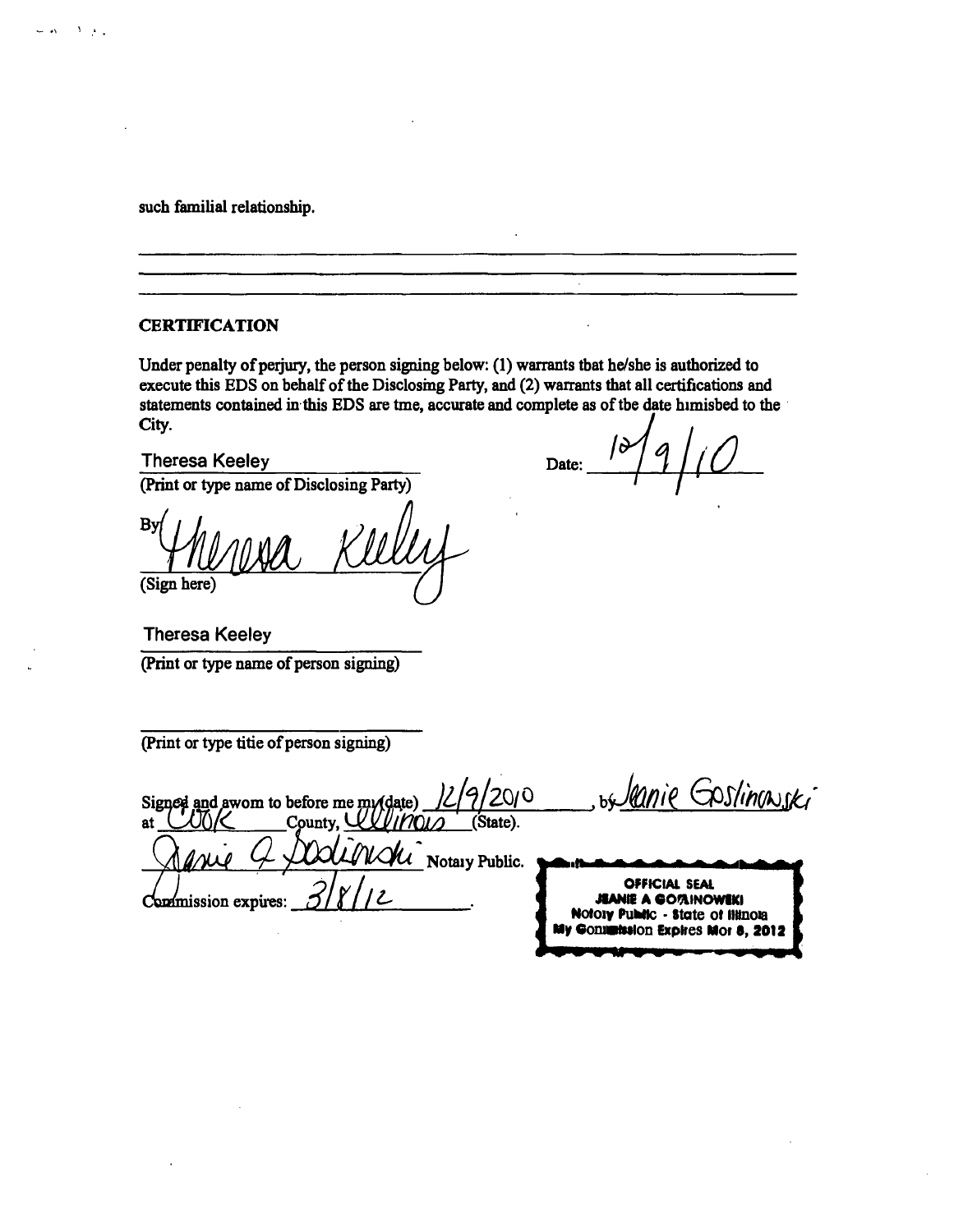such familial relationship.

---

---

---

### CERTIFICATION

Under penalty of perjury, the person signing below: (1) warrants tbat he/she is authorized to execute this EDS on behalf of the Disclosing Party, and (2) warrants that all certifications and statements contained in this EDS are tme, accurate and complete as of tbe date hmisbed to the City.

Theresa Keeley
(Print or type name of Disclosing Party)

Date: 12/9/10

By: Theresa Keeley
(Sign here)

Theresa Keeley
(Print or type name of person signing)

(Print or type titie of person signing)

Signed and awom to before me my (date) 12/9/2010, by Jeanie Goslinowski at Cook County, Illinois (State).

Jeanie A Gosinowski Notaiy Public.

Commission expires: 3/8/12.

OFFICIAL SEAL
JEANIE A GOSINOWSKI
Notary Public - State of Illinois
My Commission Expires Mar 8, 2012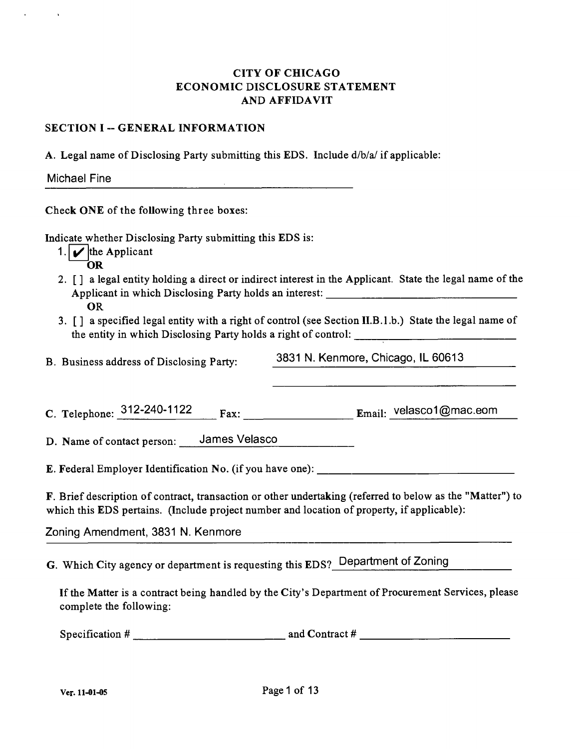# CITY OF CHICAGO
# ECONOMIC DISCLOSURE STATEMENT
# AND AFFIDAVIT

## SECTION I -- GENERAL INFORMATION

A. Legal name of Disclosing Party submitting this EDS. Include d/b/a/ if applicable:

Michael Fine

Check **ONE** of the following three boxes:

Indicate whether Disclosing Party submitting this EDS is:

1. [✔] the Applicant
   **OR**
2. [ ] a legal entity holding a direct or indirect interest in the Applicant. State the legal name of the Applicant in which Disclosing Party holds an interest: ______________________
   **OR**
3. [ ] a specified legal entity with a right of control (see Section II.B.1.b.) State the legal name of the entity in which Disclosing Party holds a right of control: ______________________

B. Business address of Disclosing Party: 3831 N. Kenmore, Chicago, IL 60613

C. Telephone: 312-240-1122 Fax: ____________ Email: velasco1@mac.eom

D. Name of contact person: James Velasco

E. Federal Employer Identification No. (if you have one): ______________________

F. Brief description of contract, transaction or other undertaking (referred to below as the "Matter") to which this EDS pertains. (Include project number and location of property, if applicable):

Zoning Amendment, 3831 N. Kenmore

G. Which City agency or department is requesting this EDS? Department of Zoning

If the Matter is a contract being handled by the City's Department of Procurement Services, please complete the following:

Specification # ______________________ and Contract # ______________________

Ver. 11-01-05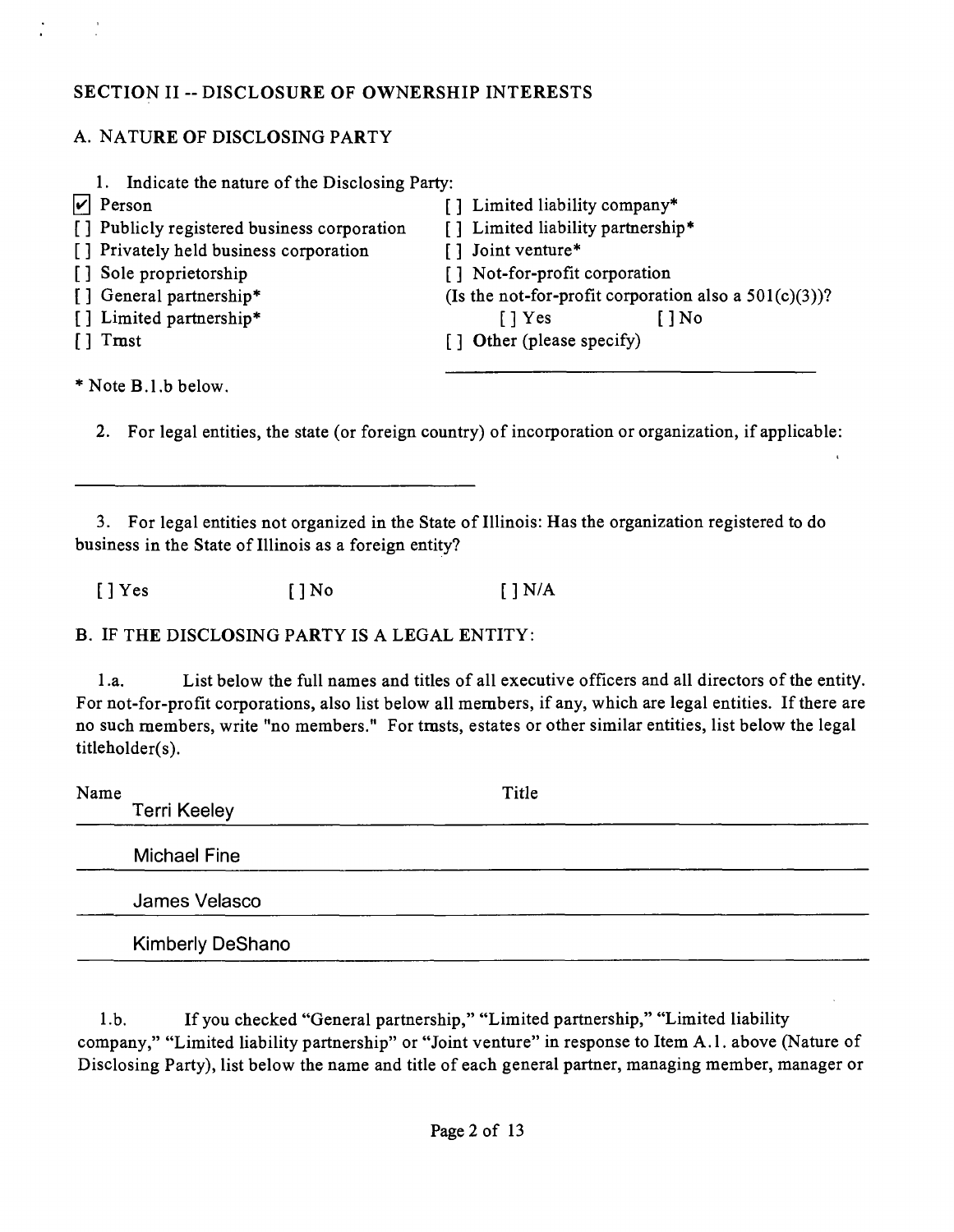## SECTION II -- DISCLOSURE OF OWNERSHIP INTERESTS

### A. NATURE OF DISCLOSING PARTY

1. Indicate the nature of the Disclosing Party:

[x] Person
[ ] Publicly registered business corporation
[ ] Privately held business corporation
[ ] Sole proprietorship
[ ] General partnership*
[ ] Limited partnership*
[ ] Trust
[ ] Limited liability company*
[ ] Limited liability partnership*
[ ] Joint venture*
[ ] Not-for-profit corporation
(Is the not-for-profit corporation also a 501(c)(3))?
[ ] Yes [ ] No
[ ] Other (please specify)

\_\_\_\_\_\_\_\_\_\_\_\_\_\_\_\_\_\_\_\_\_\_\_\_\_\_\_\_\_\_

* Note B.1.b below.

2. For legal entities, the state (or foreign country) of incorporation or organization, if applicable:

\_\_\_\_\_\_\_\_\_\_\_\_\_\_\_\_\_\_\_\_\_\_\_\_\_\_\_\_\_\_

3. For legal entities not organized in the State of Illinois: Has the organization registered to do business in the State of Illinois as a foreign entity?

[ ] Yes [ ] No [ ] N/A

### B. IF THE DISCLOSING PARTY IS A LEGAL ENTITY:

1.a. List below the full names and titles of all executive officers and all directors of the entity. For not-for-profit corporations, also list below all members, if any, which are legal entities. If there are no such members, write "no members." For trusts, estates or other similar entities, list below the legal titleholder(s).

| Name | Title |
|---|---|
| Terri Keeley | |
| Michael Fine | |
| James Velasco | |
| Kimberly DeShano | |

1.b. If you checked "General partnership," "Limited partnership," "Limited liability company," "Limited liability partnership" or "Joint venture" in response to Item A.1. above (Nature of Disclosing Party), list below the name and title of each general partner, managing member, manager or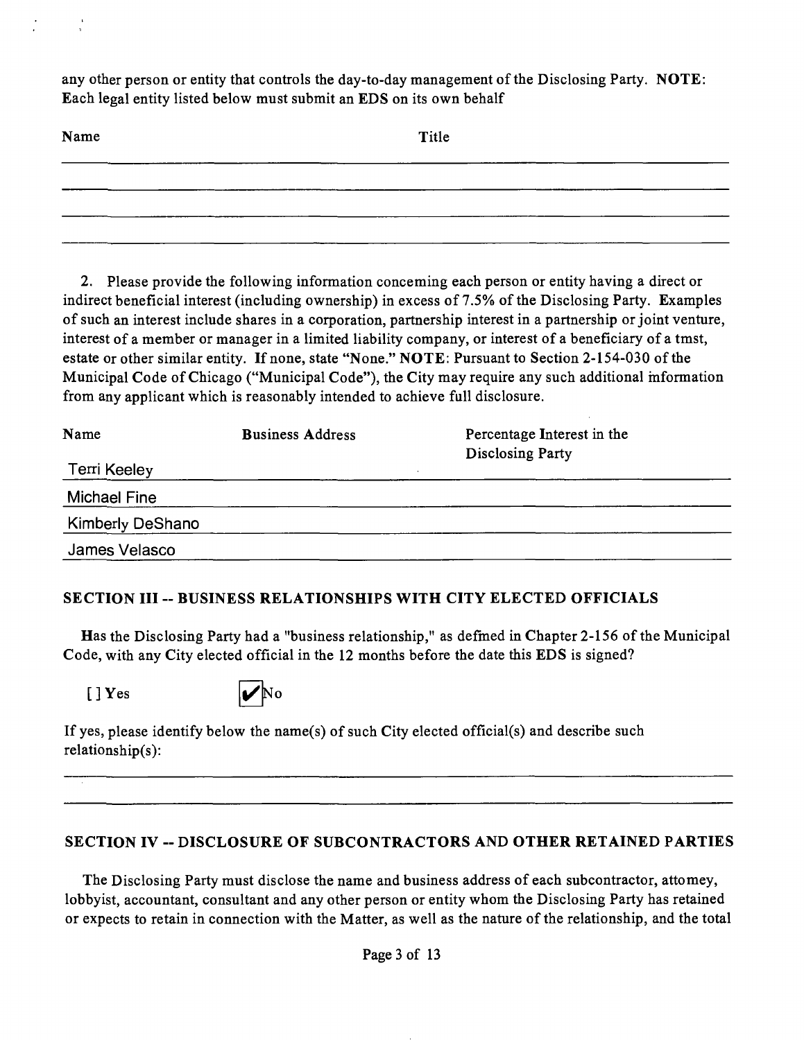any other person or entity that controls the day-to-day management of the Disclosing Party. **NOTE**: Each legal entity listed below must submit an EDS on its own behalf

| Name | Title |
|---|---|
| | |
| | |
| | |

2. Please provide the following information conceming each person or entity having a direct or indirect beneficial interest (including ownership) in excess of 7.5% of the Disclosing Party. Examples of such an interest include shares in a corporation, partnership interest in a partnership or joint venture, interest of a member or manager in a limited liability company, or interest of a beneficiary of a tmst, estate or other similar entity. If none, state "None." **NOTE**: Pursuant to Section 2-154-030 of the Municipal Code of Chicago ("Municipal Code"), the City may require any such additional information from any applicant which is reasonably intended to achieve full disclosure.

| Name | Business Address | Percentage Interest in the Disclosing Party |
|---|---|---|
| Terri Keeley | | |
| Michael Fine | | |
| Kimberly DeShano | | |
| James Velasco | | |

## SECTION III -- BUSINESS RELATIONSHIPS WITH CITY ELECTED OFFICIALS

Has the Disclosing Party had a "business relationship," as defmed in Chapter 2-156 of the Municipal Code, with any City elected official in the 12 months before the date this EDS is signed?

[ ] Yes [✔] No

If yes, please identify below the name(s) of such City elected official(s) and describe such relationship(s):

## SECTION IV -- DISCLOSURE OF SUBCONTRACTORS AND OTHER RETAINED PARTIES

The Disclosing Party must disclose the name and business address of each subcontractor, attomey, lobbyist, accountant, consultant and any other person or entity whom the Disclosing Party has retained or expects to retain in connection with the Matter, as well as the nature of the relationship, and the total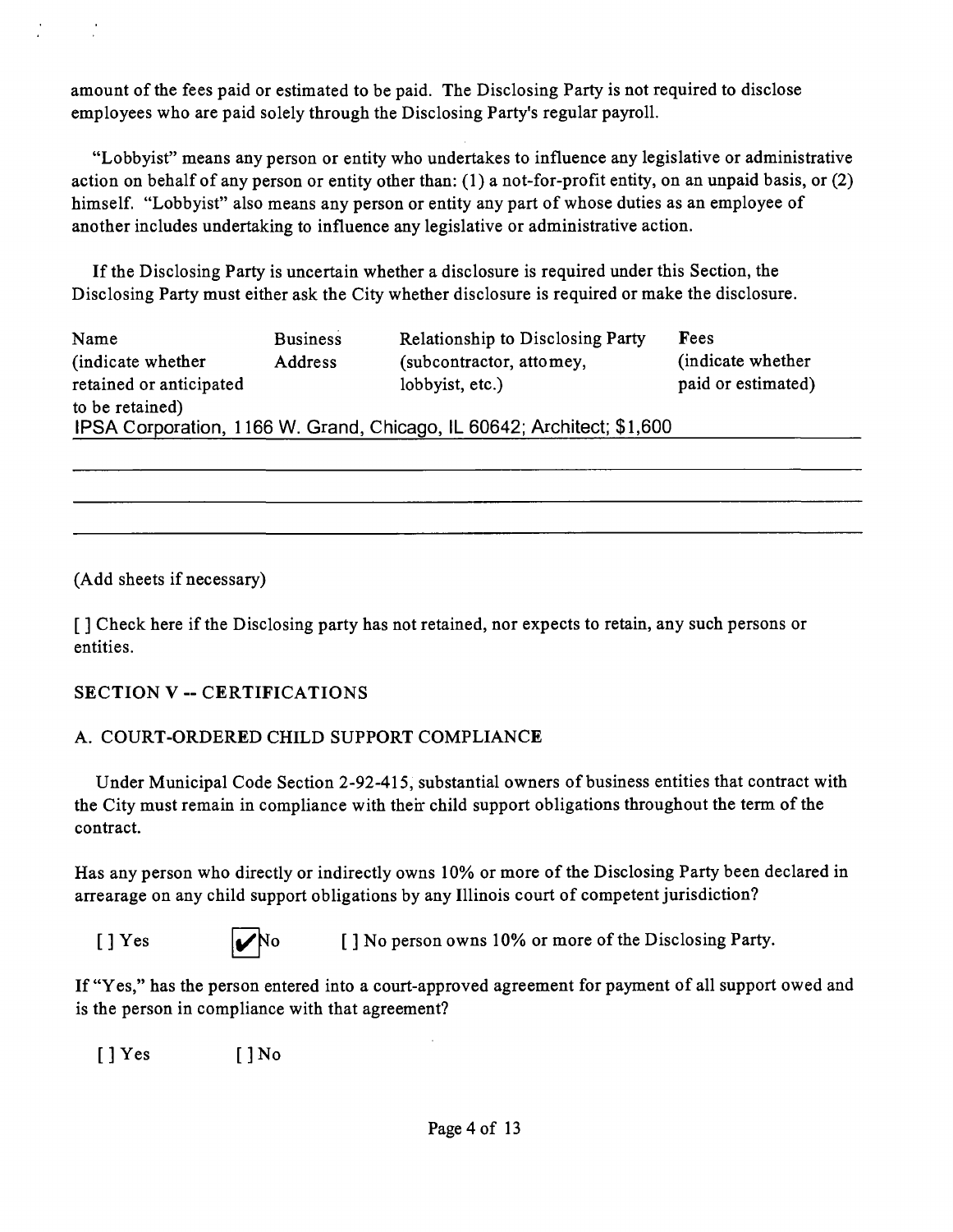amount of the fees paid or estimated to be paid. The Disclosing Party is not required to disclose employees who are paid solely through the Disclosing Party's regular payroll.

"Lobbyist" means any person or entity who undertakes to influence any legislative or administrative action on behalf of any person or entity other than: (1) a not-for-profit entity, on an unpaid basis, or (2) himself. "Lobbyist" also means any person or entity any part of whose duties as an employee of another includes undertaking to influence any legislative or administrative action.

If the Disclosing Party is uncertain whether a disclosure is required under this Section, the Disclosing Party must either ask the City whether disclosure is required or make the disclosure.

| Name (indicate whether retained or anticipated to be retained) | Business Address | Relationship to Disclosing Party (subcontractor, attomey, lobbyist, etc.) | Fees (indicate whether paid or estimated) |
|---|---|---|---|
| IPSA Corporation | 1166 W. Grand, Chicago, IL 60642 | Architect | $1,600 |

(Add sheets if necessary)

[ ] Check here if the Disclosing party has not retained, nor expects to retain, any such persons or entities.

## SECTION V -- CERTIFICATIONS

### A. COURT-ORDERED CHILD SUPPORT COMPLIANCE

Under Municipal Code Section 2-92-415, substantial owners of business entities that contract with the City must remain in compliance with their child support obligations throughout the term of the contract.

Has any person who directly or indirectly owns 10% or more of the Disclosing Party been declared in arrearage on any child support obligations by any Illinois court of competent jurisdiction?

[ ] Yes [✔] No [ ] No person owns 10% or more of the Disclosing Party.

If "Yes," has the person entered into a court-approved agreement for payment of all support owed and is the person in compliance with that agreement?

[ ] Yes [ ] No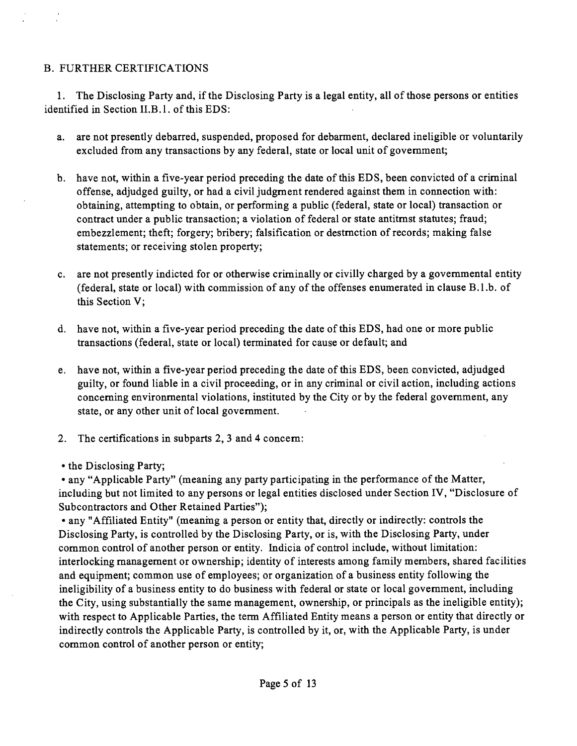## B. FURTHER CERTIFICATIONS

1. The Disclosing Party and, if the Disclosing Party is a legal entity, all of those persons or entities identified in Section II.B.1. of this EDS:

   a. are not presently debarred, suspended, proposed for debarment, declared ineligible or voluntarily excluded from any transactions by any federal, state or local unit of government;

   b. have not, within a five-year period preceding the date of this EDS, been convicted of a criminal offense, adjudged guilty, or had a civil judgment rendered against them in connection with: obtaining, attempting to obtain, or performing a public (federal, state or local) transaction or contract under a public transaction; a violation of federal or state antitmst statutes; fraud; embezzlement; theft; forgery; bribery; falsification or destmction of records; making false statements; or receiving stolen property;

   c. are not presently indicted for or otherwise criminally or civilly charged by a governmental entity (federal, state or local) with commission of any of the offenses enumerated in clause B.1.b. of this Section V;

   d. have not, within a five-year period preceding the date of this EDS, had one or more public transactions (federal, state or local) terminated for cause or default; and

   e. have not, within a five-year period preceding the date of this EDS, been convicted, adjudged guilty, or found liable in a civil proceeding, or in any criminal or civil action, including actions conceming environmental violations, instituted by the City or by the federal government, any state, or any other unit of local government.

2. The certifications in subparts 2, 3 and 4 concem:

- the Disclosing Party;
- any "Applicable Party" (meaning any party participating in the performance of the Matter, including but not limited to any persons or legal entities disclosed under Section IV, "Disclosure of Subcontractors and Other Retained Parties");
- any "Affiliated Entity" (meaning a person or entity that, directly or indirectly: controls the Disclosing Party, is controlled by the Disclosing Party, or is, with the Disclosing Party, under common control of another person or entity. Indicia of control include, without limitation: interlocking management or ownership; identity of interests among family members, shared facilities and equipment; common use of employees; or organization of a business entity following the ineligibility of a business entity to do business with federal or state or local government, including the City, using substantially the same management, ownership, or principals as the ineligible entity); with respect to Applicable Parties, the term Affiliated Entity means a person or entity that directly or indirectly controls the Applicable Party, is controlled by it, or, with the Applicable Party, is under common control of another person or entity;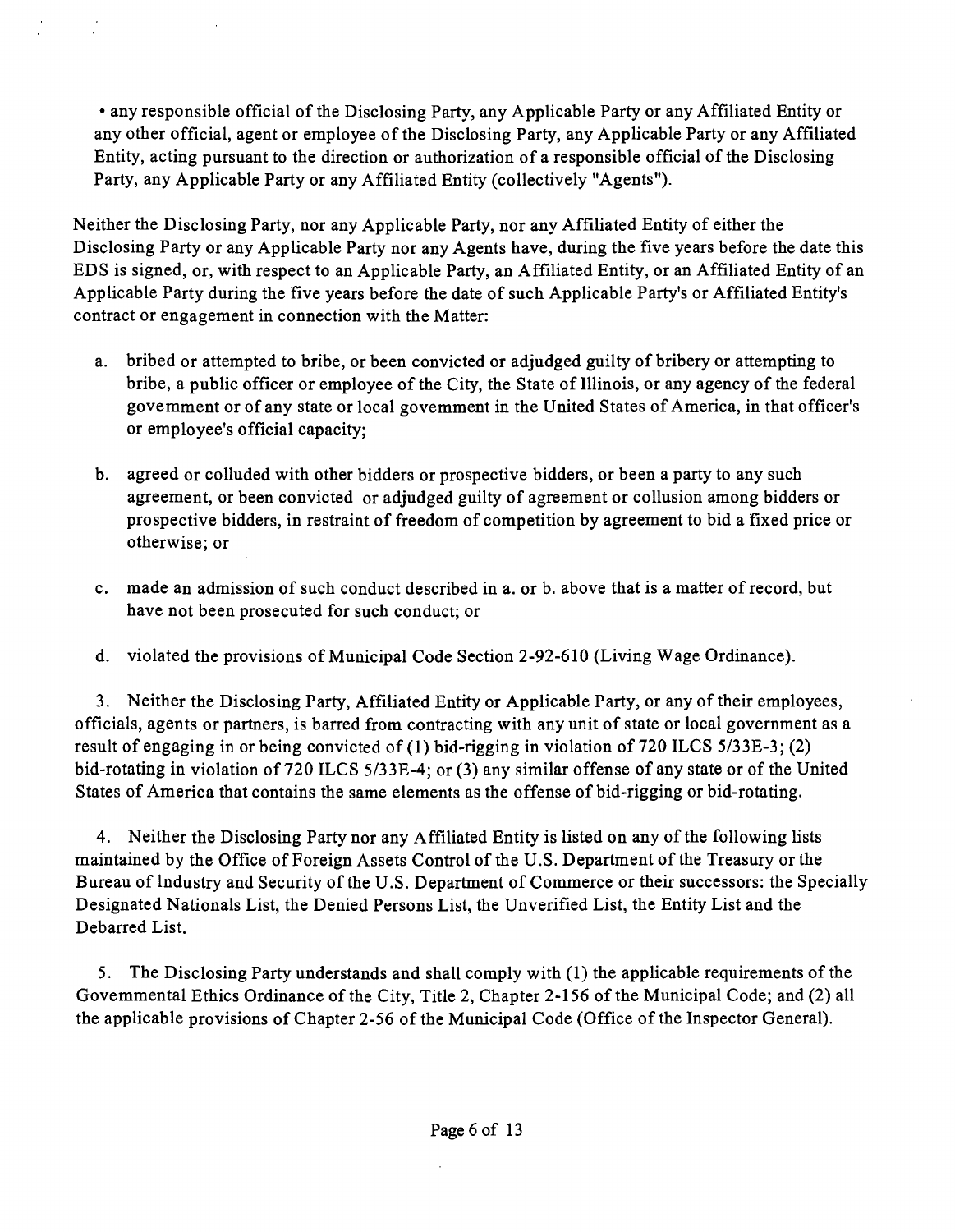• any responsible official of the Disclosing Party, any Applicable Party or any Affiliated Entity or any other official, agent or employee of the Disclosing Party, any Applicable Party or any Affiliated Entity, acting pursuant to the direction or authorization of a responsible official of the Disclosing Party, any Applicable Party or any Affiliated Entity (collectively "Agents").

Neither the Disclosing Party, nor any Applicable Party, nor any Affiliated Entity of either the Disclosing Party or any Applicable Party nor any Agents have, during the five years before the date this EDS is signed, or, with respect to an Applicable Party, an Affiliated Entity, or an Affiliated Entity of an Applicable Party during the five years before the date of such Applicable Party's or Affiliated Entity's contract or engagement in connection with the Matter:

a. bribed or attempted to bribe, or been convicted or adjudged guilty of bribery or attempting to bribe, a public officer or employee of the City, the State of Illinois, or any agency of the federal government or of any state or local government in the United States of America, in that officer's or employee's official capacity;

b. agreed or colluded with other bidders or prospective bidders, or been a party to any such agreement, or been convicted or adjudged guilty of agreement or collusion among bidders or prospective bidders, in restraint of freedom of competition by agreement to bid a fixed price or otherwise; or

c. made an admission of such conduct described in a. or b. above that is a matter of record, but have not been prosecuted for such conduct; or

d. violated the provisions of Municipal Code Section 2-92-610 (Living Wage Ordinance).

3. Neither the Disclosing Party, Affiliated Entity or Applicable Party, or any of their employees, officials, agents or partners, is barred from contracting with any unit of state or local government as a result of engaging in or being convicted of (1) bid-rigging in violation of 720 ILCS 5/33E-3; (2) bid-rotating in violation of 720 ILCS 5/33E-4; or (3) any similar offense of any state or of the United States of America that contains the same elements as the offense of bid-rigging or bid-rotating.

4. Neither the Disclosing Party nor any Affiliated Entity is listed on any of the following lists maintained by the Office of Foreign Assets Control of the U.S. Department of the Treasury or the Bureau of Industry and Security of the U.S. Department of Commerce or their successors: the Specially Designated Nationals List, the Denied Persons List, the Unverified List, the Entity List and the Debarred List.

5. The Disclosing Party understands and shall comply with (1) the applicable requirements of the Governmental Ethics Ordinance of the City, Title 2, Chapter 2-156 of the Municipal Code; and (2) all the applicable provisions of Chapter 2-56 of the Municipal Code (Office of the Inspector General).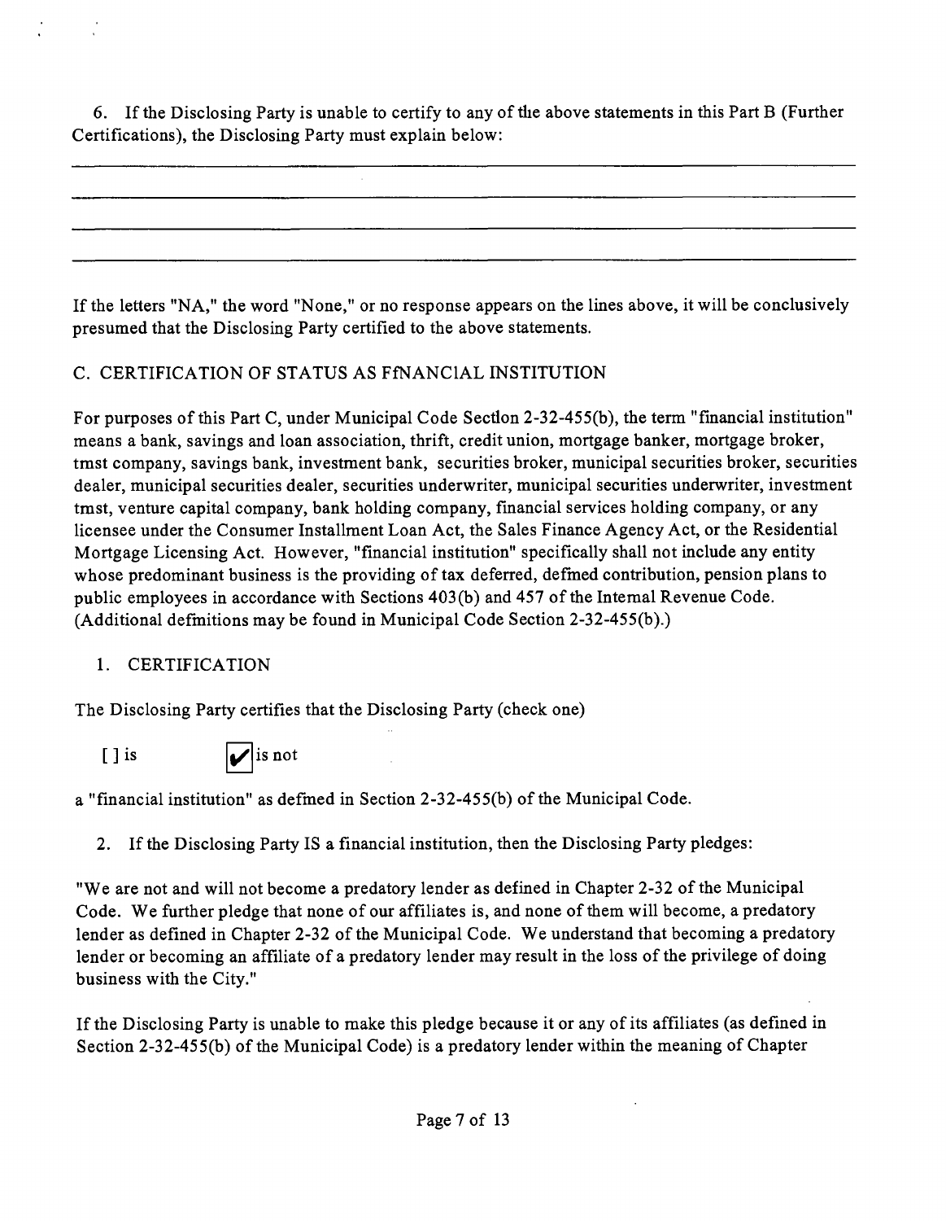6. If the Disclosing Party is unable to certify to any of the above statements in this Part B (Further Certifications), the Disclosing Party must explain below:

If the letters "NA," the word "None," or no response appears on the lines above, it will be conclusively presumed that the Disclosing Party certified to the above statements.

C. CERTIFICATION OF STATUS AS FfNANCIAL INSTITUTION

For purposes of this Part C, under Municipal Code Sectlon 2-32-455(b), the term "financial institution" means a bank, savings and loan association, thrift, credit union, mortgage banker, mortgage broker, tmst company, savings bank, investment bank, securities broker, municipal securities broker, securities dealer, municipal securities dealer, securities underwriter, municipal securities underwriter, investment tmst, venture capital company, bank holding company, financial services holding company, or any licensee under the Consumer Installment Loan Act, the Sales Finance Agency Act, or the Residential Mortgage Licensing Act. However, "financial institution" specifically shall not include any entity whose predominant business is the providing of tax deferred, defmed contribution, pension plans to public employees in accordance with Sections 403(b) and 457 of the Intemal Revenue Code. (Additional defmitions may be found in Municipal Code Section 2-32-455(b).)

1. CERTIFICATION

The Disclosing Party certifies that the Disclosing Party (check one)

[ ] is [✔] is not

a "financial institution" as defmed in Section 2-32-455(b) of the Municipal Code.

2. If the Disclosing Party IS a financial institution, then the Disclosing Party pledges:

"We are not and will not become a predatory lender as defined in Chapter 2-32 of the Municipal Code. We further pledge that none of our affiliates is, and none of them will become, a predatory lender as defined in Chapter 2-32 of the Municipal Code. We understand that becoming a predatory lender or becoming an affiliate of a predatory lender may result in the loss of the privilege of doing business with the City."

If the Disclosing Party is unable to make this pledge because it or any of its affiliates (as defined in Section 2-32-455(b) of the Municipal Code) is a predatory lender within the meaning of Chapter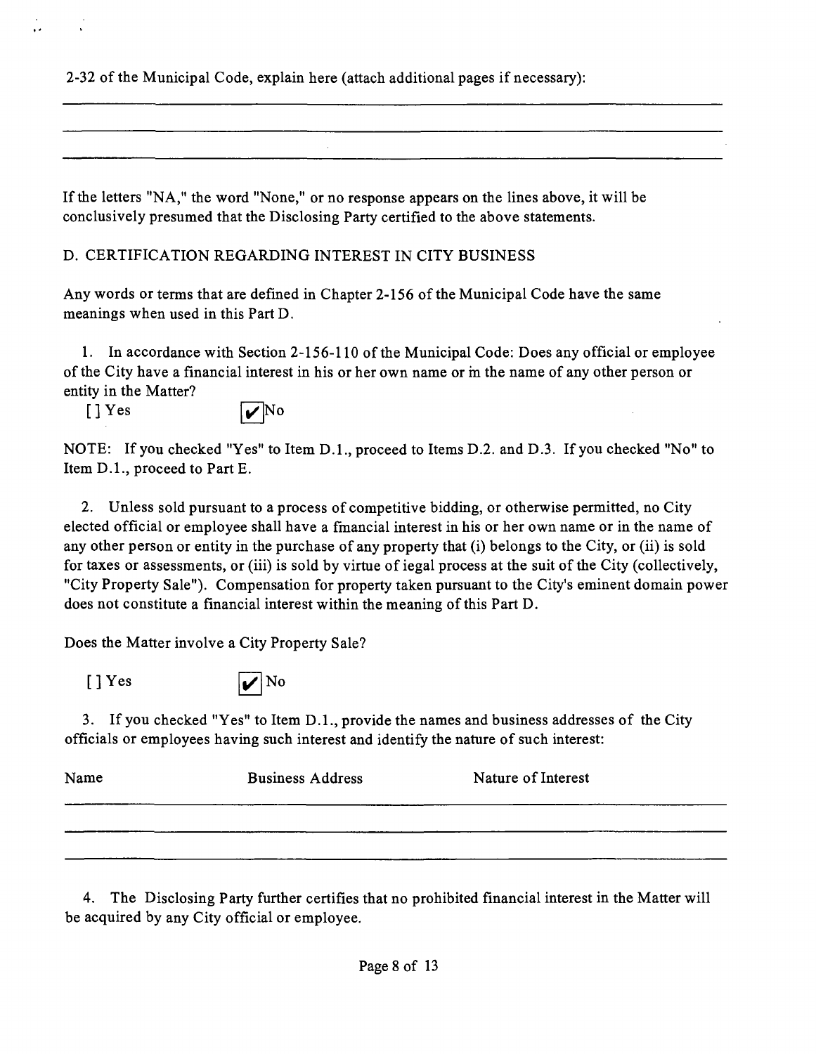2-32 of the Municipal Code, explain here (attach additional pages if necessary):

If the letters "NA," the word "None," or no response appears on the lines above, it will be conclusively presumed that the Disclosing Party certified to the above statements.

D. CERTIFICATION REGARDING INTEREST IN CITY BUSINESS

Any words or terms that are defined in Chapter 2-156 of the Municipal Code have the same meanings when used in this Part D.

1. In accordance with Section 2-156-110 of the Municipal Code: Does any official or employee of the City have a financial interest in his or her own name or in the name of any other person or entity in the Matter?

[ ] Yes [✔] No

NOTE: If you checked "Yes" to Item D.1., proceed to Items D.2. and D.3. If you checked "No" to Item D.1., proceed to Part E.

2. Unless sold pursuant to a process of competitive bidding, or otherwise permitted, no City elected official or employee shall have a financial interest in his or her own name or in the name of any other person or entity in the purchase of any property that (i) belongs to the City, or (ii) is sold for taxes or assessments, or (iii) is sold by virtue of iegal process at the suit of the City (collectively, "City Property Sale"). Compensation for property taken pursuant to the City's eminent domain power does not constitute a financial interest within the meaning of this Part D.

Does the Matter involve a City Property Sale?

[ ] Yes [✔] No

3. If you checked "Yes" to Item D.1., provide the names and business addresses of the City officials or employees having such interest and identify the nature of such interest:

| Name | Business Address | Nature of Interest |
|---|---|---|
| | | |

4. The Disclosing Party further certifies that no prohibited financial interest in the Matter will be acquired by any City official or employee.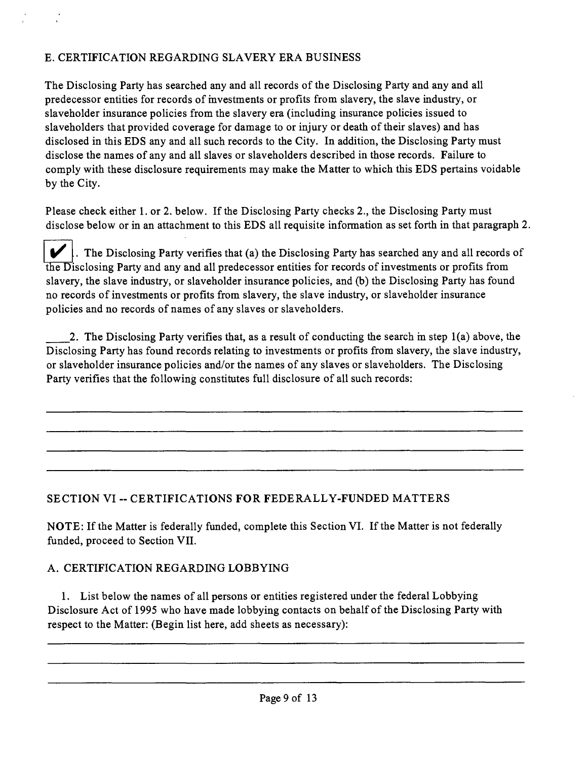## E. CERTIFICATION REGARDING SLAVERY ERA BUSINESS

The Disclosing Party has searched any and all records of the Disclosing Party and any and all predecessor entities for records of investments or profits from slavery, the slave industry, or slaveholder insurance policies from the slavery era (including insurance policies issued to slaveholders that provided coverage for damage to or injury or death of their slaves) and has disclosed in this EDS any and all such records to the City. In addition, the Disclosing Party must disclose the names of any and all slaves or slaveholders described in those records. Failure to comply with these disclosure requirements may make the Matter to which this EDS pertains voidable by the City.

Please check either 1. or 2. below. If the Disclosing Party checks 2., the Disclosing Party must disclose below or in an attachment to this EDS all requisite information as set forth in that paragraph 2.

☑ 1. The Disclosing Party verifies that (a) the Disclosing Party has searched any and all records of the Disclosing Party and any and all predecessor entities for records of investments or profits from slavery, the slave industry, or slaveholder insurance policies, and (b) the Disclosing Party has found no records of investments or profits from slavery, the slave industry, or slaveholder insurance policies and no records of names of any slaves or slaveholders.

____2. The Disclosing Party verifies that, as a result of conducting the search in step 1(a) above, the Disclosing Party has found records relating to investments or profits from slavery, the slave industry, or slaveholder insurance policies and/or the names of any slaves or slaveholders. The Disclosing Party verifies that the following constitutes full disclosure of all such records:

______________________________________________________________________________

______________________________________________________________________________

______________________________________________________________________________

______________________________________________________________________________

## SECTION VI -- CERTIFICATIONS FOR FEDERALLY-FUNDED MATTERS

**NOTE:** If the Matter is federally funded, complete this Section VI. If the Matter is not federally funded, proceed to Section VII.

### A. CERTIFICATION REGARDING LOBBYING

1. List below the names of all persons or entities registered under the federal Lobbying Disclosure Act of 1995 who have made lobbying contacts on behalf of the Disclosing Party with respect to the Matter: (Begin list here, add sheets as necessary):

______________________________________________________________________________

______________________________________________________________________________

______________________________________________________________________________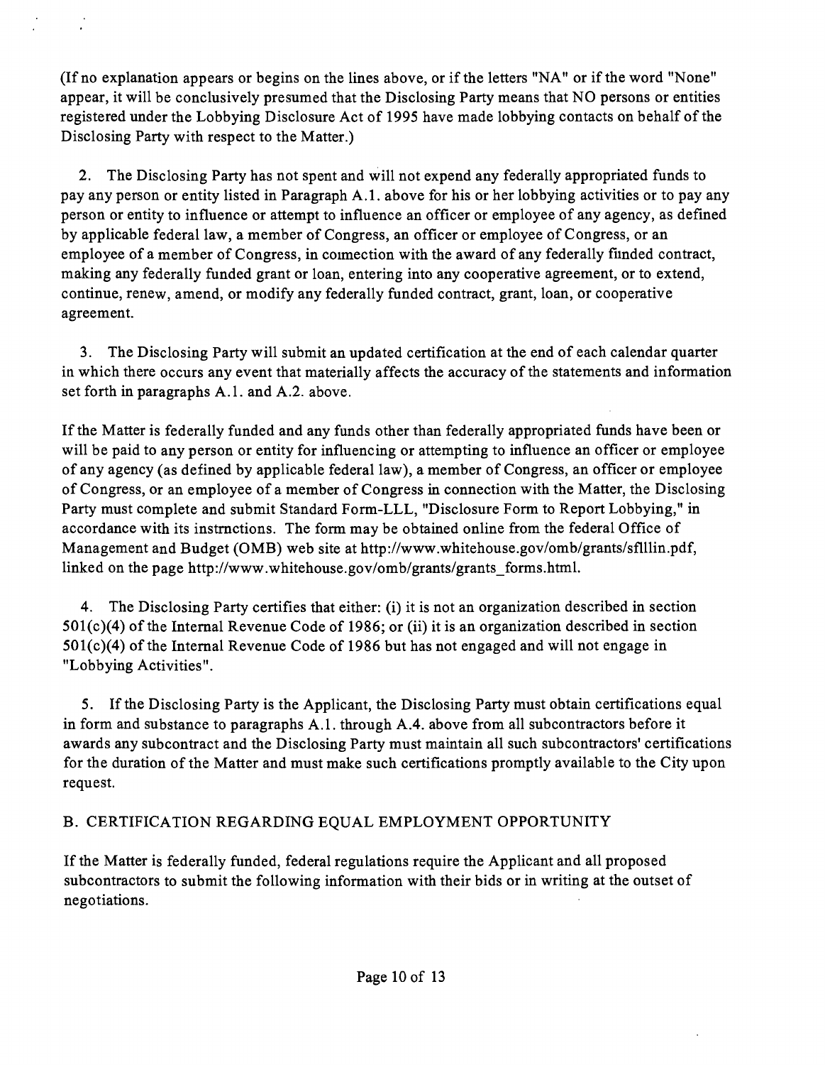(If no explanation appears or begins on the lines above, or if the letters "NA" or if the word "None" appear, it will be conclusively presumed that the Disclosing Party means that NO persons or entities registered under the Lobbying Disclosure Act of 1995 have made lobbying contacts on behalf of the Disclosing Party with respect to the Matter.)

2. The Disclosing Party has not spent and will not expend any federally appropriated funds to pay any person or entity listed in Paragraph A.1. above for his or her lobbying activities or to pay any person or entity to influence or attempt to influence an officer or employee of any agency, as defined by applicable federal law, a member of Congress, an officer or employee of Congress, or an employee of a member of Congress, in connection with the award of any federally funded contract, making any federally funded grant or loan, entering into any cooperative agreement, or to extend, continue, renew, amend, or modify any federally funded contract, grant, loan, or cooperative agreement.

3. The Disclosing Party will submit an updated certification at the end of each calendar quarter in which there occurs any event that materially affects the accuracy of the statements and information set forth in paragraphs A.1. and A.2. above.

If the Matter is federally funded and any funds other than federally appropriated funds have been or will be paid to any person or entity for influencing or attempting to influence an officer or employee of any agency (as defined by applicable federal law), a member of Congress, an officer or employee of Congress, or an employee of a member of Congress in connection with the Matter, the Disclosing Party must complete and submit Standard Form-LLL, "Disclosure Form to Report Lobbying," in accordance with its instructions. The form may be obtained online from the federal Office of Management and Budget (OMB) web site at http://www.whitehouse.gov/omb/grants/sflllin.pdf, linked on the page http://www.whitehouse.gov/omb/grants/grants_forms.html.

4. The Disclosing Party certifies that either: (i) it is not an organization described in section 501(c)(4) of the Internal Revenue Code of 1986; or (ii) it is an organization described in section 501(c)(4) of the Internal Revenue Code of 1986 but has not engaged and will not engage in "Lobbying Activities".

5. If the Disclosing Party is the Applicant, the Disclosing Party must obtain certifications equal in form and substance to paragraphs A.1. through A.4. above from all subcontractors before it awards any subcontract and the Disclosing Party must maintain all such subcontractors' certifications for the duration of the Matter and must make such certifications promptly available to the City upon request.

## B. CERTIFICATION REGARDING EQUAL EMPLOYMENT OPPORTUNITY

If the Matter is federally funded, federal regulations require the Applicant and all proposed subcontractors to submit the following information with their bids or in writing at the outset of negotiations.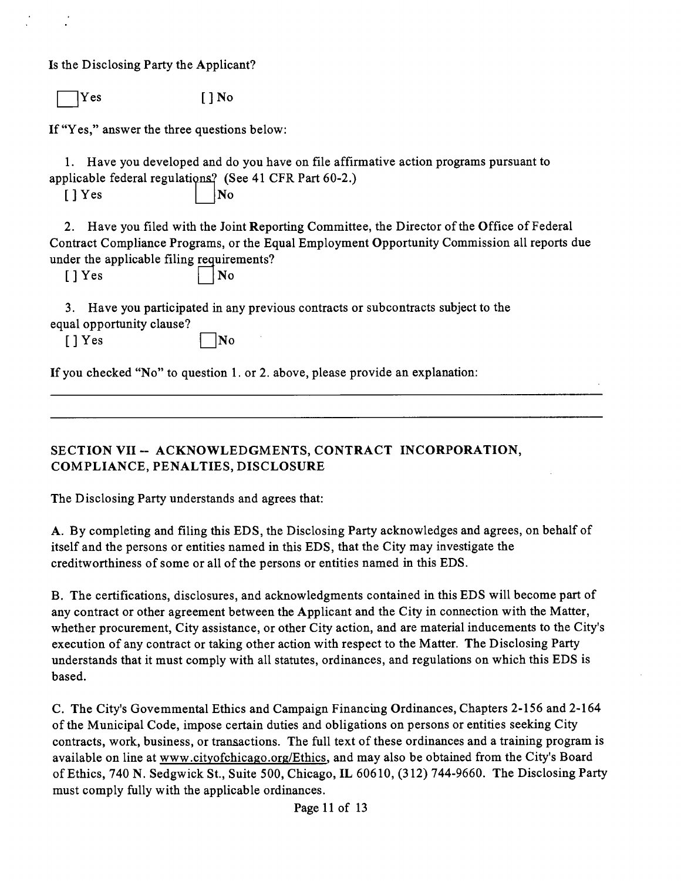Is the Disclosing Party the Applicant?

[ ] Yes [ ] No

If "Yes," answer the three questions below:

1. Have you developed and do you have on file affirmative action programs pursuant to applicable federal regulations? (See 41 CFR Part 60-2.)

[ ] Yes [ ] No

2. Have you filed with the Joint Reporting Committee, the Director of the Office of Federal Contract Compliance Programs, or the Equal Employment Opportunity Commission all reports due under the applicable filing requirements?

[ ] Yes [ ] No

3. Have you participated in any previous contracts or subcontracts subject to the equal opportunity clause?

[ ] Yes [ ] No

If you checked "No" to question 1. or 2. above, please provide an explanation:

______________________________________________________________________________

______________________________________________________________________________

## SECTION VII -- ACKNOWLEDGMENTS, CONTRACT INCORPORATION, COMPLIANCE, PENALTIES, DISCLOSURE

The Disclosing Party understands and agrees that:

A. By completing and filing this EDS, the Disclosing Party acknowledges and agrees, on behalf of itself and the persons or entities named in this EDS, that the City may investigate the creditworthiness of some or all of the persons or entities named in this EDS.

B. The certifications, disclosures, and acknowledgments contained in this EDS will become part of any contract or other agreement between the Applicant and the City in connection with the Matter, whether procurement, City assistance, or other City action, and are material inducements to the City's execution of any contract or taking other action with respect to the Matter. The Disclosing Party understands that it must comply with all statutes, ordinances, and regulations on which this EDS is based.

C. The City's Govemmental Ethics and Campaign Financing Ordinances, Chapters 2-156 and 2-164 of the Municipal Code, impose certain duties and obligations on persons or entities seeking City contracts, work, business, or transactions. The full text of these ordinances and a training program is available on line at www.cityofchicago.org/Ethics, and may also be obtained from the City's Board of Ethics, 740 N. Sedgwick St., Suite 500, Chicago, IL 60610, (312) 744-9660. The Disclosing Party must comply fully with the applicable ordinances.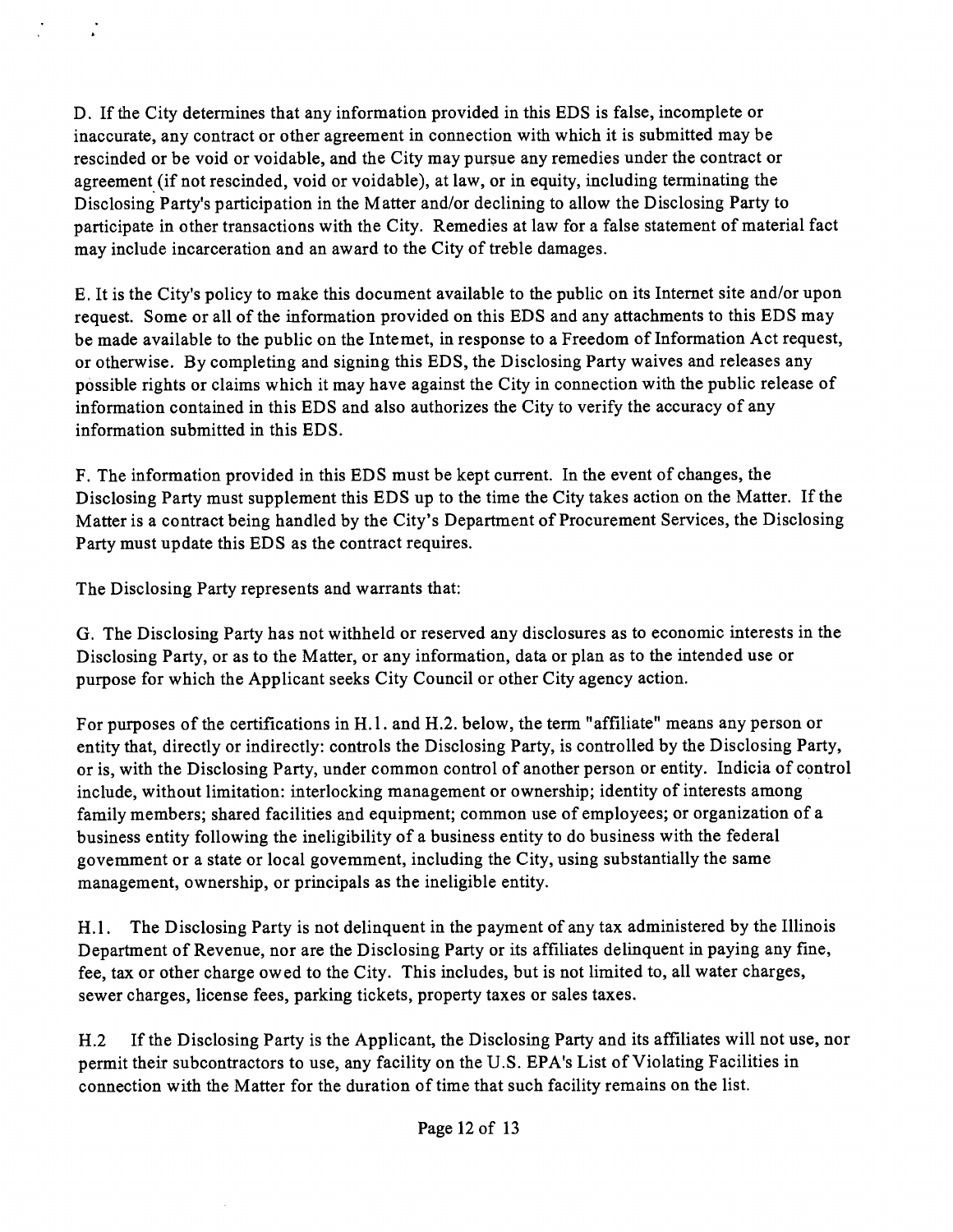D. If the City determines that any information provided in this EDS is false, incomplete or inaccurate, any contract or other agreement in connection with which it is submitted may be rescinded or be void or voidable, and the City may pursue any remedies under the contract or agreement (if not rescinded, void or voidable), at law, or in equity, including terminating the Disclosing Party's participation in the Matter and/or declining to allow the Disclosing Party to participate in other transactions with the City. Remedies at law for a false statement of material fact may include incarceration and an award to the City of treble damages.

E. It is the City's policy to make this document available to the public on its Internet site and/or upon request. Some or all of the information provided on this EDS and any attachments to this EDS may be made available to the public on the Internet, in response to a Freedom of Information Act request, or otherwise. By completing and signing this EDS, the Disclosing Party waives and releases any possible rights or claims which it may have against the City in connection with the public release of information contained in this EDS and also authorizes the City to verify the accuracy of any information submitted in this EDS.

F. The information provided in this EDS must be kept current. In the event of changes, the Disclosing Party must supplement this EDS up to the time the City takes action on the Matter. If the Matter is a contract being handled by the City's Department of Procurement Services, the Disclosing Party must update this EDS as the contract requires.

The Disclosing Party represents and warrants that:

G. The Disclosing Party has not withheld or reserved any disclosures as to economic interests in the Disclosing Party, or as to the Matter, or any information, data or plan as to the intended use or purpose for which the Applicant seeks City Council or other City agency action.

For purposes of the certifications in H.1. and H.2. below, the term "affiliate" means any person or entity that, directly or indirectly: controls the Disclosing Party, is controlled by the Disclosing Party, or is, with the Disclosing Party, under common control of another person or entity. Indicia of control include, without limitation: interlocking management or ownership; identity of interests among family members; shared facilities and equipment; common use of employees; or organization of a business entity following the ineligibility of a business entity to do business with the federal government or a state or local government, including the City, using substantially the same management, ownership, or principals as the ineligible entity.

H.1. The Disclosing Party is not delinquent in the payment of any tax administered by the Illinois Department of Revenue, nor are the Disclosing Party or its affiliates delinquent in paying any fine, fee, tax or other charge owed to the City. This includes, but is not limited to, all water charges, sewer charges, license fees, parking tickets, property taxes or sales taxes.

H.2 If the Disclosing Party is the Applicant, the Disclosing Party and its affiliates will not use, nor permit their subcontractors to use, any facility on the U.S. EPA's List of Violating Facilities in connection with the Matter for the duration of time that such facility remains on the list.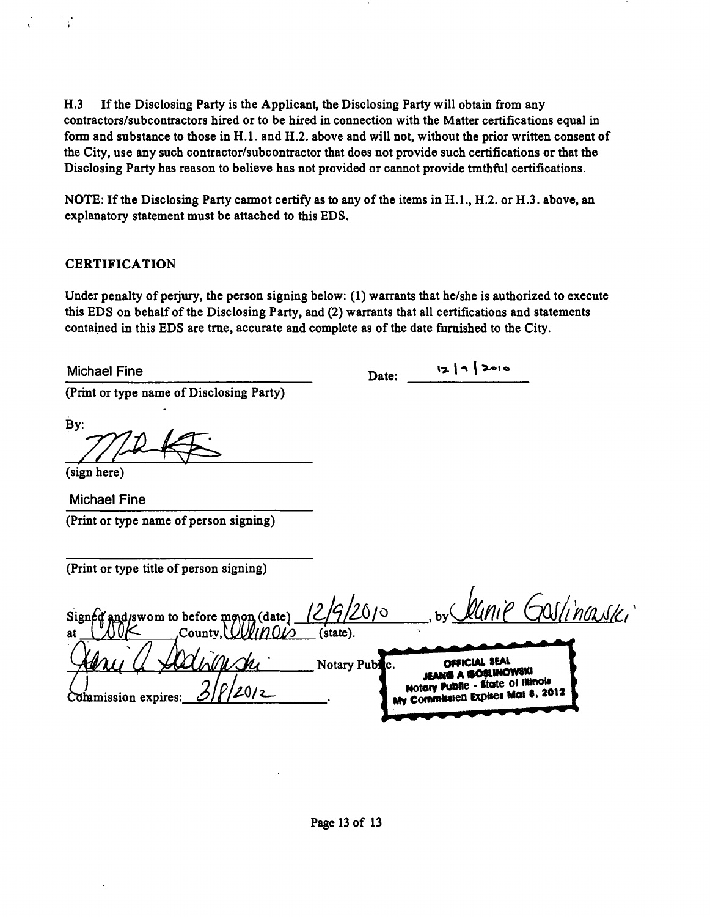H.3 If the Disclosing Party is the Applicant, the Disclosing Party will obtain from any contractors/subcontractors hired or to be hired in connection with the Matter certifications equal in form and substance to those in H.1. and H.2. above and will not, without the prior written consent of the City, use any such contractor/subcontractor that does not provide such certifications or that the Disclosing Party has reason to believe has not provided or cannot provide tmthful certifications.

NOTE: If the Disclosing Party camot certify as to any of the items in H.1., H.2. or H.3. above, an explanatory statement must be attached to this EDS.

## CERTIFICATION

Under penalty of perjury, the person signing below: (1) warrants that he/she is authorized to execute this EDS on behalf of the Disclosing Party, and (2) warrants that all certifications and statements contained in this EDS are trne, accurate and complete as of the date furnished to the City.

Michael Fine
(Print or type name of Disclosing Party)

Date: 12/9/2010

By: [signature]
(sign here)

Michael Fine
(Print or type name of person signing)

(Print or type title of person signing)

Signed and sworn to before me on (date) 12/9/2010, by Jeanie Goslinowski at Cook County, Illinois (state).

[signature] Notary Public.

Commission expires: 3/8/2012.

OFFICIAL SEAL
JEANIE A GOSLINOWSKI
Notary Public - State of Illinois
My Commission Expires Mar 8, 2012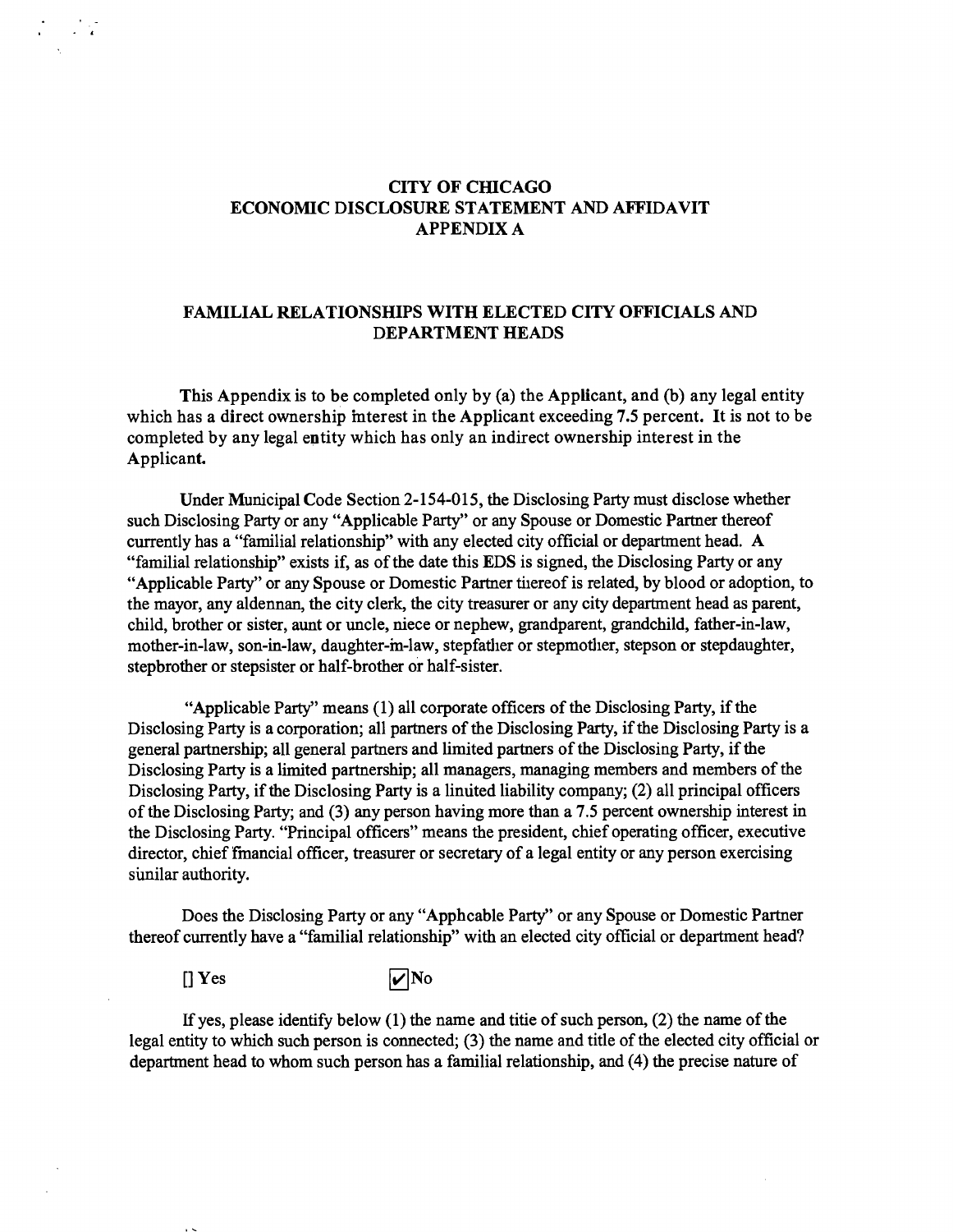# CITY OF CHICAGO
# ECONOMIC DISCLOSURE STATEMENT AND AFFIDAVIT
# APPENDIX A

## FAMILIAL RELATIONSHIPS WITH ELECTED CITY OFFICIALS AND DEPARTMENT HEADS

This Appendix is to be completed only by (a) the Applicant, and (b) any legal entity which has a direct ownership interest in the Applicant exceeding 7.5 percent. It is not to be completed by any legal entity which has only an indirect ownership interest in the Applicant.

Under Municipal Code Section 2-154-015, the Disclosing Party must disclose whether such Disclosing Party or any "Applicable Party" or any Spouse or Domestic Partner thereof currently has a "familial relationship" with any elected city official or department head. A "familial relationship" exists if, as of the date this EDS is signed, the Disclosing Party or any "Applicable Party" or any Spouse or Domestic Partner thereof is related, by blood or adoption, to the mayor, any aldennan, the city clerk, the city treasurer or any city department head as parent, child, brother or sister, aunt or uncle, niece or nephew, grandparent, grandchild, father-in-law, mother-in-law, son-in-law, daughter-in-law, stepfather or stepmother, stepson or stepdaughter, stepbrother or stepsister or half-brother or half-sister.

"Applicable Party" means (1) all corporate officers of the Disclosing Party, if the Disclosing Party is a corporation; all partners of the Disclosing Party, if the Disclosing Party is a general partnership; all general partners and limited partners of the Disclosing Party, if the Disclosing Party is a limited partnership; all managers, managing members and members of the Disclosing Party, if the Disclosing Party is a linuted liability company; (2) all principal officers of the Disclosing Party; and (3) any person having more than a 7.5 percent ownership interest in the Disclosing Party. "Principal officers" means the president, chief operating officer, executive director, chief financial officer, treasurer or secretary of a legal entity or any person exercising sunilar authority.

Does the Disclosing Party or any "Apphcable Party" or any Spouse or Domestic Partner thereof currently have a "familial relationship" with an elected city official or department head?

[] Yes [✓] No

If yes, please identify below (1) the name and titie of such person, (2) the name of the legal entity to which such person is connected; (3) the name and title of the elected city official or department head to whom such person has a familial relationship, and (4) the precise nature of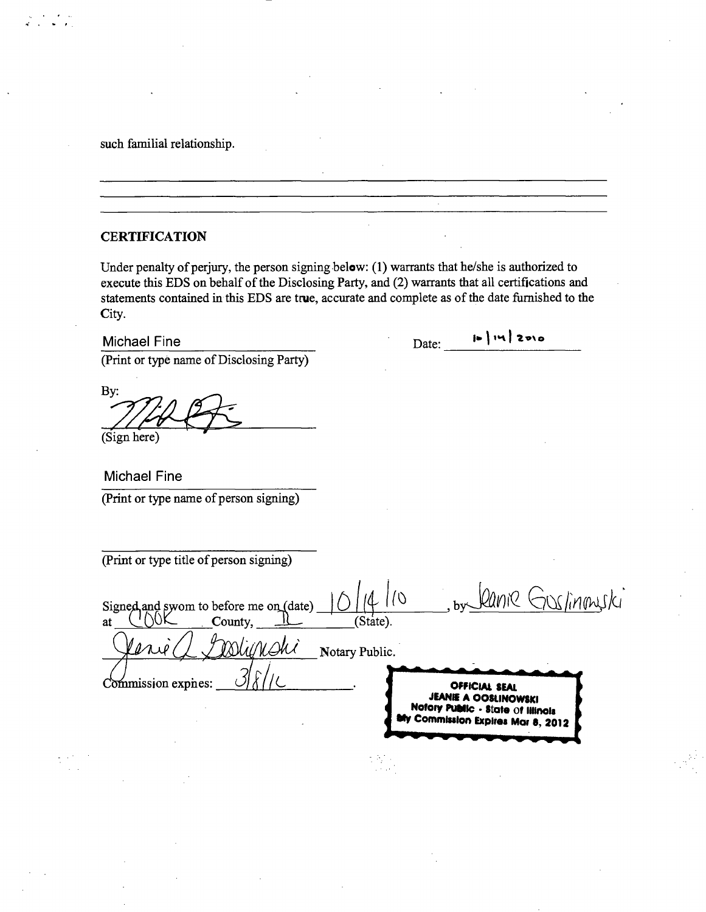such familial relationship.

---

## CERTIFICATION

Under penalty of perjury, the person signing below: (1) warrants that he/she is authorized to execute this EDS on behalf of the Disclosing Party, and (2) warrants that all certifications and statements contained in this EDS are true, accurate and complete as of the date furnished to the City.

Michael Fine
(Print or type name of Disclosing Party)

Date: 10/14/2010

By: [signature]
(Sign here)

Michael Fine
(Print or type name of person signing)

(Print or type title of person signing)

Signed and sworn to before me on (date) 10/14/10, by Jeanie Goslinowski at Cook County, IL (State).

Jeanie A. Goslinowski Notary Public.

Commission expires: 3/8/12.

OFFICIAL SEAL
JEANIE A GOSLINOWSKI
Notary Public - State of Illinois
My Commission Expires Mar 8, 2012